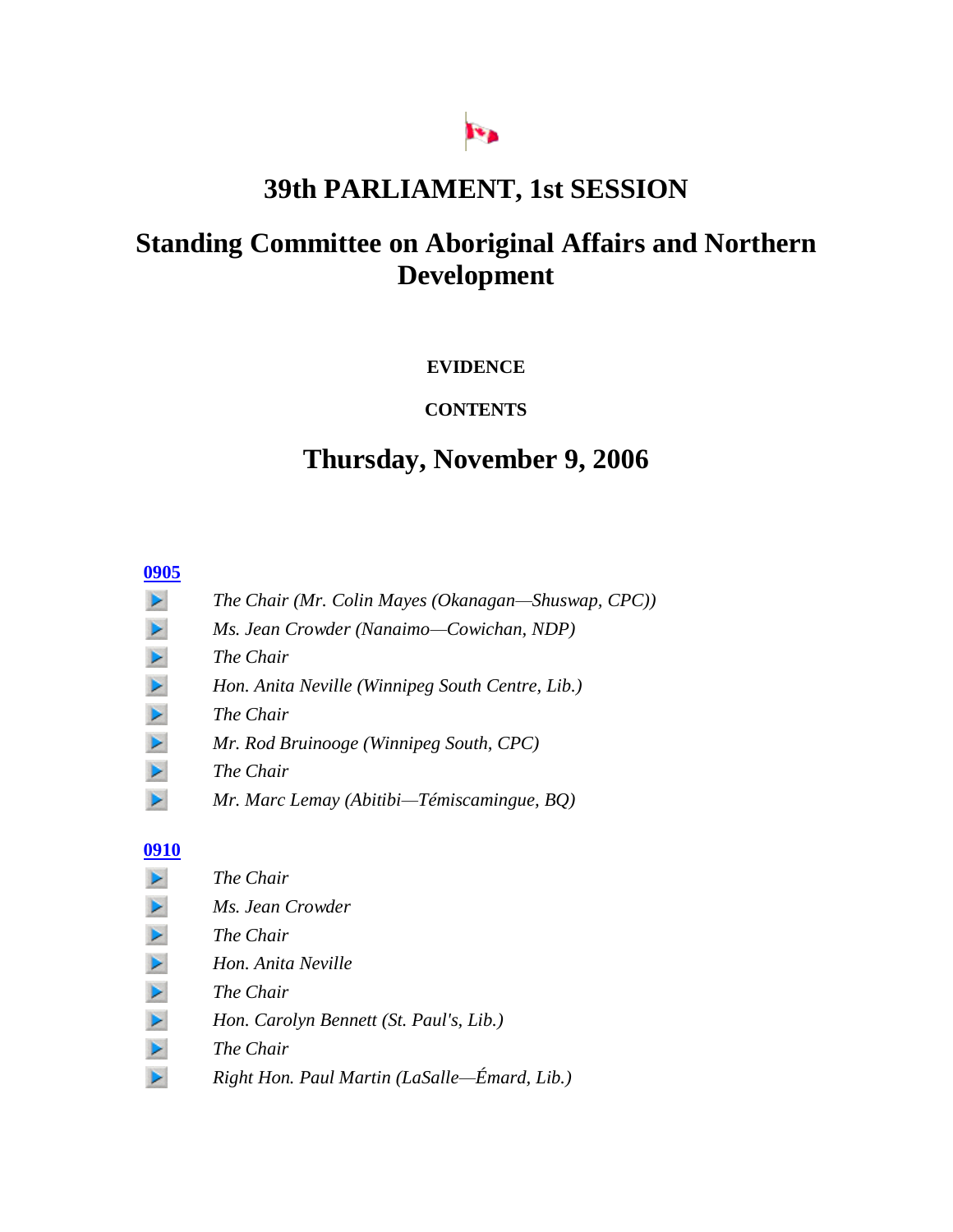# 39th PARLIAMENT, 1st SESSION

# Standing Committee on Aboriginal Affairs and Northern Development

**EVIDENCE**

**CONTENTS**

## Thursday, November 9, 2006

**0905**

- *The Chair (Mr. Colin Mayes (Okanagan—Shuswap, CPC))*
- *Ms. Jean Crowder (Nanaimo—Cowichan, NDP)*
- *The Chair*
- *Hon. Anita Neville (Winnipeg South Centre, Lib.)*
- *The Chair*
- *Mr. Rod Bruinooge (Winnipeg South, CPC)*
- *The Chair*
- *Mr. Marc Lemay (Abitibi—Témiscamingue, BQ)*

**0910**

- *The Chair*
- *Ms. Jean Crowder*
- *The Chair*
- *Hon. Anita Neville*
- *The Chair*
- *Hon. Carolyn Bennett (St. Paul's, Lib.)*
- *The Chair*
- *Right Hon. Paul Martin (LaSalle—Émard, Lib.)*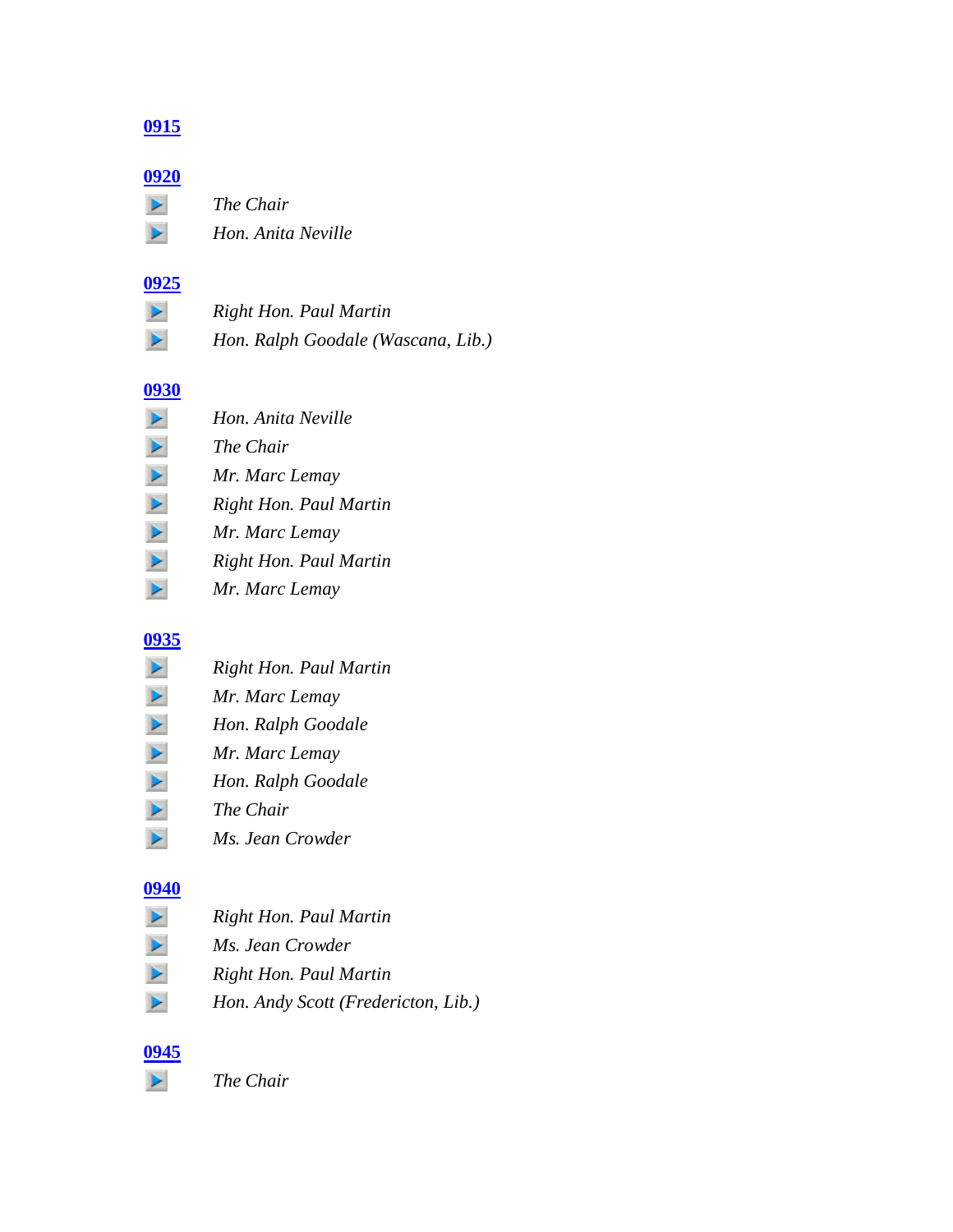**0915**

**0920**

*The Chair*

*Hon. Anita Neville*

**0925**

*Right Hon. Paul Martin*

*Hon. Ralph Goodale (Wascana, Lib.)*

**0930**

*Hon. Anita Neville*

*The Chair*

*Mr. Marc Lemay*

*Right Hon. Paul Martin*

*Mr. Marc Lemay*

*Right Hon. Paul Martin*

*Mr. Marc Lemay*

**0935**

*Right Hon. Paul Martin*

*Mr. Marc Lemay*

*Hon. Ralph Goodale*

*Mr. Marc Lemay*

*Hon. Ralph Goodale*

*The Chair*

*Ms. Jean Crowder*

**0940**

*Right Hon. Paul Martin*

*Ms. Jean Crowder*

*Right Hon. Paul Martin*

*Hon. Andy Scott (Fredericton, Lib.)*

**0945**

*The Chair*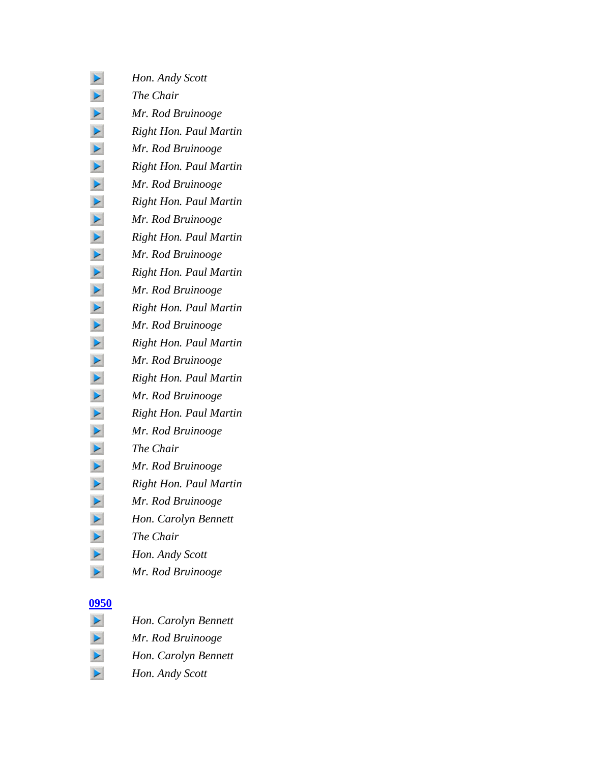*Hon. Andy Scott*

*The Chair*

*Mr. Rod Bruinooge*

*Right Hon. Paul Martin*

*Mr. Rod Bruinooge*

*Right Hon. Paul Martin*

*Mr. Rod Bruinooge*

*Right Hon. Paul Martin*

*Mr. Rod Bruinooge*

*Right Hon. Paul Martin*

*Mr. Rod Bruinooge*

*Right Hon. Paul Martin*

*Mr. Rod Bruinooge*

*Right Hon. Paul Martin*

*Mr. Rod Bruinooge*

*Right Hon. Paul Martin*

*Mr. Rod Bruinooge*

*Right Hon. Paul Martin*

*Mr. Rod Bruinooge*

*Right Hon. Paul Martin*

*Mr. Rod Bruinooge*

*The Chair*

*Mr. Rod Bruinooge*

*Right Hon. Paul Martin*

*Mr. Rod Bruinooge*

*Hon. Carolyn Bennett*

*The Chair*

*Hon. Andy Scott*

*Mr. Rod Bruinooge*

**0950**

*Hon. Carolyn Bennett*

*Mr. Rod Bruinooge*

*Hon. Carolyn Bennett*

*Hon. Andy Scott*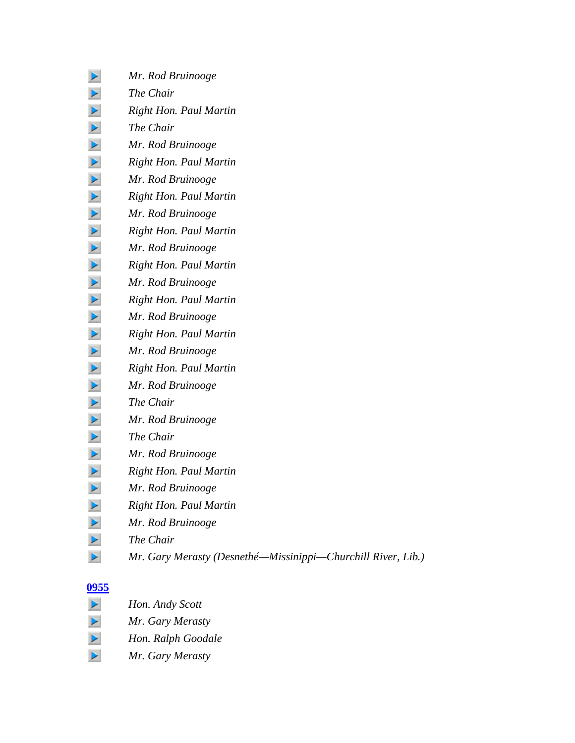*Mr. Rod Bruinooge*

*The Chair*

*Right Hon. Paul Martin*

*The Chair*

*Mr. Rod Bruinooge*

*Right Hon. Paul Martin*

*Mr. Rod Bruinooge*

*Right Hon. Paul Martin*

*Mr. Rod Bruinooge*

*Right Hon. Paul Martin*

*Mr. Rod Bruinooge*

*Right Hon. Paul Martin*

*Mr. Rod Bruinooge*

*Right Hon. Paul Martin*

*Mr. Rod Bruinooge*

*Right Hon. Paul Martin*

*Mr. Rod Bruinooge*

*Right Hon. Paul Martin*

*Mr. Rod Bruinooge*

*The Chair*

*Mr. Rod Bruinooge*

*The Chair*

*Mr. Rod Bruinooge*

*Right Hon. Paul Martin*

*Mr. Rod Bruinooge*

*Right Hon. Paul Martin*

*Mr. Rod Bruinooge*

*The Chair*

*Mr. Gary Merasty (Desnethé—Missinippi—Churchill River, Lib.)*

**0955**

*Hon. Andy Scott*

*Mr. Gary Merasty*

*Hon. Ralph Goodale*

*Mr. Gary Merasty*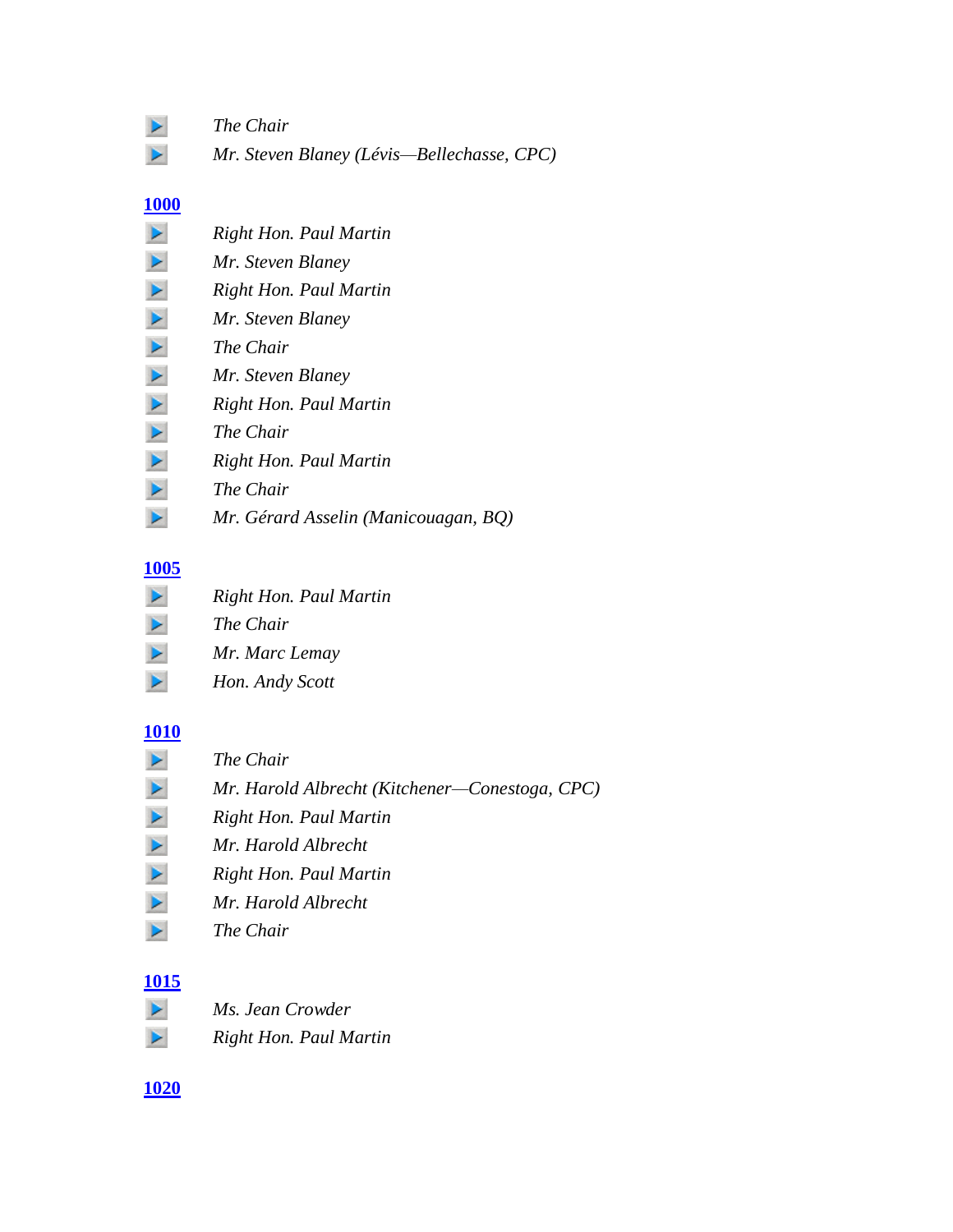*The Chair*

*Mr. Steven Blaney (Lévis—Bellechasse, CPC)*

**1000**

*Right Hon. Paul Martin*

*Mr. Steven Blaney*

*Right Hon. Paul Martin*

*Mr. Steven Blaney*

*The Chair*

*Mr. Steven Blaney*

*Right Hon. Paul Martin*

*The Chair*

*Right Hon. Paul Martin*

*The Chair*

*Mr. Gérard Asselin (Manicouagan, BQ)*

**1005**

*Right Hon. Paul Martin*

*The Chair*

*Mr. Marc Lemay*

*Hon. Andy Scott*

**1010**

*The Chair*

*Mr. Harold Albrecht (Kitchener—Conestoga, CPC)*

*Right Hon. Paul Martin*

*Mr. Harold Albrecht*

*Right Hon. Paul Martin*

*Mr. Harold Albrecht*

*The Chair*

**1015**

*Ms. Jean Crowder*

*Right Hon. Paul Martin*

**1020**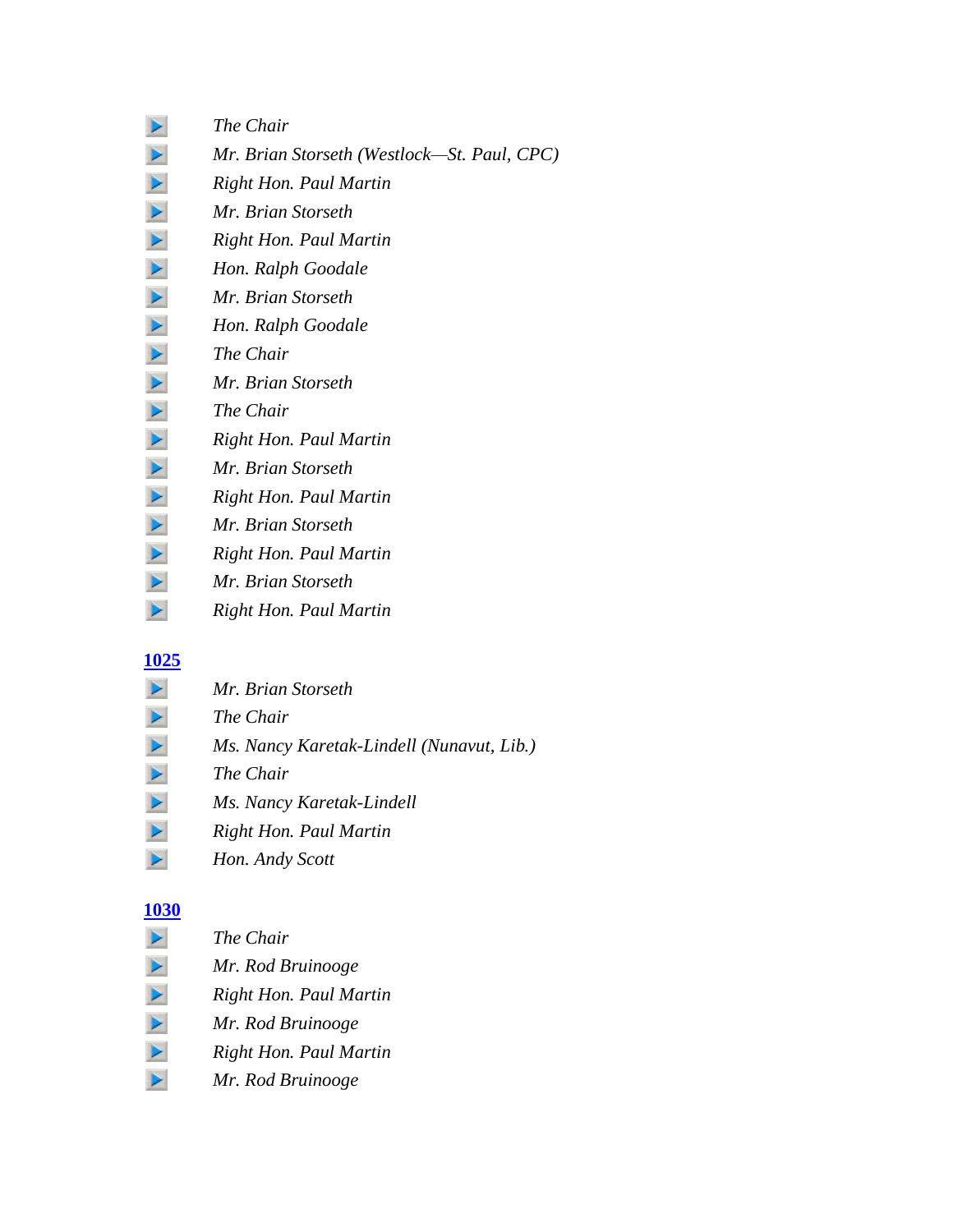*The Chair*

*Mr. Brian Storseth (Westlock—St. Paul, CPC)*

*Right Hon. Paul Martin*

*Mr. Brian Storseth*

*Right Hon. Paul Martin*

*Hon. Ralph Goodale*

*Mr. Brian Storseth*

*Hon. Ralph Goodale*

*The Chair*

*Mr. Brian Storseth*

*The Chair*

*Right Hon. Paul Martin*

*Mr. Brian Storseth*

*Right Hon. Paul Martin*

*Mr. Brian Storseth*

*Right Hon. Paul Martin*

*Mr. Brian Storseth*

*Right Hon. Paul Martin*

**1025**

*Mr. Brian Storseth*

*The Chair*

*Ms. Nancy Karetak-Lindell (Nunavut, Lib.)*

*The Chair*

*Ms. Nancy Karetak-Lindell*

*Right Hon. Paul Martin*

*Hon. Andy Scott*

**1030**

*The Chair*

*Mr. Rod Bruinooge*

*Right Hon. Paul Martin*

*Mr. Rod Bruinooge*

*Right Hon. Paul Martin*

*Mr. Rod Bruinooge*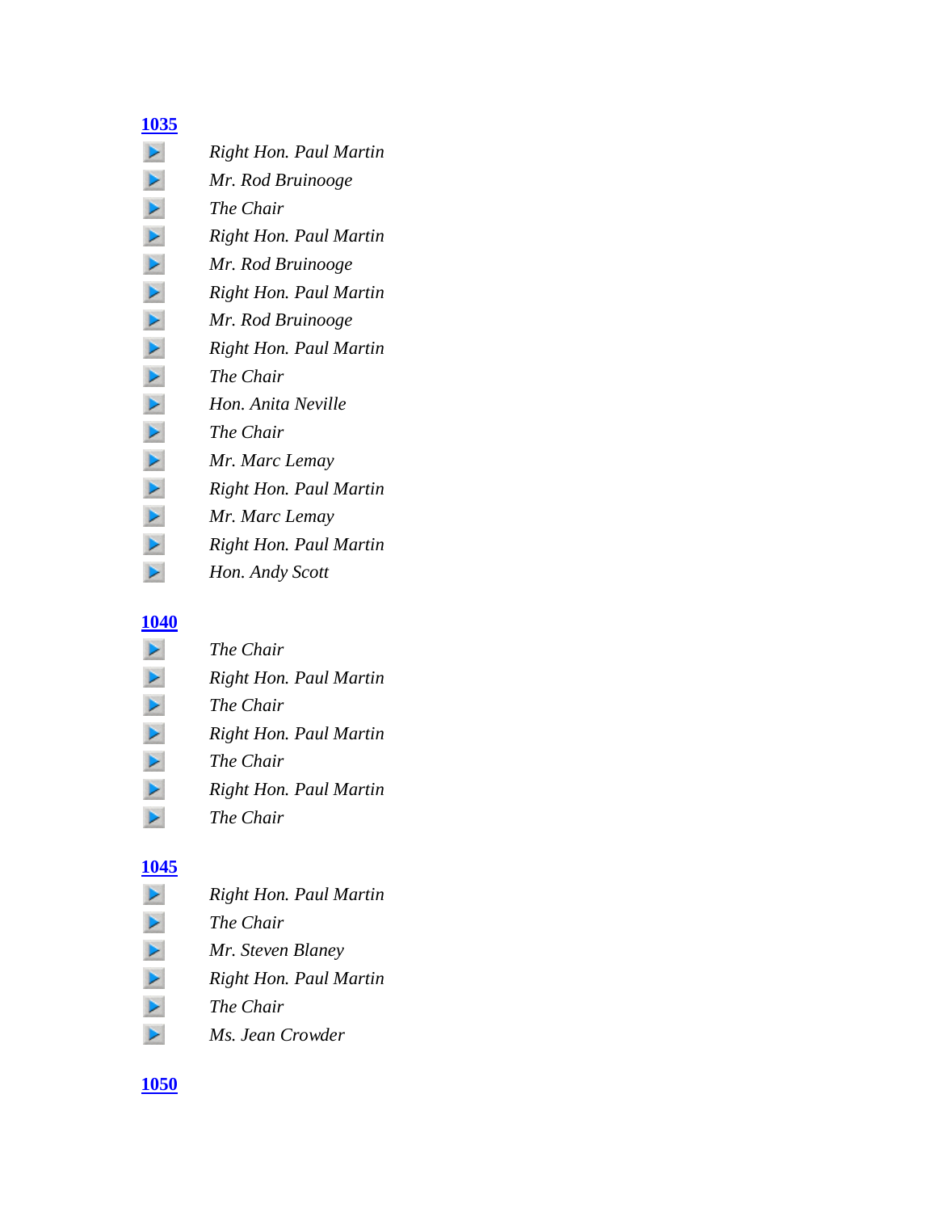**1035**

*Right Hon. Paul Martin*

*Mr. Rod Bruinooge*

*The Chair*

*Right Hon. Paul Martin*

*Mr. Rod Bruinooge*

*Right Hon. Paul Martin*

*Mr. Rod Bruinooge*

*Right Hon. Paul Martin*

*The Chair*

*Hon. Anita Neville*

*The Chair*

*Mr. Marc Lemay*

*Right Hon. Paul Martin*

*Mr. Marc Lemay*

*Right Hon. Paul Martin*

*Hon. Andy Scott*

**1040**

*The Chair*

*Right Hon. Paul Martin*

*The Chair*

*Right Hon. Paul Martin*

*The Chair*

*Right Hon. Paul Martin*

*The Chair*

**1045**

*Right Hon. Paul Martin*

*The Chair*

*Mr. Steven Blaney*

*Right Hon. Paul Martin*

*The Chair*

*Ms. Jean Crowder*

**1050**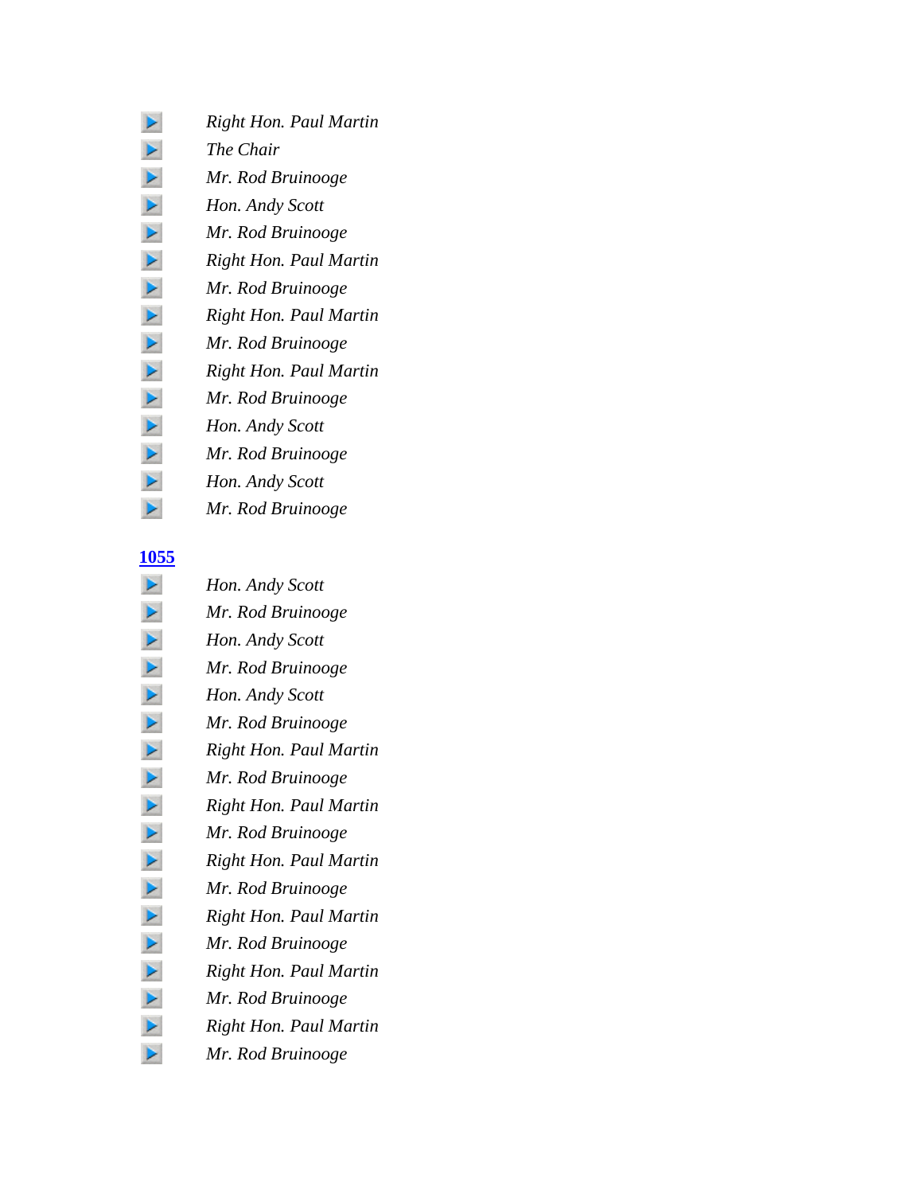*Right Hon. Paul Martin*

*The Chair*

*Mr. Rod Bruinooge*

*Hon. Andy Scott*

*Mr. Rod Bruinooge*

*Right Hon. Paul Martin*

*Mr. Rod Bruinooge*

*Right Hon. Paul Martin*

*Mr. Rod Bruinooge*

*Right Hon. Paul Martin*

*Mr. Rod Bruinooge*

*Hon. Andy Scott*

*Mr. Rod Bruinooge*

*Hon. Andy Scott*

*Mr. Rod Bruinooge*

**1055**

*Hon. Andy Scott*

*Mr. Rod Bruinooge*

*Hon. Andy Scott*

*Mr. Rod Bruinooge*

*Hon. Andy Scott*

*Mr. Rod Bruinooge*

*Right Hon. Paul Martin*

*Mr. Rod Bruinooge*

*Right Hon. Paul Martin*

*Mr. Rod Bruinooge*

*Right Hon. Paul Martin*

*Mr. Rod Bruinooge*

*Right Hon. Paul Martin*

*Mr. Rod Bruinooge*

*Right Hon. Paul Martin*

*Mr. Rod Bruinooge*

*Right Hon. Paul Martin*

*Mr. Rod Bruinooge*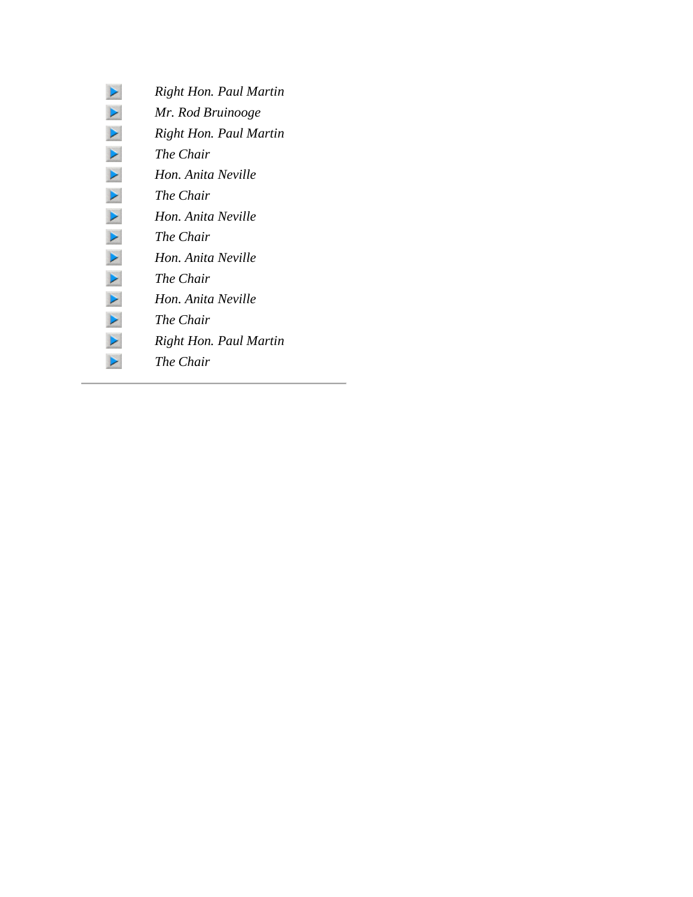- *Right Hon. Paul Martin*
- *Mr. Rod Bruinooge*
- *Right Hon. Paul Martin*
- *The Chair*
- *Hon. Anita Neville*
- *The Chair*
- *Hon. Anita Neville*
- *The Chair*
- *Hon. Anita Neville*
- *The Chair*
- *Hon. Anita Neville*
- *The Chair*
- *Right Hon. Paul Martin*
- *The Chair*

---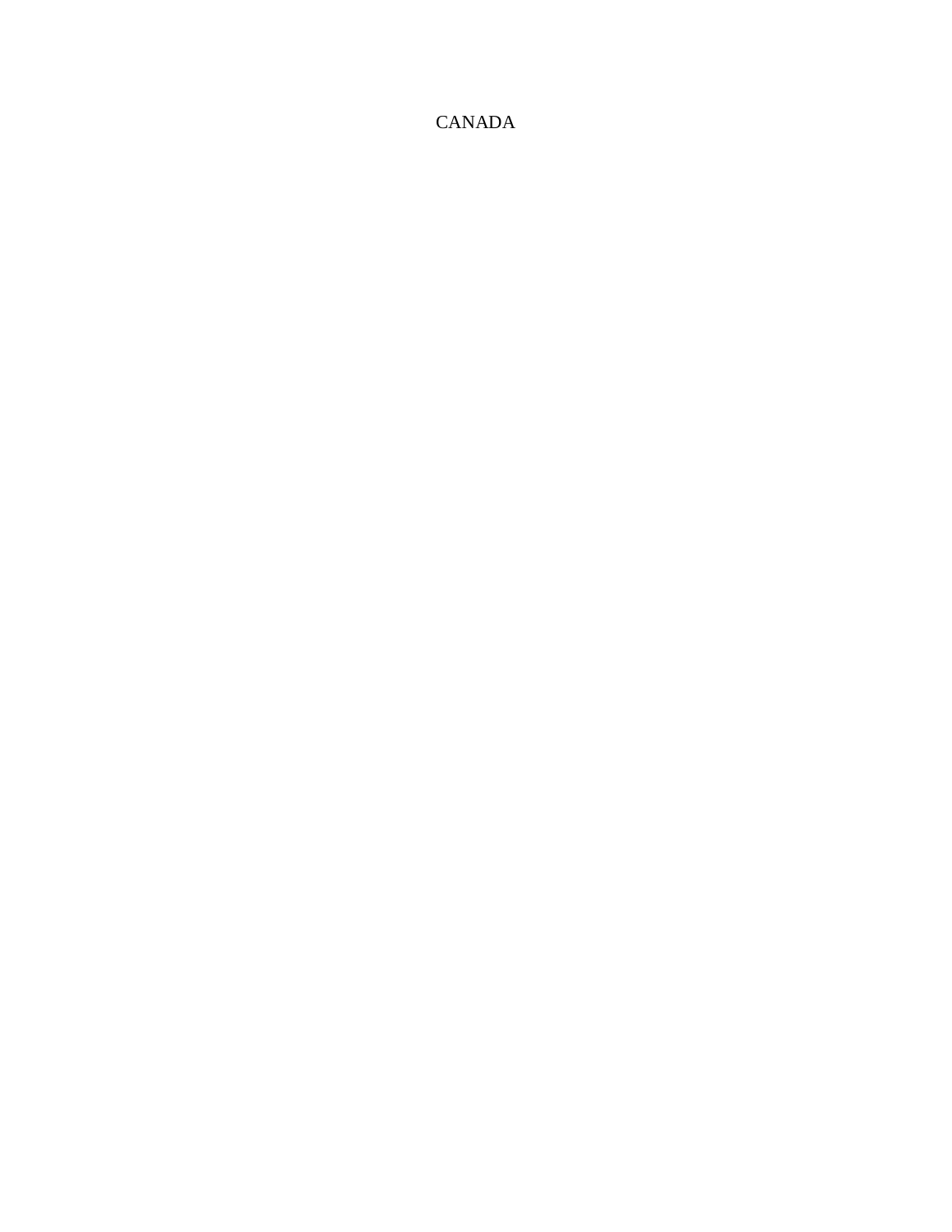CANADA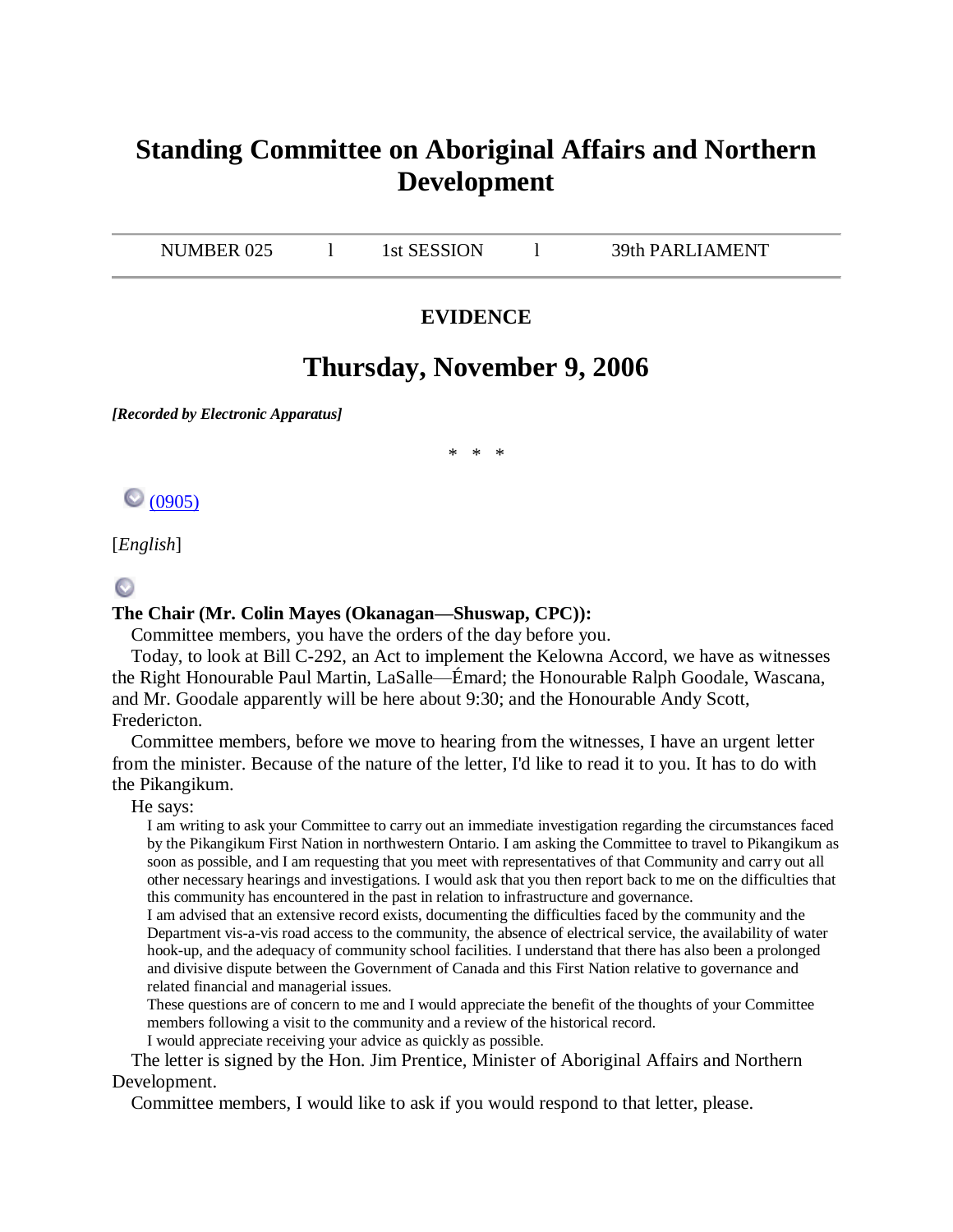# Standing Committee on Aboriginal Affairs and Northern Development

| NUMBER 025 | l | 1st SESSION | l | 39th PARLIAMENT |
|---|---|---|---|---|

## EVIDENCE

## Thursday, November 9, 2006

***[Recorded by Electronic Apparatus]***

\* \* \*

(0905)

[*English*]

**The Chair (Mr. Colin Mayes (Okanagan—Shuswap, CPC)):**

Committee members, you have the orders of the day before you.

Today, to look at Bill C-292, an Act to implement the Kelowna Accord, we have as witnesses the Right Honourable Paul Martin, LaSalle—Émard; the Honourable Ralph Goodale, Wascana, and Mr. Goodale apparently will be here about 9:30; and the Honourable Andy Scott, Fredericton.

Committee members, before we move to hearing from the witnesses, I have an urgent letter from the minister. Because of the nature of the letter, I'd like to read it to you. It has to do with the Pikangikum.

He says:

> I am writing to ask your Committee to carry out an immediate investigation regarding the circumstances faced by the Pikangikum First Nation in northwestern Ontario. I am asking the Committee to travel to Pikangikum as soon as possible, and I am requesting that you meet with representatives of that Community and carry out all other necessary hearings and investigations. I would ask that you then report back to me on the difficulties that this community has encountered in the past in relation to infrastructure and governance.
>
> I am advised that an extensive record exists, documenting the difficulties faced by the community and the Department vis-a-vis road access to the community, the absence of electrical service, the availability of water hook-up, and the adequacy of community school facilities. I understand that there has also been a prolonged and divisive dispute between the Government of Canada and this First Nation relative to governance and related financial and managerial issues.
>
> These questions are of concern to me and I would appreciate the benefit of the thoughts of your Committee members following a visit to the community and a review of the historical record.
>
> I would appreciate receiving your advice as quickly as possible.

The letter is signed by the Hon. Jim Prentice, Minister of Aboriginal Affairs and Northern Development.

Committee members, I would like to ask if you would respond to that letter, please.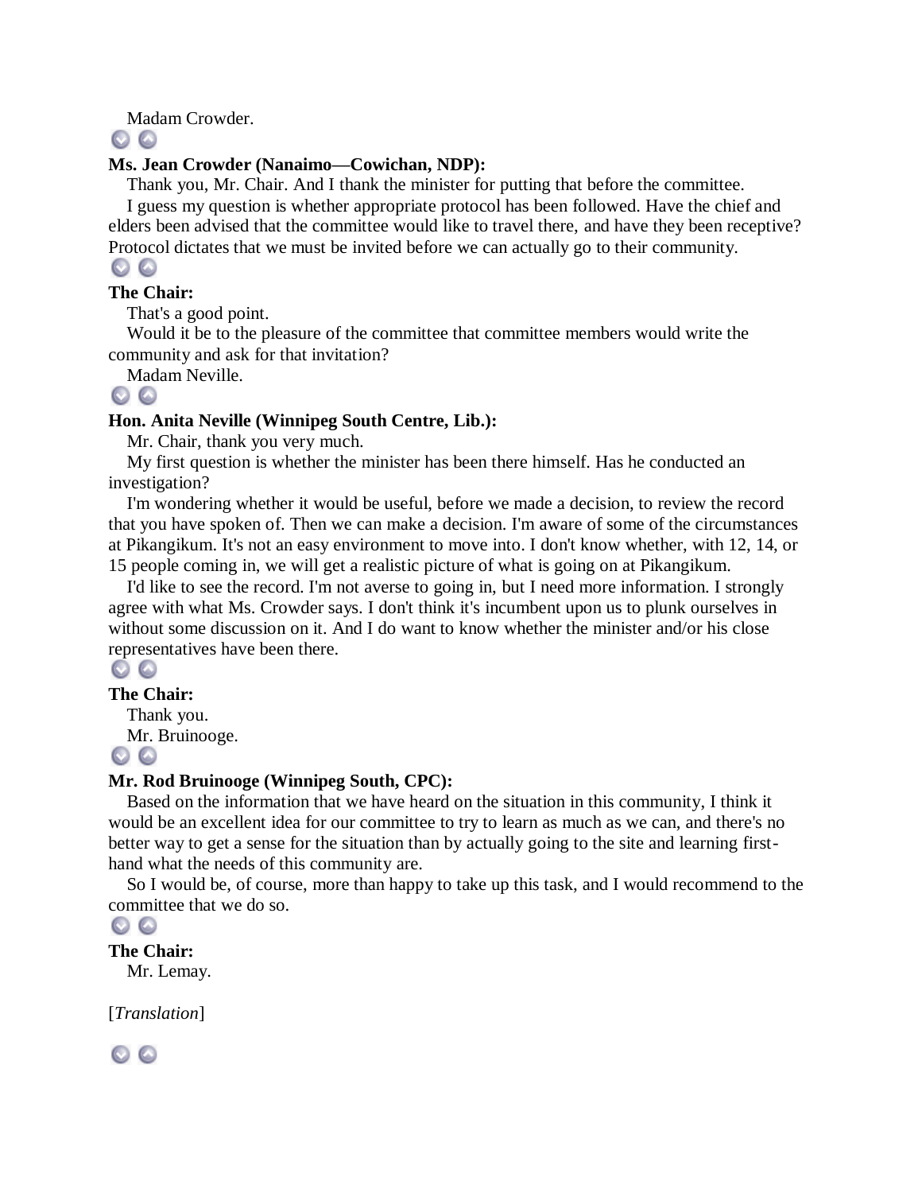Madam Crowder.

**Ms. Jean Crowder (Nanaimo—Cowichan, NDP):**

Thank you, Mr. Chair. And I thank the minister for putting that before the committee.

I guess my question is whether appropriate protocol has been followed. Have the chief and elders been advised that the committee would like to travel there, and have they been receptive? Protocol dictates that we must be invited before we can actually go to their community.

**The Chair:**

That's a good point.

Would it be to the pleasure of the committee that committee members would write the community and ask for that invitation?

Madam Neville.

**Hon. Anita Neville (Winnipeg South Centre, Lib.):**

Mr. Chair, thank you very much.

My first question is whether the minister has been there himself. Has he conducted an investigation?

I'm wondering whether it would be useful, before we made a decision, to review the record that you have spoken of. Then we can make a decision. I'm aware of some of the circumstances at Pikangikum. It's not an easy environment to move into. I don't know whether, with 12, 14, or 15 people coming in, we will get a realistic picture of what is going on at Pikangikum.

I'd like to see the record. I'm not averse to going in, but I need more information. I strongly agree with what Ms. Crowder says. I don't think it's incumbent upon us to plunk ourselves in without some discussion on it. And I do want to know whether the minister and/or his close representatives have been there.

**The Chair:**

Thank you.

Mr. Bruinooge.

**Mr. Rod Bruinooge (Winnipeg South, CPC):**

Based on the information that we have heard on the situation in this community, I think it would be an excellent idea for our committee to try to learn as much as we can, and there's no better way to get a sense for the situation than by actually going to the site and learning first-hand what the needs of this community are.

So I would be, of course, more than happy to take up this task, and I would recommend to the committee that we do so.

**The Chair:**

Mr. Lemay.

[*Translation*]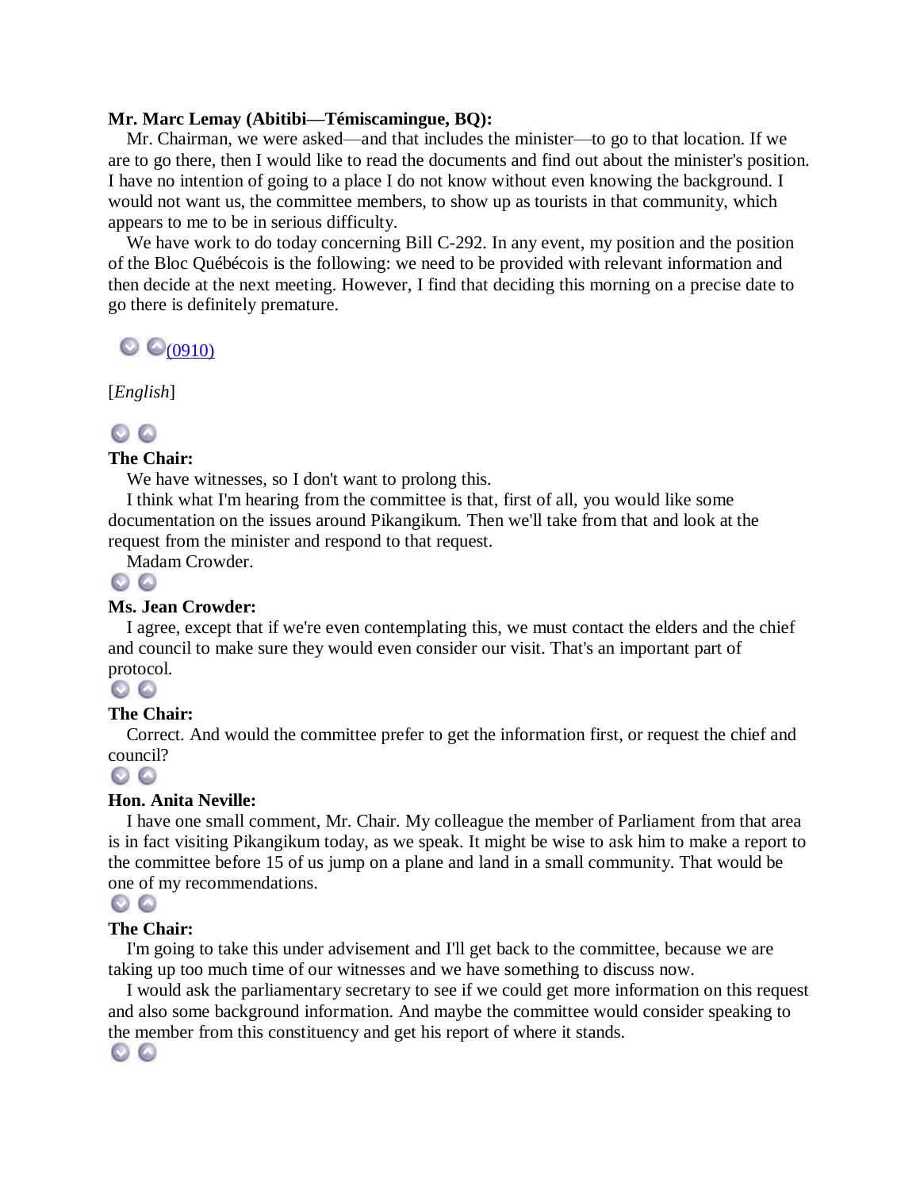**Mr. Marc Lemay (Abitibi—Témiscamingue, BQ):**

Mr. Chairman, we were asked—and that includes the minister—to go to that location. If we are to go there, then I would like to read the documents and find out about the minister's position. I have no intention of going to a place I do not know without even knowing the background. I would not want us, the committee members, to show up as tourists in that community, which appears to me to be in serious difficulty.

We have work to do today concerning Bill C-292. In any event, my position and the position of the Bloc Québécois is the following: we need to be provided with relevant information and then decide at the next meeting. However, I find that deciding this morning on a precise date to go there is definitely premature.

(0910)

[*English*]

**The Chair:**

We have witnesses, so I don't want to prolong this.

I think what I'm hearing from the committee is that, first of all, you would like some documentation on the issues around Pikangikum. Then we'll take from that and look at the request from the minister and respond to that request.

Madam Crowder.

**Ms. Jean Crowder:**

I agree, except that if we're even contemplating this, we must contact the elders and the chief and council to make sure they would even consider our visit. That's an important part of protocol.

**The Chair:**

Correct. And would the committee prefer to get the information first, or request the chief and council?

**Hon. Anita Neville:**

I have one small comment, Mr. Chair. My colleague the member of Parliament from that area is in fact visiting Pikangikum today, as we speak. It might be wise to ask him to make a report to the committee before 15 of us jump on a plane and land in a small community. That would be one of my recommendations.

**The Chair:**

I'm going to take this under advisement and I'll get back to the committee, because we are taking up too much time of our witnesses and we have something to discuss now.

I would ask the parliamentary secretary to see if we could get more information on this request and also some background information. And maybe the committee would consider speaking to the member from this constituency and get his report of where it stands.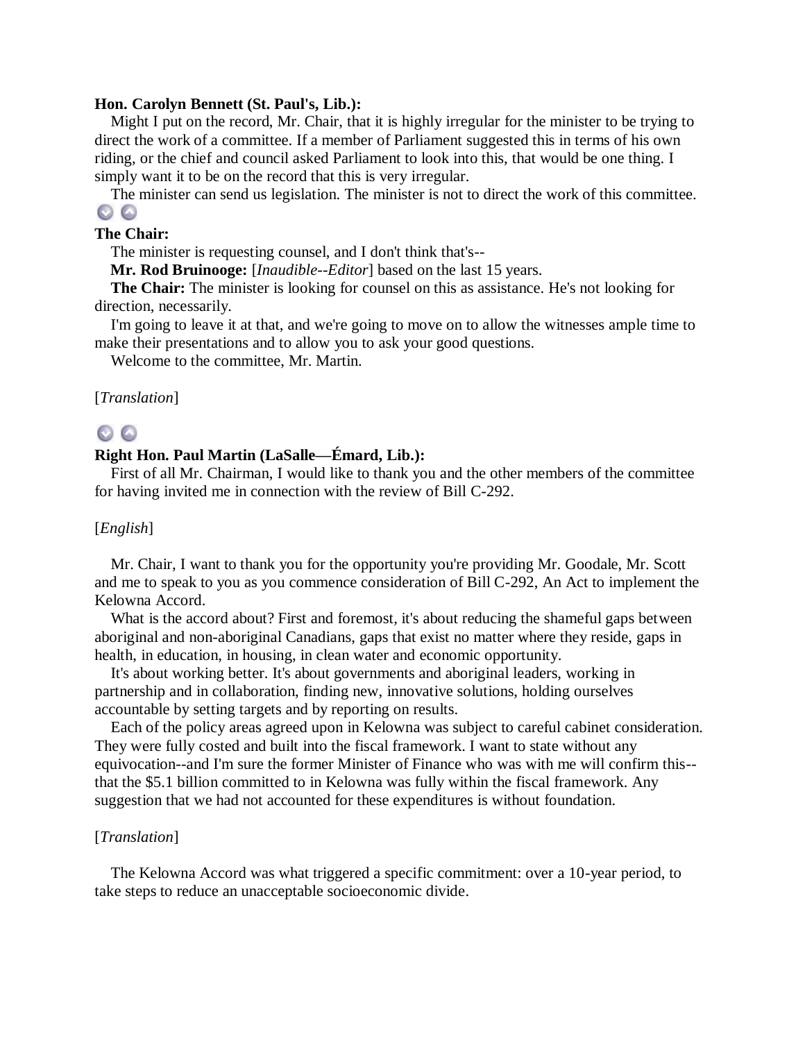**Hon. Carolyn Bennett (St. Paul's, Lib.):**

Might I put on the record, Mr. Chair, that it is highly irregular for the minister to be trying to direct the work of a committee. If a member of Parliament suggested this in terms of his own riding, or the chief and council asked Parliament to look into this, that would be one thing. I simply want it to be on the record that this is very irregular.

The minister can send us legislation. The minister is not to direct the work of this committee.

**The Chair:**

The minister is requesting counsel, and I don't think that's--

**Mr. Rod Bruinooge:** [*Inaudible--Editor*] based on the last 15 years.

**The Chair:** The minister is looking for counsel on this as assistance. He's not looking for direction, necessarily.

I'm going to leave it at that, and we're going to move on to allow the witnesses ample time to make their presentations and to allow you to ask your good questions.

Welcome to the committee, Mr. Martin.

[*Translation*]

**Right Hon. Paul Martin (LaSalle—Émard, Lib.):**

First of all Mr. Chairman, I would like to thank you and the other members of the committee for having invited me in connection with the review of Bill C-292.

[*English*]

Mr. Chair, I want to thank you for the opportunity you're providing Mr. Goodale, Mr. Scott and me to speak to you as you commence consideration of Bill C-292, An Act to implement the Kelowna Accord.

What is the accord about? First and foremost, it's about reducing the shameful gaps between aboriginal and non-aboriginal Canadians, gaps that exist no matter where they reside, gaps in health, in education, in housing, in clean water and economic opportunity.

It's about working better. It's about governments and aboriginal leaders, working in partnership and in collaboration, finding new, innovative solutions, holding ourselves accountable by setting targets and by reporting on results.

Each of the policy areas agreed upon in Kelowna was subject to careful cabinet consideration. They were fully costed and built into the fiscal framework. I want to state without any equivocation--and I'm sure the former Minister of Finance who was with me will confirm this--that the $5.1 billion committed to in Kelowna was fully within the fiscal framework. Any suggestion that we had not accounted for these expenditures is without foundation.

[*Translation*]

The Kelowna Accord was what triggered a specific commitment: over a 10-year period, to take steps to reduce an unacceptable socioeconomic divide.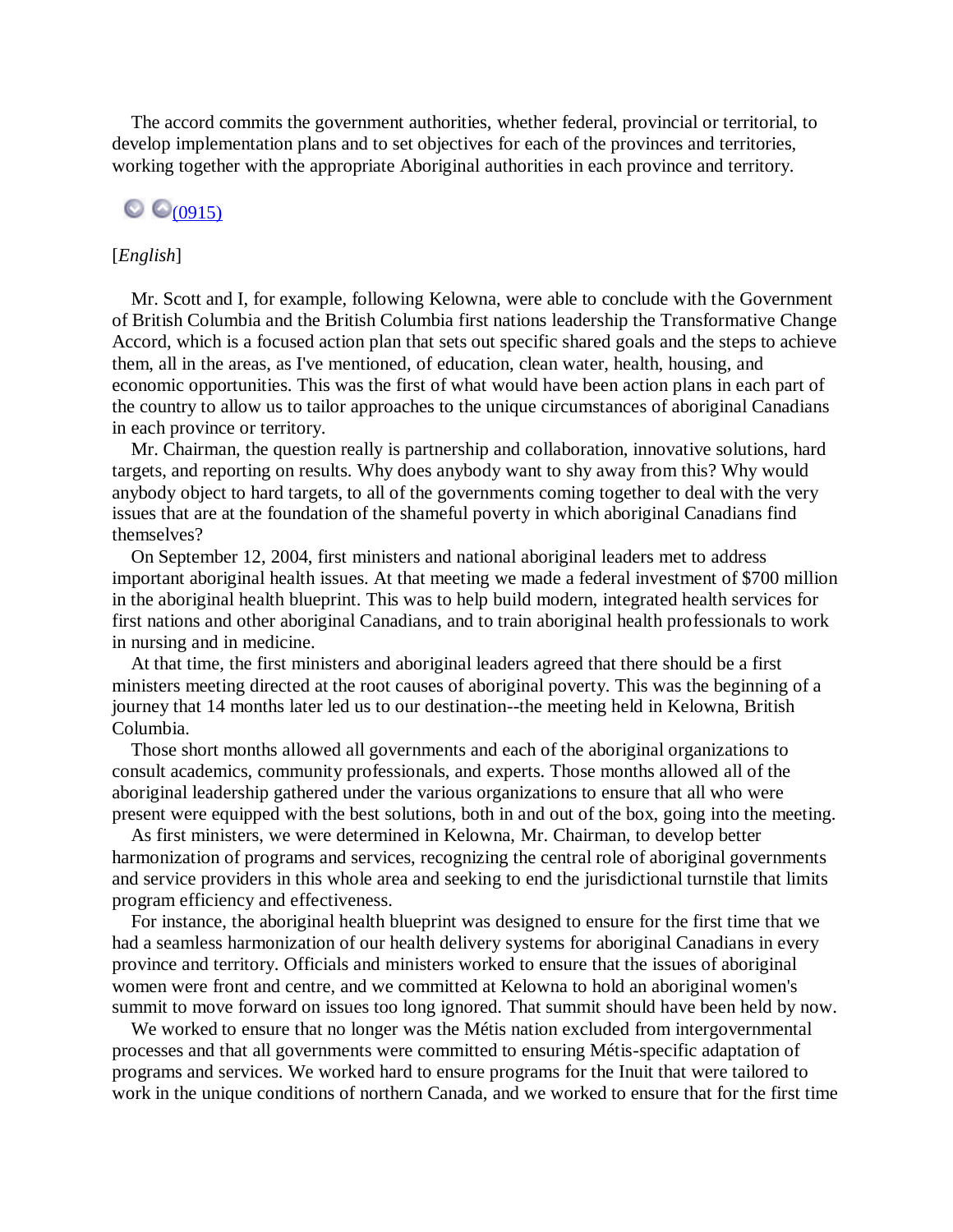The accord commits the government authorities, whether federal, provincial or territorial, to develop implementation plans and to set objectives for each of the provinces and territories, working together with the appropriate Aboriginal authorities in each province and territory.

(0915)

[*English*]

Mr. Scott and I, for example, following Kelowna, were able to conclude with the Government of British Columbia and the British Columbia first nations leadership the Transformative Change Accord, which is a focused action plan that sets out specific shared goals and the steps to achieve them, all in the areas, as I've mentioned, of education, clean water, health, housing, and economic opportunities. This was the first of what would have been action plans in each part of the country to allow us to tailor approaches to the unique circumstances of aboriginal Canadians in each province or territory.

Mr. Chairman, the question really is partnership and collaboration, innovative solutions, hard targets, and reporting on results. Why does anybody want to shy away from this? Why would anybody object to hard targets, to all of the governments coming together to deal with the very issues that are at the foundation of the shameful poverty in which aboriginal Canadians find themselves?

On September 12, 2004, first ministers and national aboriginal leaders met to address important aboriginal health issues. At that meeting we made a federal investment of $700 million in the aboriginal health blueprint. This was to help build modern, integrated health services for first nations and other aboriginal Canadians, and to train aboriginal health professionals to work in nursing and in medicine.

At that time, the first ministers and aboriginal leaders agreed that there should be a first ministers meeting directed at the root causes of aboriginal poverty. This was the beginning of a journey that 14 months later led us to our destination--the meeting held in Kelowna, British Columbia.

Those short months allowed all governments and each of the aboriginal organizations to consult academics, community professionals, and experts. Those months allowed all of the aboriginal leadership gathered under the various organizations to ensure that all who were present were equipped with the best solutions, both in and out of the box, going into the meeting.

As first ministers, we were determined in Kelowna, Mr. Chairman, to develop better harmonization of programs and services, recognizing the central role of aboriginal governments and service providers in this whole area and seeking to end the jurisdictional turnstile that limits program efficiency and effectiveness.

For instance, the aboriginal health blueprint was designed to ensure for the first time that we had a seamless harmonization of our health delivery systems for aboriginal Canadians in every province and territory. Officials and ministers worked to ensure that the issues of aboriginal women were front and centre, and we committed at Kelowna to hold an aboriginal women's summit to move forward on issues too long ignored. That summit should have been held by now.

We worked to ensure that no longer was the Métis nation excluded from intergovernmental processes and that all governments were committed to ensuring Métis-specific adaptation of programs and services. We worked hard to ensure programs for the Inuit that were tailored to work in the unique conditions of northern Canada, and we worked to ensure that for the first time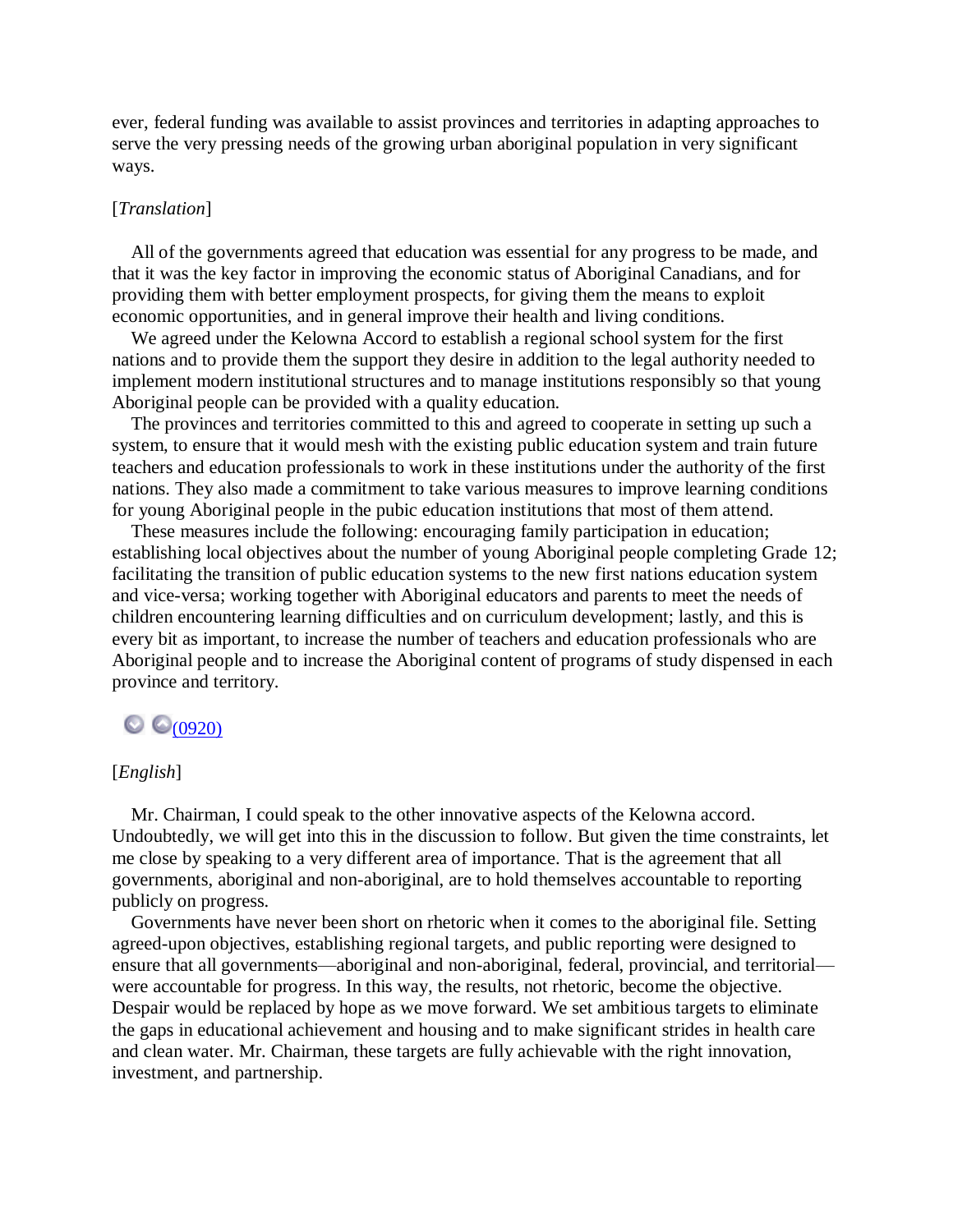ever, federal funding was available to assist provinces and territories in adapting approaches to serve the very pressing needs of the growing urban aboriginal population in very significant ways.

[*Translation*]

All of the governments agreed that education was essential for any progress to be made, and that it was the key factor in improving the economic status of Aboriginal Canadians, and for providing them with better employment prospects, for giving them the means to exploit economic opportunities, and in general improve their health and living conditions.

We agreed under the Kelowna Accord to establish a regional school system for the first nations and to provide them the support they desire in addition to the legal authority needed to implement modern institutional structures and to manage institutions responsibly so that young Aboriginal people can be provided with a quality education.

The provinces and territories committed to this and agreed to cooperate in setting up such a system, to ensure that it would mesh with the existing public education system and train future teachers and education professionals to work in these institutions under the authority of the first nations. They also made a commitment to take various measures to improve learning conditions for young Aboriginal people in the pubic education institutions that most of them attend.

These measures include the following: encouraging family participation in education; establishing local objectives about the number of young Aboriginal people completing Grade 12; facilitating the transition of public education systems to the new first nations education system and vice-versa; working together with Aboriginal educators and parents to meet the needs of children encountering learning difficulties and on curriculum development; lastly, and this is every bit as important, to increase the number of teachers and education professionals who are Aboriginal people and to increase the Aboriginal content of programs of study dispensed in each province and territory.

(0920)

[*English*]

Mr. Chairman, I could speak to the other innovative aspects of the Kelowna accord. Undoubtedly, we will get into this in the discussion to follow. But given the time constraints, let me close by speaking to a very different area of importance. That is the agreement that all governments, aboriginal and non-aboriginal, are to hold themselves accountable to reporting publicly on progress.

Governments have never been short on rhetoric when it comes to the aboriginal file. Setting agreed-upon objectives, establishing regional targets, and public reporting were designed to ensure that all governments—aboriginal and non-aboriginal, federal, provincial, and territorial—were accountable for progress. In this way, the results, not rhetoric, become the objective. Despair would be replaced by hope as we move forward. We set ambitious targets to eliminate the gaps in educational achievement and housing and to make significant strides in health care and clean water. Mr. Chairman, these targets are fully achievable with the right innovation, investment, and partnership.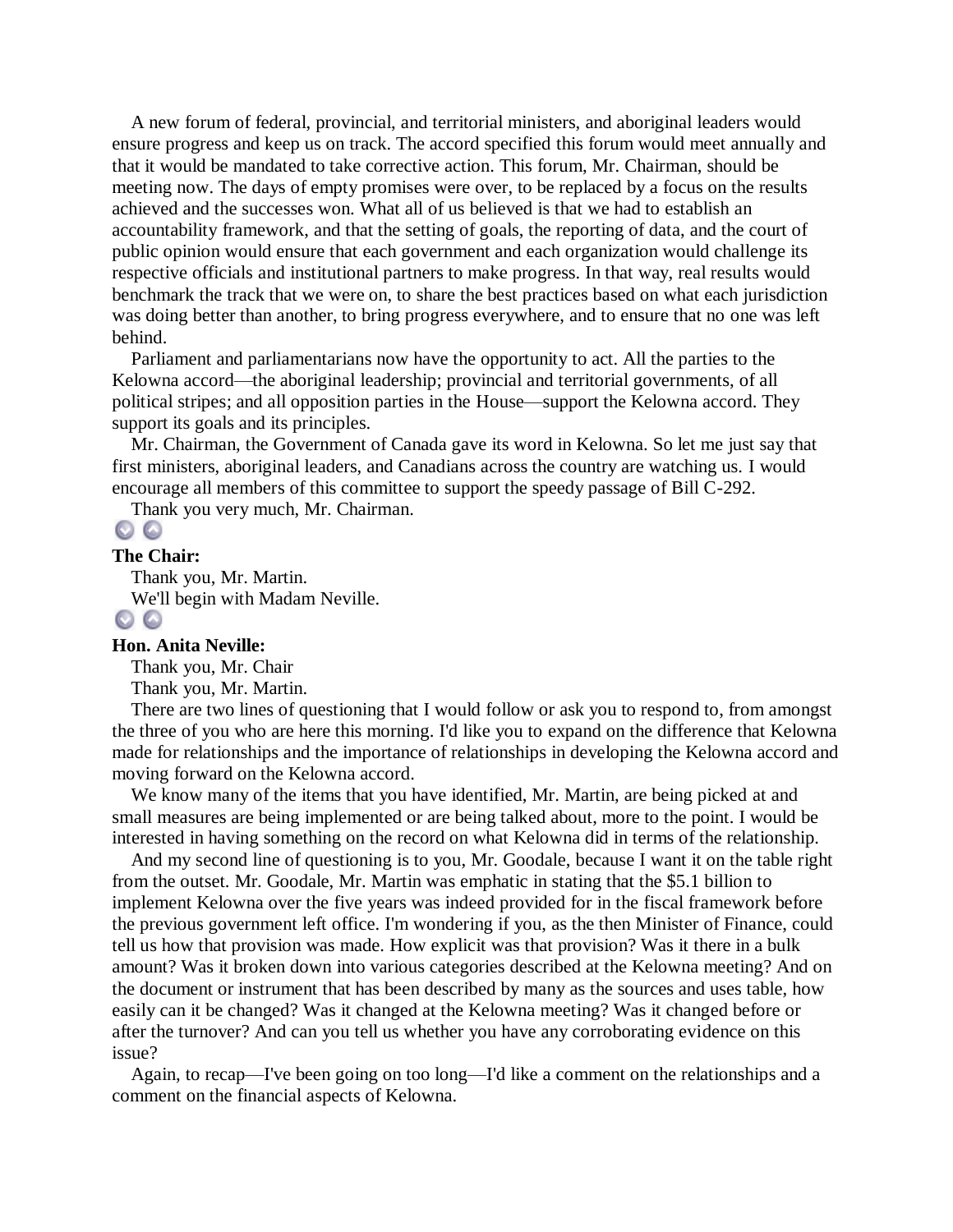A new forum of federal, provincial, and territorial ministers, and aboriginal leaders would ensure progress and keep us on track. The accord specified this forum would meet annually and that it would be mandated to take corrective action. This forum, Mr. Chairman, should be meeting now. The days of empty promises were over, to be replaced by a focus on the results achieved and the successes won. What all of us believed is that we had to establish an accountability framework, and that the setting of goals, the reporting of data, and the court of public opinion would ensure that each government and each organization would challenge its respective officials and institutional partners to make progress. In that way, real results would benchmark the track that we were on, to share the best practices based on what each jurisdiction was doing better than another, to bring progress everywhere, and to ensure that no one was left behind.

Parliament and parliamentarians now have the opportunity to act. All the parties to the Kelowna accord—the aboriginal leadership; provincial and territorial governments, of all political stripes; and all opposition parties in the House—support the Kelowna accord. They support its goals and its principles.

Mr. Chairman, the Government of Canada gave its word in Kelowna. So let me just say that first ministers, aboriginal leaders, and Canadians across the country are watching us. I would encourage all members of this committee to support the speedy passage of Bill C-292.

Thank you very much, Mr. Chairman.

**The Chair:**

Thank you, Mr. Martin.

We'll begin with Madam Neville.

**Hon. Anita Neville:**

Thank you, Mr. Chair

Thank you, Mr. Martin.

There are two lines of questioning that I would follow or ask you to respond to, from amongst the three of you who are here this morning. I'd like you to expand on the difference that Kelowna made for relationships and the importance of relationships in developing the Kelowna accord and moving forward on the Kelowna accord.

We know many of the items that you have identified, Mr. Martin, are being picked at and small measures are being implemented or are being talked about, more to the point. I would be interested in having something on the record on what Kelowna did in terms of the relationship.

And my second line of questioning is to you, Mr. Goodale, because I want it on the table right from the outset. Mr. Goodale, Mr. Martin was emphatic in stating that the $5.1 billion to implement Kelowna over the five years was indeed provided for in the fiscal framework before the previous government left office. I'm wondering if you, as the then Minister of Finance, could tell us how that provision was made. How explicit was that provision? Was it there in a bulk amount? Was it broken down into various categories described at the Kelowna meeting? And on the document or instrument that has been described by many as the sources and uses table, how easily can it be changed? Was it changed at the Kelowna meeting? Was it changed before or after the turnover? And can you tell us whether you have any corroborating evidence on this issue?

Again, to recap—I've been going on too long—I'd like a comment on the relationships and a comment on the financial aspects of Kelowna.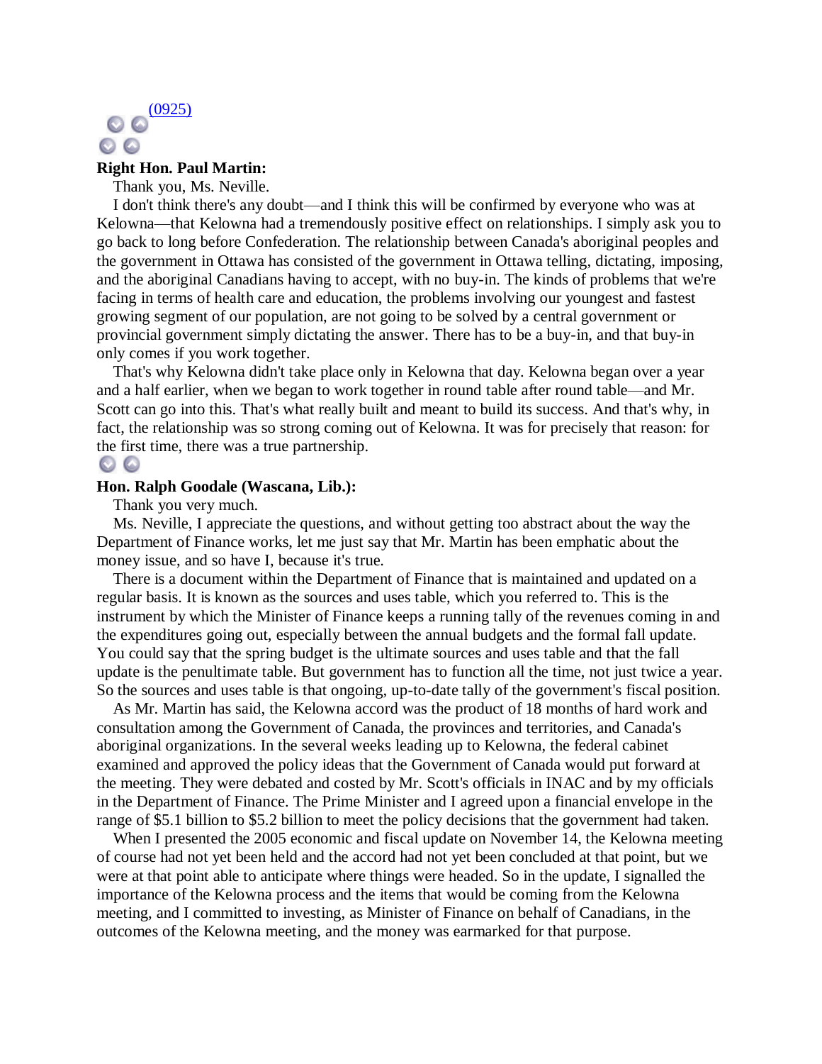(0925)

**Right Hon. Paul Martin:**

Thank you, Ms. Neville.

I don't think there's any doubt—and I think this will be confirmed by everyone who was at Kelowna—that Kelowna had a tremendously positive effect on relationships. I simply ask you to go back to long before Confederation. The relationship between Canada's aboriginal peoples and the government in Ottawa has consisted of the government in Ottawa telling, dictating, imposing, and the aboriginal Canadians having to accept, with no buy-in. The kinds of problems that we're facing in terms of health care and education, the problems involving our youngest and fastest growing segment of our population, are not going to be solved by a central government or provincial government simply dictating the answer. There has to be a buy-in, and that buy-in only comes if you work together.

That's why Kelowna didn't take place only in Kelowna that day. Kelowna began over a year and a half earlier, when we began to work together in round table after round table—and Mr. Scott can go into this. That's what really built and meant to build its success. And that's why, in fact, the relationship was so strong coming out of Kelowna. It was for precisely that reason: for the first time, there was a true partnership.

**Hon. Ralph Goodale (Wascana, Lib.):**

Thank you very much.

Ms. Neville, I appreciate the questions, and without getting too abstract about the way the Department of Finance works, let me just say that Mr. Martin has been emphatic about the money issue, and so have I, because it's true.

There is a document within the Department of Finance that is maintained and updated on a regular basis. It is known as the sources and uses table, which you referred to. This is the instrument by which the Minister of Finance keeps a running tally of the revenues coming in and the expenditures going out, especially between the annual budgets and the formal fall update. You could say that the spring budget is the ultimate sources and uses table and that the fall update is the penultimate table. But government has to function all the time, not just twice a year. So the sources and uses table is that ongoing, up-to-date tally of the government's fiscal position.

As Mr. Martin has said, the Kelowna accord was the product of 18 months of hard work and consultation among the Government of Canada, the provinces and territories, and Canada's aboriginal organizations. In the several weeks leading up to Kelowna, the federal cabinet examined and approved the policy ideas that the Government of Canada would put forward at the meeting. They were debated and costed by Mr. Scott's officials in INAC and by my officials in the Department of Finance. The Prime Minister and I agreed upon a financial envelope in the range of $5.1 billion to $5.2 billion to meet the policy decisions that the government had taken.

When I presented the 2005 economic and fiscal update on November 14, the Kelowna meeting of course had not yet been held and the accord had not yet been concluded at that point, but we were at that point able to anticipate where things were headed. So in the update, I signalled the importance of the Kelowna process and the items that would be coming from the Kelowna meeting, and I committed to investing, as Minister of Finance on behalf of Canadians, in the outcomes of the Kelowna meeting, and the money was earmarked for that purpose.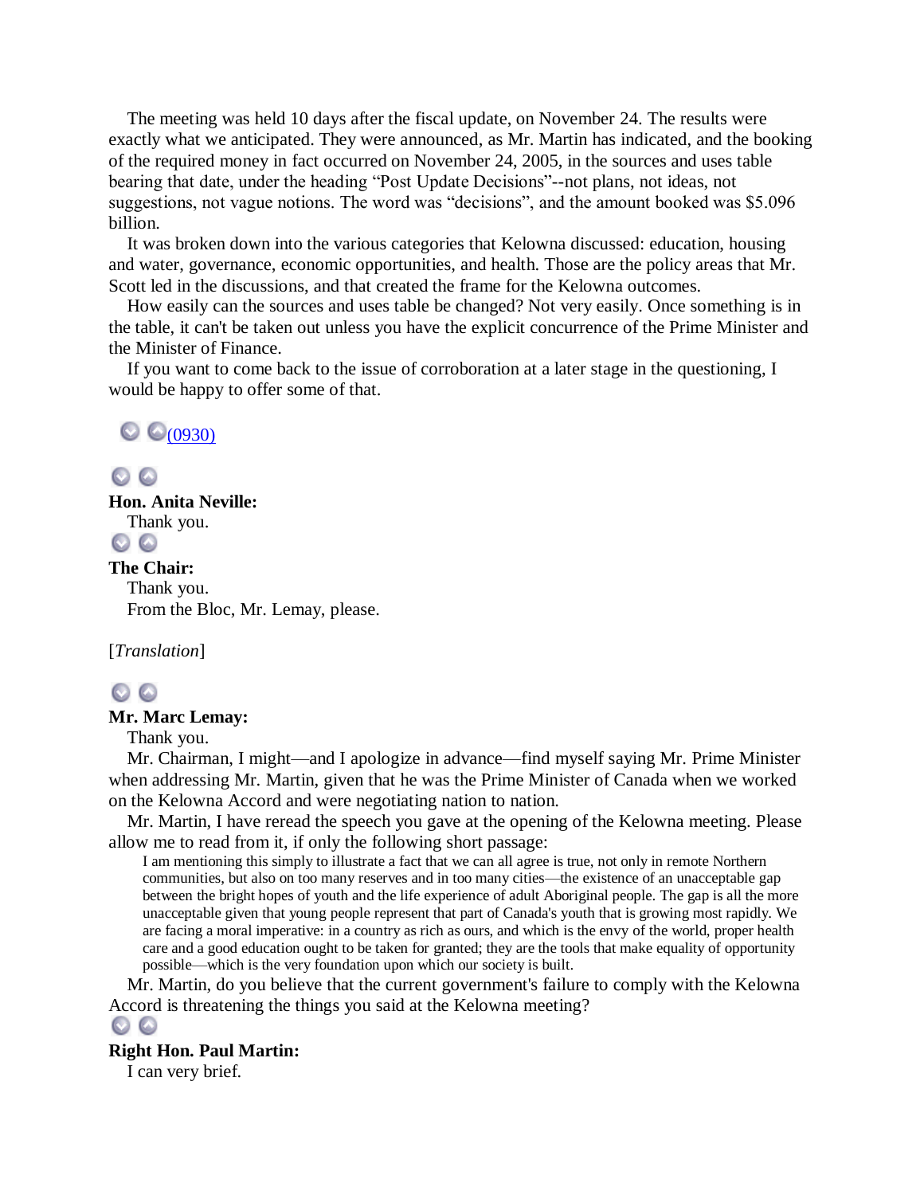The meeting was held 10 days after the fiscal update, on November 24. The results were exactly what we anticipated. They were announced, as Mr. Martin has indicated, and the booking of the required money in fact occurred on November 24, 2005, in the sources and uses table bearing that date, under the heading "Post Update Decisions"--not plans, not ideas, not suggestions, not vague notions. The word was "decisions", and the amount booked was $5.096 billion.

It was broken down into the various categories that Kelowna discussed: education, housing and water, governance, economic opportunities, and health. Those are the policy areas that Mr. Scott led in the discussions, and that created the frame for the Kelowna outcomes.

How easily can the sources and uses table be changed? Not very easily. Once something is in the table, it can't be taken out unless you have the explicit concurrence of the Prime Minister and the Minister of Finance.

If you want to come back to the issue of corroboration at a later stage in the questioning, I would be happy to offer some of that.

(0930)

**Hon. Anita Neville:**

Thank you.

**The Chair:**

Thank you.

From the Bloc, Mr. Lemay, please.

[*Translation*]

**Mr. Marc Lemay:**

Thank you.

Mr. Chairman, I might—and I apologize in advance—find myself saying Mr. Prime Minister when addressing Mr. Martin, given that he was the Prime Minister of Canada when we worked on the Kelowna Accord and were negotiating nation to nation.

Mr. Martin, I have reread the speech you gave at the opening of the Kelowna meeting. Please allow me to read from it, if only the following short passage:

> I am mentioning this simply to illustrate a fact that we can all agree is true, not only in remote Northern communities, but also on too many reserves and in too many cities—the existence of an unacceptable gap between the bright hopes of youth and the life experience of adult Aboriginal people. The gap is all the more unacceptable given that young people represent that part of Canada's youth that is growing most rapidly. We are facing a moral imperative: in a country as rich as ours, and which is the envy of the world, proper health care and a good education ought to be taken for granted; they are the tools that make equality of opportunity possible—which is the very foundation upon which our society is built.

Mr. Martin, do you believe that the current government's failure to comply with the Kelowna Accord is threatening the things you said at the Kelowna meeting?

**Right Hon. Paul Martin:**

I can very brief.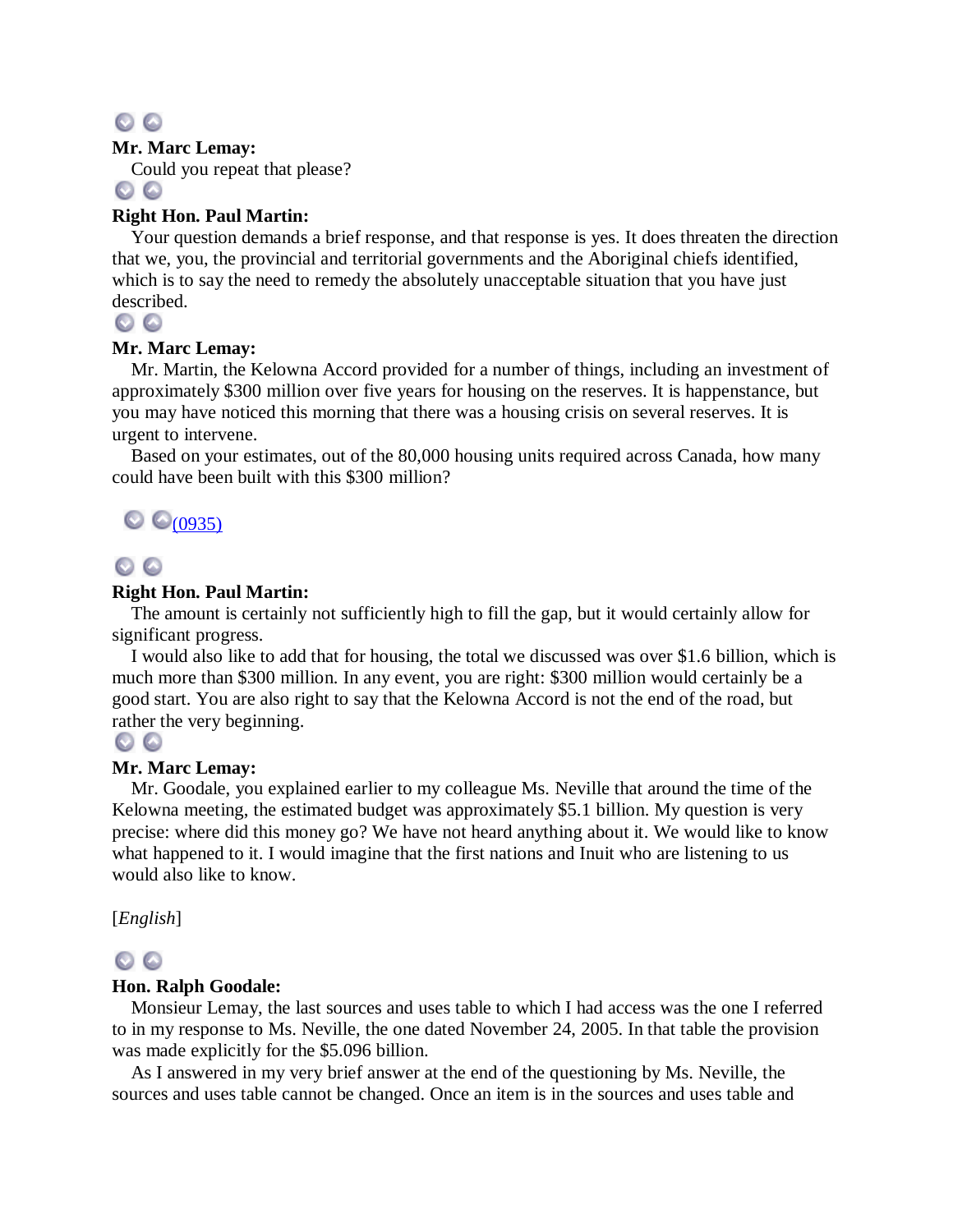**Mr. Marc Lemay:**

Could you repeat that please?

**Right Hon. Paul Martin:**

Your question demands a brief response, and that response is yes. It does threaten the direction that we, you, the provincial and territorial governments and the Aboriginal chiefs identified, which is to say the need to remedy the absolutely unacceptable situation that you have just described.

**Mr. Marc Lemay:**

Mr. Martin, the Kelowna Accord provided for a number of things, including an investment of approximately $300 million over five years for housing on the reserves. It is happenstance, but you may have noticed this morning that there was a housing crisis on several reserves. It is urgent to intervene.

Based on your estimates, out of the 80,000 housing units required across Canada, how many could have been built with this $300 million?

(0935)

**Right Hon. Paul Martin:**

The amount is certainly not sufficiently high to fill the gap, but it would certainly allow for significant progress.

I would also like to add that for housing, the total we discussed was over $1.6 billion, which is much more than $300 million. In any event, you are right: $300 million would certainly be a good start. You are also right to say that the Kelowna Accord is not the end of the road, but rather the very beginning.

**Mr. Marc Lemay:**

Mr. Goodale, you explained earlier to my colleague Ms. Neville that around the time of the Kelowna meeting, the estimated budget was approximately $5.1 billion. My question is very precise: where did this money go? We have not heard anything about it. We would like to know what happened to it. I would imagine that the first nations and Inuit who are listening to us would also like to know.

[*English*]

**Hon. Ralph Goodale:**

Monsieur Lemay, the last sources and uses table to which I had access was the one I referred to in my response to Ms. Neville, the one dated November 24, 2005. In that table the provision was made explicitly for the $5.096 billion.

As I answered in my very brief answer at the end of the questioning by Ms. Neville, the sources and uses table cannot be changed. Once an item is in the sources and uses table and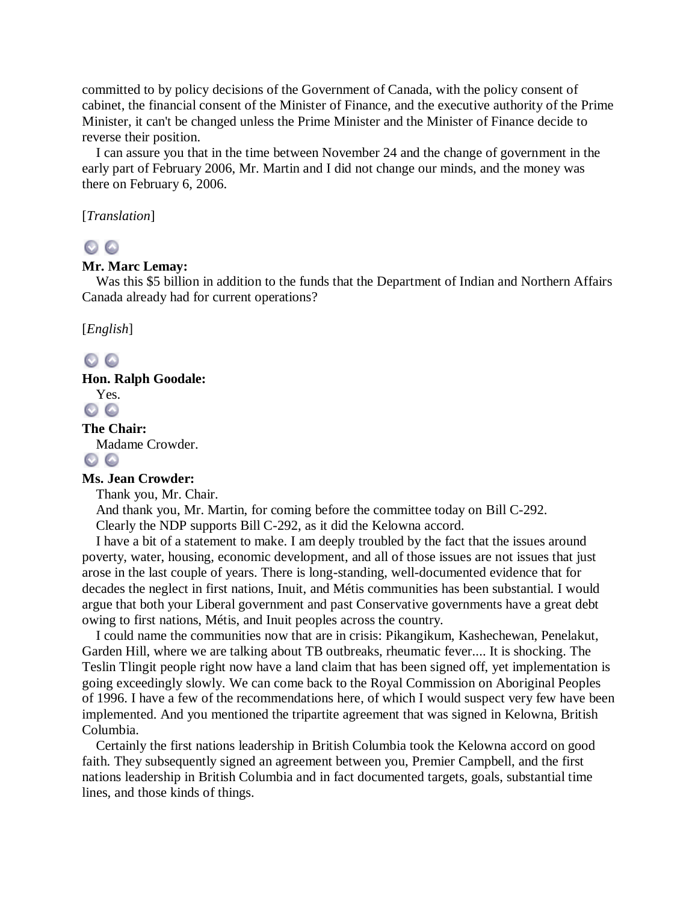committed to by policy decisions of the Government of Canada, with the policy consent of cabinet, the financial consent of the Minister of Finance, and the executive authority of the Prime Minister, it can't be changed unless the Prime Minister and the Minister of Finance decide to reverse their position.

I can assure you that in the time between November 24 and the change of government in the early part of February 2006, Mr. Martin and I did not change our minds, and the money was there on February 6, 2006.

[*Translation*]

**Mr. Marc Lemay:**

Was this $5 billion in addition to the funds that the Department of Indian and Northern Affairs Canada already had for current operations?

[*English*]

**Hon. Ralph Goodale:**

Yes.

**The Chair:**

Madame Crowder.

**Ms. Jean Crowder:**

Thank you, Mr. Chair.

And thank you, Mr. Martin, for coming before the committee today on Bill C-292.

Clearly the NDP supports Bill C-292, as it did the Kelowna accord.

I have a bit of a statement to make. I am deeply troubled by the fact that the issues around poverty, water, housing, economic development, and all of those issues are not issues that just arose in the last couple of years. There is long-standing, well-documented evidence that for decades the neglect in first nations, Inuit, and Métis communities has been substantial. I would argue that both your Liberal government and past Conservative governments have a great debt owing to first nations, Métis, and Inuit peoples across the country.

I could name the communities now that are in crisis: Pikangikum, Kashechewan, Penelakut, Garden Hill, where we are talking about TB outbreaks, rheumatic fever.... It is shocking. The Teslin Tlingit people right now have a land claim that has been signed off, yet implementation is going exceedingly slowly. We can come back to the Royal Commission on Aboriginal Peoples of 1996. I have a few of the recommendations here, of which I would suspect very few have been implemented. And you mentioned the tripartite agreement that was signed in Kelowna, British Columbia.

Certainly the first nations leadership in British Columbia took the Kelowna accord on good faith. They subsequently signed an agreement between you, Premier Campbell, and the first nations leadership in British Columbia and in fact documented targets, goals, substantial time lines, and those kinds of things.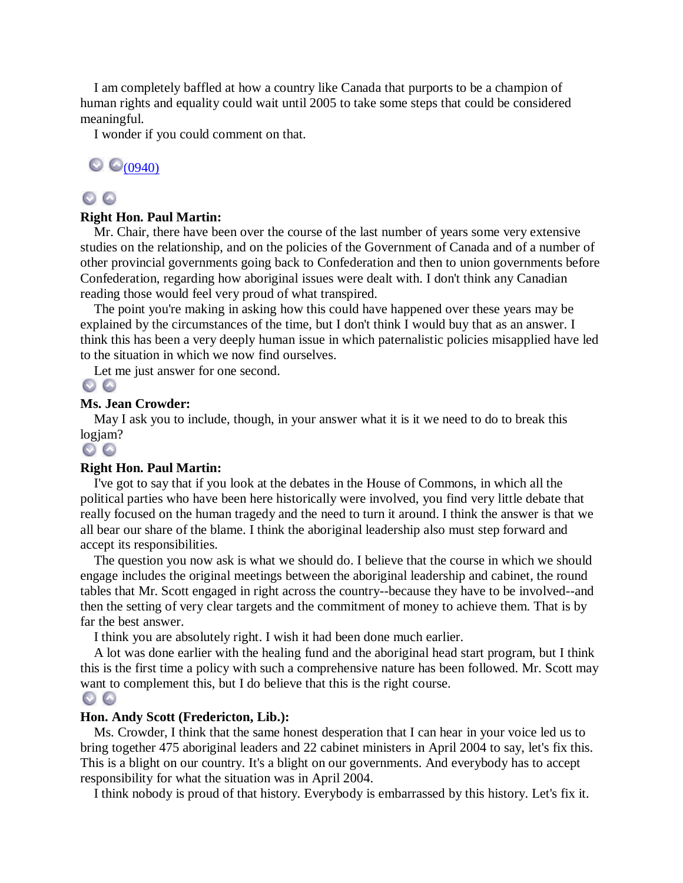I am completely baffled at how a country like Canada that purports to be a champion of human rights and equality could wait until 2005 to take some steps that could be considered meaningful.

I wonder if you could comment on that.

(0940)

**Right Hon. Paul Martin:**

Mr. Chair, there have been over the course of the last number of years some very extensive studies on the relationship, and on the policies of the Government of Canada and of a number of other provincial governments going back to Confederation and then to union governments before Confederation, regarding how aboriginal issues were dealt with. I don't think any Canadian reading those would feel very proud of what transpired.

The point you're making in asking how this could have happened over these years may be explained by the circumstances of the time, but I don't think I would buy that as an answer. I think this has been a very deeply human issue in which paternalistic policies misapplied have led to the situation in which we now find ourselves.

Let me just answer for one second.

**Ms. Jean Crowder:**

May I ask you to include, though, in your answer what it is it we need to do to break this logjam?

**Right Hon. Paul Martin:**

I've got to say that if you look at the debates in the House of Commons, in which all the political parties who have been here historically were involved, you find very little debate that really focused on the human tragedy and the need to turn it around. I think the answer is that we all bear our share of the blame. I think the aboriginal leadership also must step forward and accept its responsibilities.

The question you now ask is what we should do. I believe that the course in which we should engage includes the original meetings between the aboriginal leadership and cabinet, the round tables that Mr. Scott engaged in right across the country--because they have to be involved--and then the setting of very clear targets and the commitment of money to achieve them. That is by far the best answer.

I think you are absolutely right. I wish it had been done much earlier.

A lot was done earlier with the healing fund and the aboriginal head start program, but I think this is the first time a policy with such a comprehensive nature has been followed. Mr. Scott may want to complement this, but I do believe that this is the right course.

**Hon. Andy Scott (Fredericton, Lib.):**

Ms. Crowder, I think that the same honest desperation that I can hear in your voice led us to bring together 475 aboriginal leaders and 22 cabinet ministers in April 2004 to say, let's fix this. This is a blight on our country. It's a blight on our governments. And everybody has to accept responsibility for what the situation was in April 2004.

I think nobody is proud of that history. Everybody is embarrassed by this history. Let's fix it.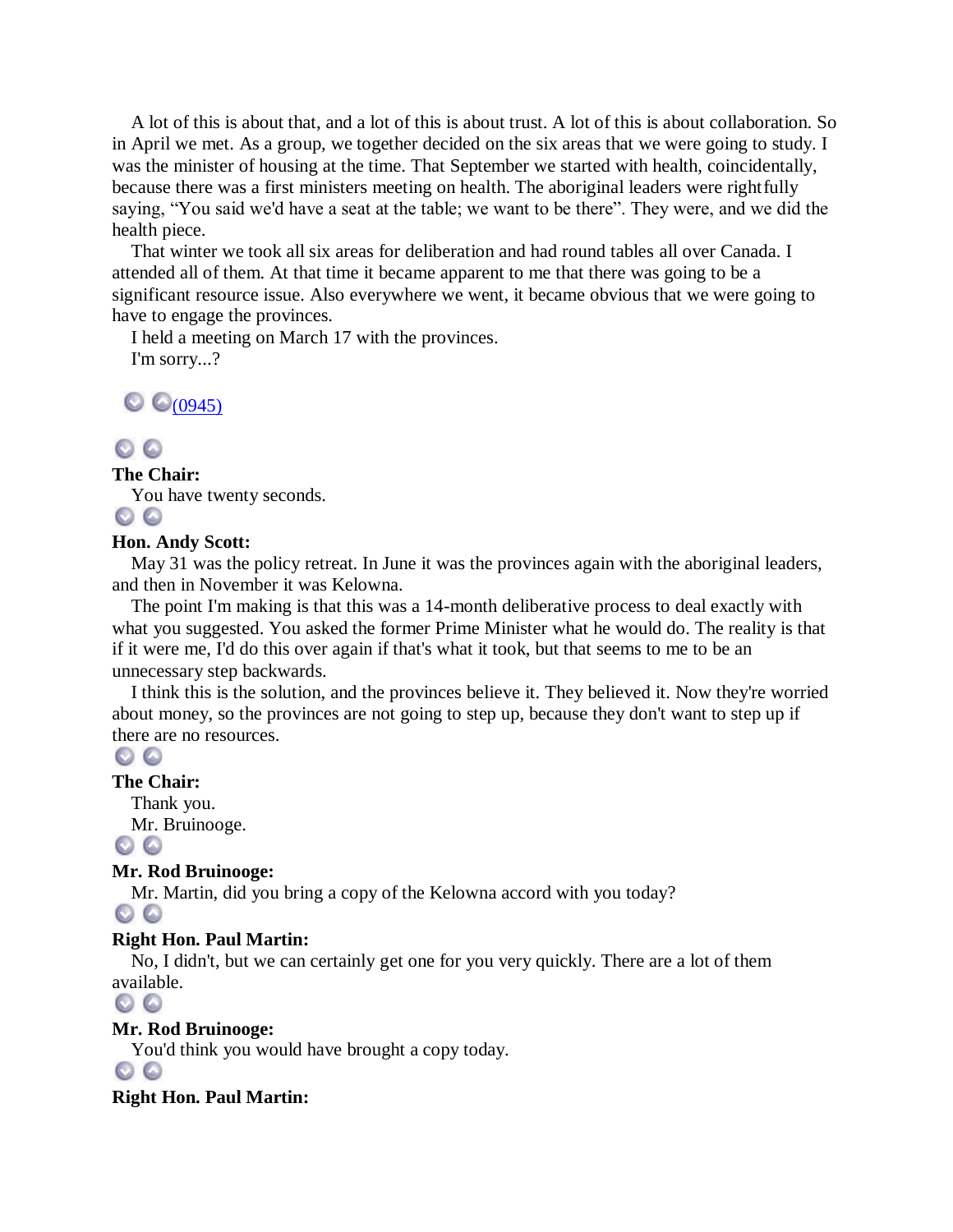A lot of this is about that, and a lot of this is about trust. A lot of this is about collaboration. So in April we met. As a group, we together decided on the six areas that we were going to study. I was the minister of housing at the time. That September we started with health, coincidentally, because there was a first ministers meeting on health. The aboriginal leaders were rightfully saying, “You said we'd have a seat at the table; we want to be there”. They were, and we did the health piece.

That winter we took all six areas for deliberation and had round tables all over Canada. I attended all of them. At that time it became apparent to me that there was going to be a significant resource issue. Also everywhere we went, it became obvious that we were going to have to engage the provinces.

I held a meeting on March 17 with the provinces.

I'm sorry...?

(0945)

**The Chair:**

You have twenty seconds.

**Hon. Andy Scott:**

May 31 was the policy retreat. In June it was the provinces again with the aboriginal leaders, and then in November it was Kelowna.

The point I'm making is that this was a 14-month deliberative process to deal exactly with what you suggested. You asked the former Prime Minister what he would do. The reality is that if it were me, I'd do this over again if that's what it took, but that seems to me to be an unnecessary step backwards.

I think this is the solution, and the provinces believe it. They believed it. Now they're worried about money, so the provinces are not going to step up, because they don't want to step up if there are no resources.

**The Chair:**

Thank you.

Mr. Bruinooge.

**Mr. Rod Bruinooge:**

Mr. Martin, did you bring a copy of the Kelowna accord with you today?

**Right Hon. Paul Martin:**

No, I didn't, but we can certainly get one for you very quickly. There are a lot of them available.

**Mr. Rod Bruinooge:**

You'd think you would have brought a copy today.

**Right Hon. Paul Martin:**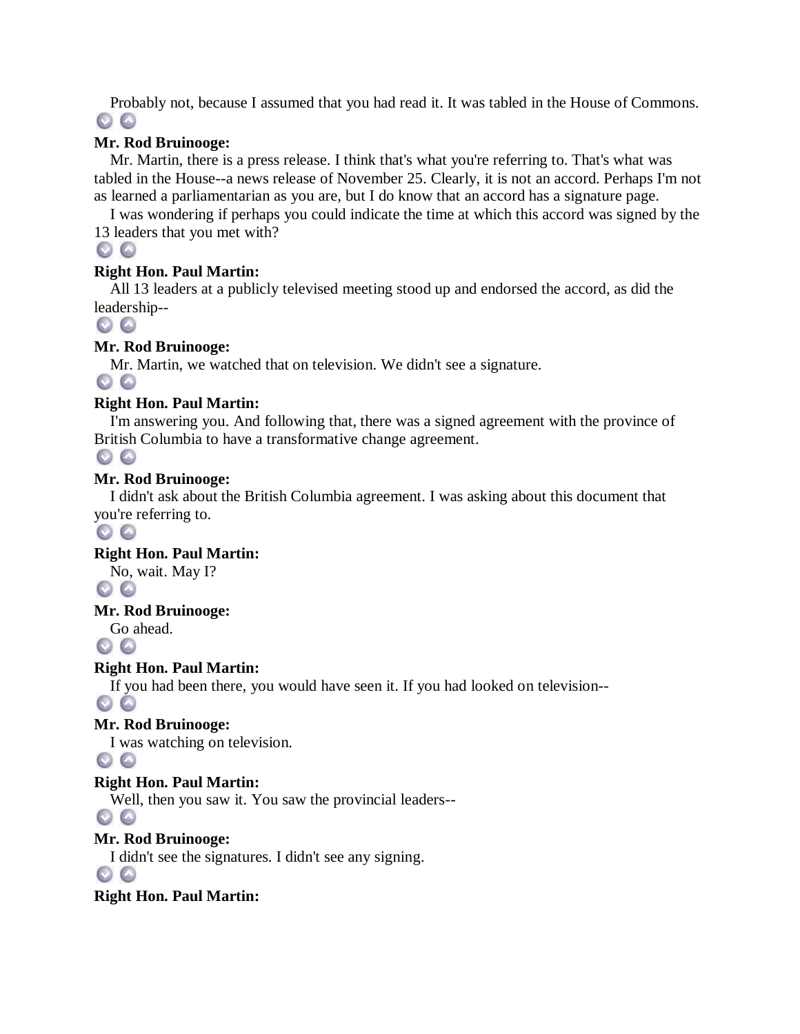Probably not, because I assumed that you had read it. It was tabled in the House of Commons.

**Mr. Rod Bruinooge:**

Mr. Martin, there is a press release. I think that's what you're referring to. That's what was tabled in the House--a news release of November 25. Clearly, it is not an accord. Perhaps I'm not as learned a parliamentarian as you are, but I do know that an accord has a signature page.

I was wondering if perhaps you could indicate the time at which this accord was signed by the 13 leaders that you met with?

**Right Hon. Paul Martin:**

All 13 leaders at a publicly televised meeting stood up and endorsed the accord, as did the leadership--

**Mr. Rod Bruinooge:**

Mr. Martin, we watched that on television. We didn't see a signature.

**Right Hon. Paul Martin:**

I'm answering you. And following that, there was a signed agreement with the province of British Columbia to have a transformative change agreement.

**Mr. Rod Bruinooge:**

I didn't ask about the British Columbia agreement. I was asking about this document that you're referring to.

**Right Hon. Paul Martin:**

No, wait. May I?

**Mr. Rod Bruinooge:**

Go ahead.

**Right Hon. Paul Martin:**

If you had been there, you would have seen it. If you had looked on television--

**Mr. Rod Bruinooge:**

I was watching on television.

**Right Hon. Paul Martin:**

Well, then you saw it. You saw the provincial leaders--

**Mr. Rod Bruinooge:**

I didn't see the signatures. I didn't see any signing.

**Right Hon. Paul Martin:**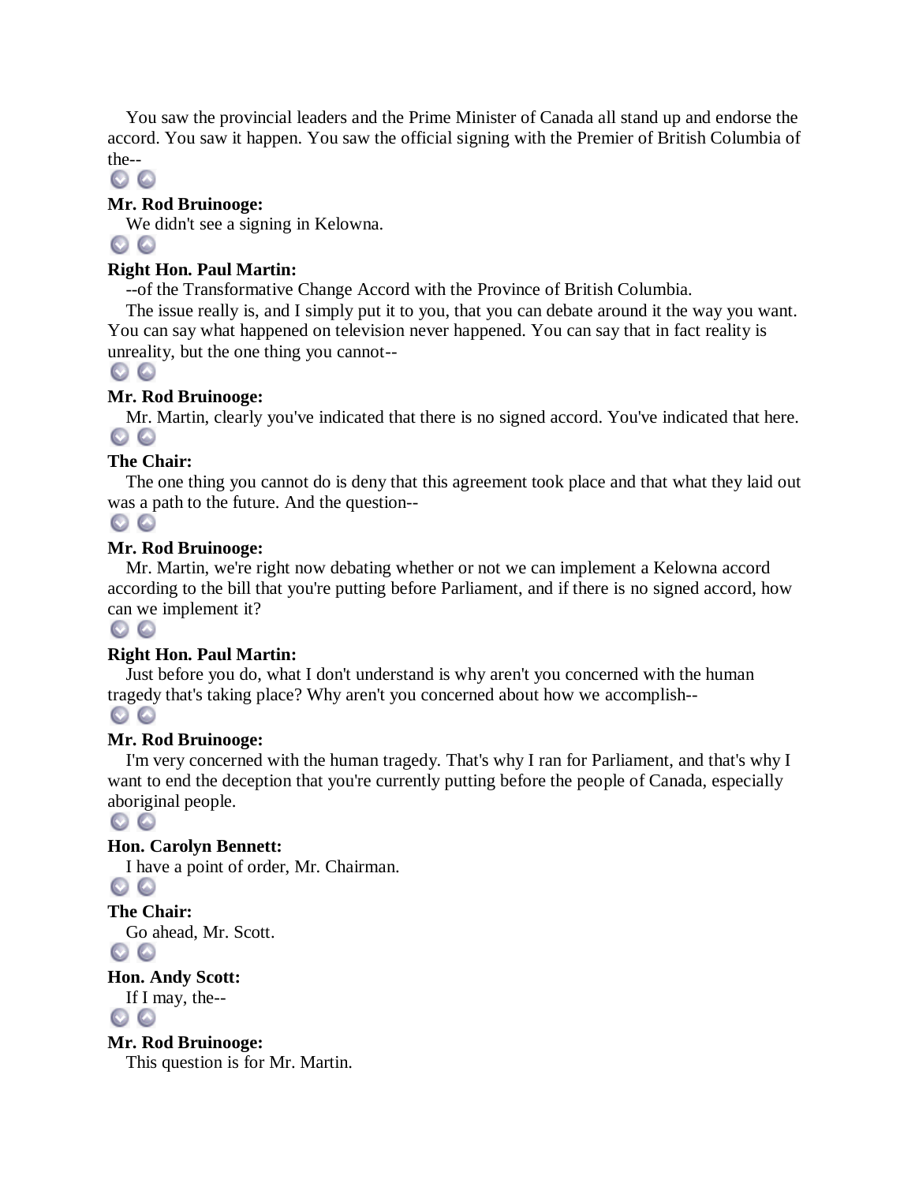You saw the provincial leaders and the Prime Minister of Canada all stand up and endorse the accord. You saw it happen. You saw the official signing with the Premier of British Columbia of the--

**Mr. Rod Bruinooge:**

We didn't see a signing in Kelowna.

**Right Hon. Paul Martin:**

--of the Transformative Change Accord with the Province of British Columbia.

The issue really is, and I simply put it to you, that you can debate around it the way you want. You can say what happened on television never happened. You can say that in fact reality is unreality, but the one thing you cannot--

**Mr. Rod Bruinooge:**

Mr. Martin, clearly you've indicated that there is no signed accord. You've indicated that here.

**The Chair:**

The one thing you cannot do is deny that this agreement took place and that what they laid out was a path to the future. And the question--

**Mr. Rod Bruinooge:**

Mr. Martin, we're right now debating whether or not we can implement a Kelowna accord according to the bill that you're putting before Parliament, and if there is no signed accord, how can we implement it?

**Right Hon. Paul Martin:**

Just before you do, what I don't understand is why aren't you concerned with the human tragedy that's taking place? Why aren't you concerned about how we accomplish--

**Mr. Rod Bruinooge:**

I'm very concerned with the human tragedy. That's why I ran for Parliament, and that's why I want to end the deception that you're currently putting before the people of Canada, especially aboriginal people.

**Hon. Carolyn Bennett:**

I have a point of order, Mr. Chairman.

**The Chair:**

Go ahead, Mr. Scott.

**Hon. Andy Scott:**

If I may, the--

**Mr. Rod Bruinooge:**

This question is for Mr. Martin.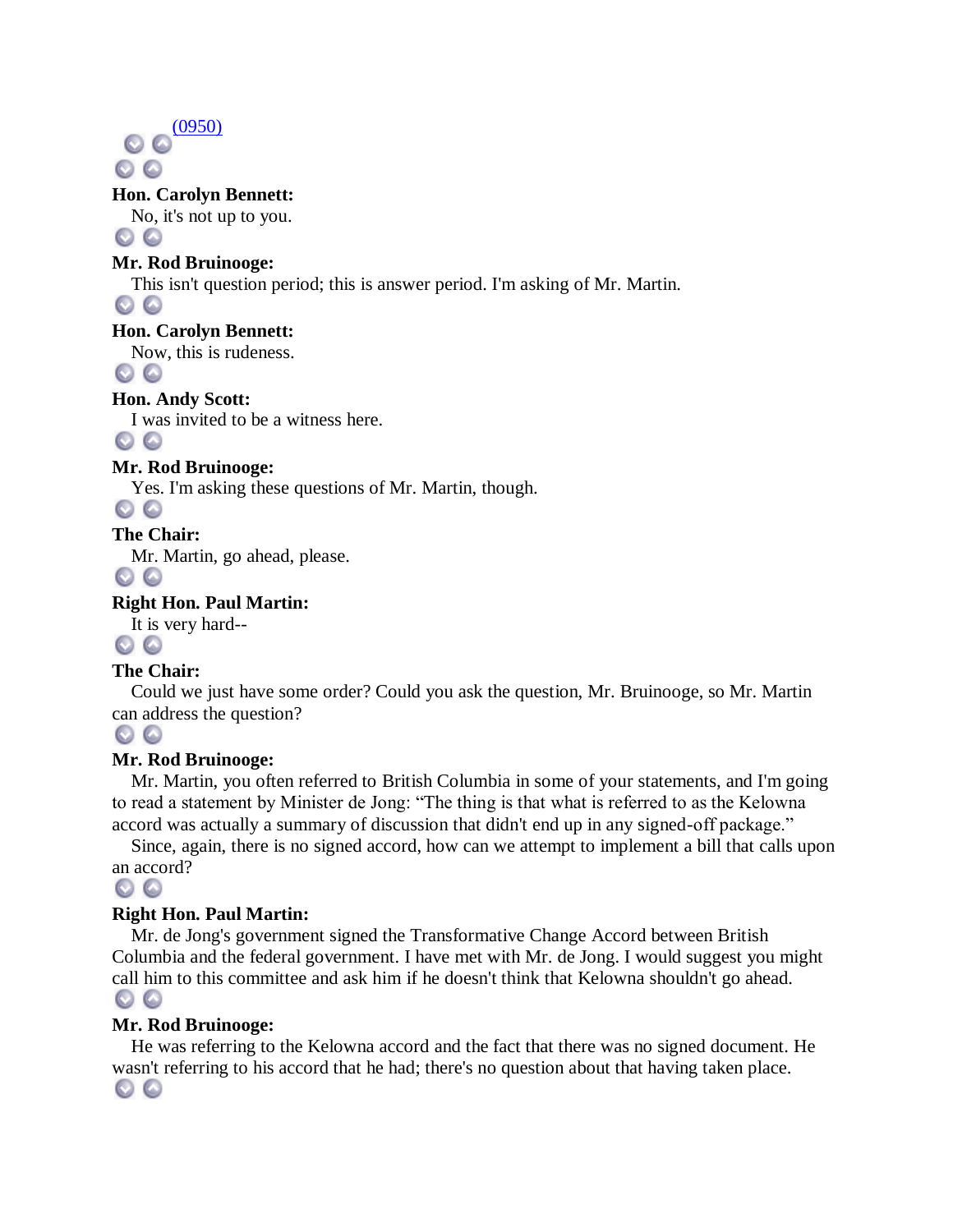[(0950)]

**Hon. Carolyn Bennett:**
No, it's not up to you.

**Mr. Rod Bruinooge:**
This isn't question period; this is answer period. I'm asking of Mr. Martin.

**Hon. Carolyn Bennett:**
Now, this is rudeness.

**Hon. Andy Scott:**
I was invited to be a witness here.

**Mr. Rod Bruinooge:**
Yes. I'm asking these questions of Mr. Martin, though.

**The Chair:**
Mr. Martin, go ahead, please.

**Right Hon. Paul Martin:**
It is very hard--

**The Chair:**
Could we just have some order? Could you ask the question, Mr. Bruinooge, so Mr. Martin can address the question?

**Mr. Rod Bruinooge:**
Mr. Martin, you often referred to British Columbia in some of your statements, and I'm going to read a statement by Minister de Jong: "The thing is that what is referred to as the Kelowna accord was actually a summary of discussion that didn't end up in any signed-off package."

Since, again, there is no signed accord, how can we attempt to implement a bill that calls upon an accord?

**Right Hon. Paul Martin:**
Mr. de Jong's government signed the Transformative Change Accord between British Columbia and the federal government. I have met with Mr. de Jong. I would suggest you might call him to this committee and ask him if he doesn't think that Kelowna shouldn't go ahead.

**Mr. Rod Bruinooge:**
He was referring to the Kelowna accord and the fact that there was no signed document. He wasn't referring to his accord that he had; there's no question about that having taken place.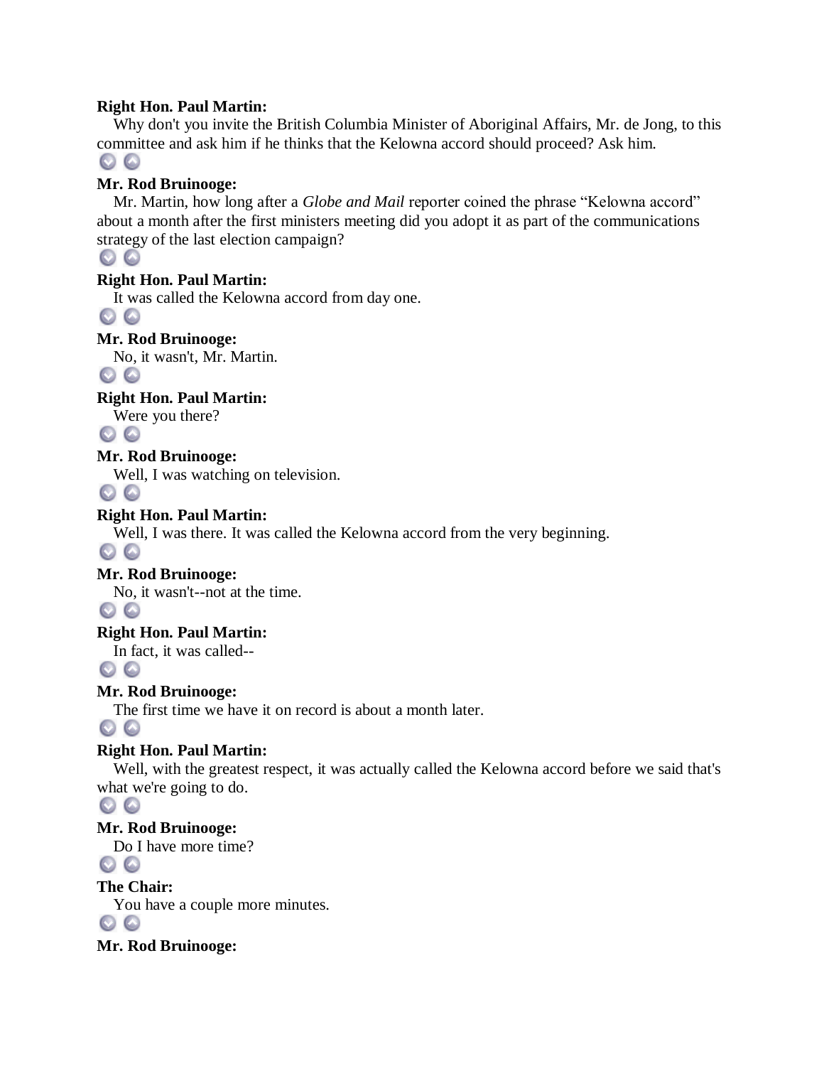**Right Hon. Paul Martin:**

Why don't you invite the British Columbia Minister of Aboriginal Affairs, Mr. de Jong, to this committee and ask him if he thinks that the Kelowna accord should proceed? Ask him.

**Mr. Rod Bruinooge:**

Mr. Martin, how long after a *Globe and Mail* reporter coined the phrase "Kelowna accord" about a month after the first ministers meeting did you adopt it as part of the communications strategy of the last election campaign?

**Right Hon. Paul Martin:**

It was called the Kelowna accord from day one.

**Mr. Rod Bruinooge:**

No, it wasn't, Mr. Martin.

**Right Hon. Paul Martin:**

Were you there?

**Mr. Rod Bruinooge:**

Well, I was watching on television.

**Right Hon. Paul Martin:**

Well, I was there. It was called the Kelowna accord from the very beginning.

**Mr. Rod Bruinooge:**

No, it wasn't--not at the time.

**Right Hon. Paul Martin:**

In fact, it was called--

**Mr. Rod Bruinooge:**

The first time we have it on record is about a month later.

**Right Hon. Paul Martin:**

Well, with the greatest respect, it was actually called the Kelowna accord before we said that's what we're going to do.

**Mr. Rod Bruinooge:**

Do I have more time?

**The Chair:**

You have a couple more minutes.

**Mr. Rod Bruinooge:**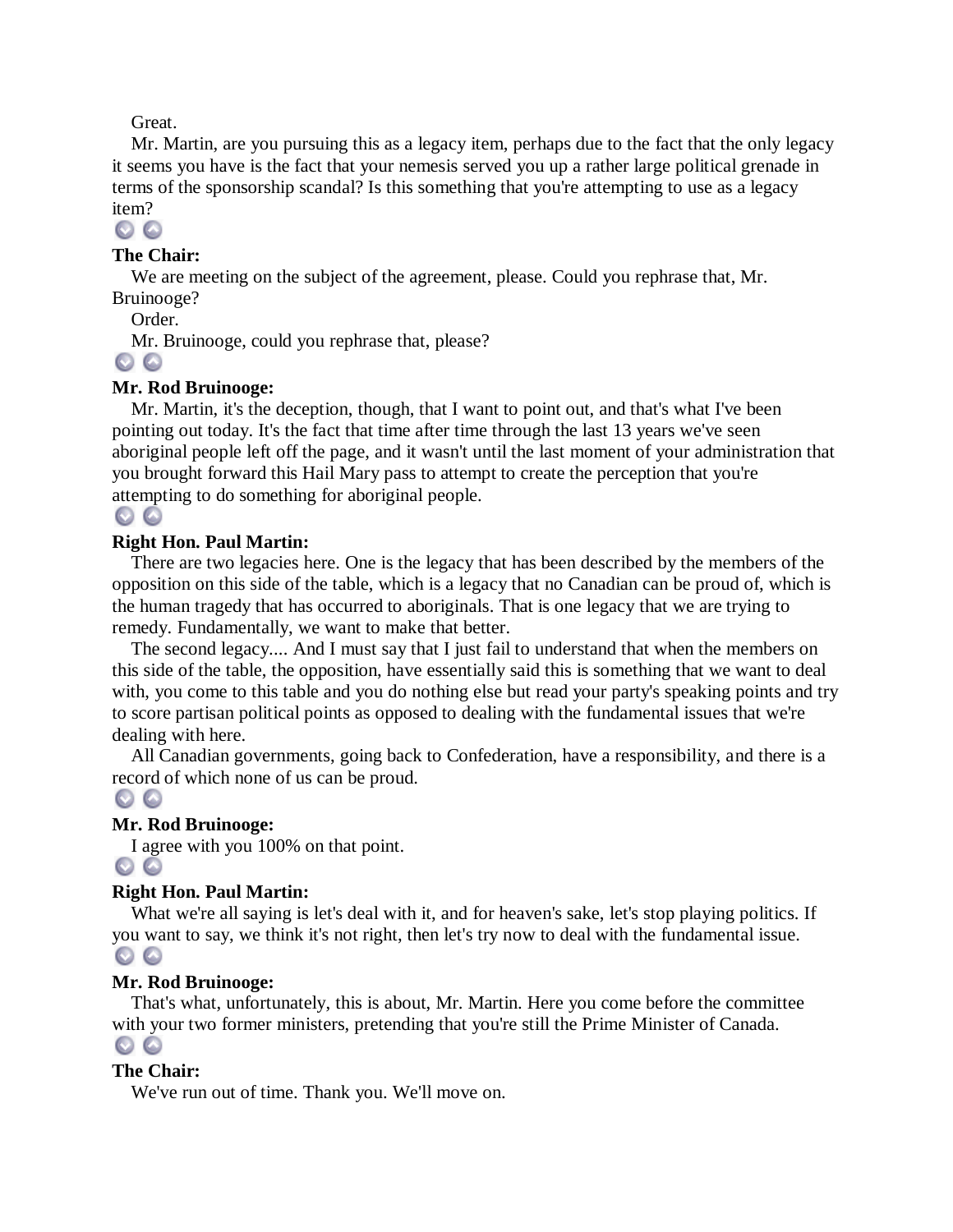Great.

Mr. Martin, are you pursuing this as a legacy item, perhaps due to the fact that the only legacy it seems you have is the fact that your nemesis served you up a rather large political grenade in terms of the sponsorship scandal? Is this something that you're attempting to use as a legacy item?

**The Chair:**

We are meeting on the subject of the agreement, please. Could you rephrase that, Mr. Bruinooge?

Order.

Mr. Bruinooge, could you rephrase that, please?

**Mr. Rod Bruinooge:**

Mr. Martin, it's the deception, though, that I want to point out, and that's what I've been pointing out today. It's the fact that time after time through the last 13 years we've seen aboriginal people left off the page, and it wasn't until the last moment of your administration that you brought forward this Hail Mary pass to attempt to create the perception that you're attempting to do something for aboriginal people.

**Right Hon. Paul Martin:**

There are two legacies here. One is the legacy that has been described by the members of the opposition on this side of the table, which is a legacy that no Canadian can be proud of, which is the human tragedy that has occurred to aboriginals. That is one legacy that we are trying to remedy. Fundamentally, we want to make that better.

The second legacy.... And I must say that I just fail to understand that when the members on this side of the table, the opposition, have essentially said this is something that we want to deal with, you come to this table and you do nothing else but read your party's speaking points and try to score partisan political points as opposed to dealing with the fundamental issues that we're dealing with here.

All Canadian governments, going back to Confederation, have a responsibility, and there is a record of which none of us can be proud.

**Mr. Rod Bruinooge:**

I agree with you 100% on that point.

**Right Hon. Paul Martin:**

What we're all saying is let's deal with it, and for heaven's sake, let's stop playing politics. If you want to say, we think it's not right, then let's try now to deal with the fundamental issue.

**Mr. Rod Bruinooge:**

That's what, unfortunately, this is about, Mr. Martin. Here you come before the committee with your two former ministers, pretending that you're still the Prime Minister of Canada.

**The Chair:**

We've run out of time. Thank you. We'll move on.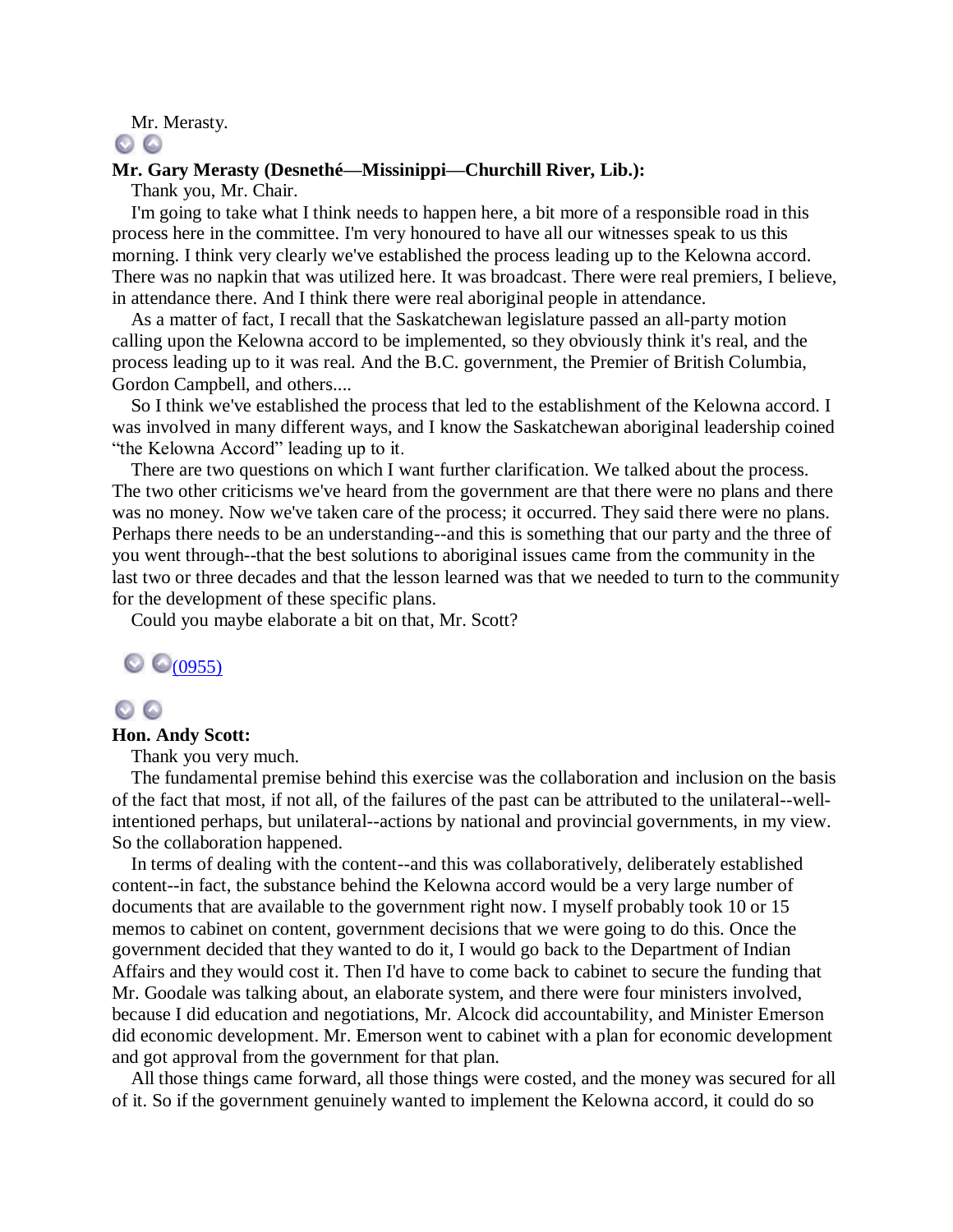Mr. Merasty.

**Mr. Gary Merasty (Desnethé—Missinippi—Churchill River, Lib.):**

Thank you, Mr. Chair.

I'm going to take what I think needs to happen here, a bit more of a responsible road in this process here in the committee. I'm very honoured to have all our witnesses speak to us this morning. I think very clearly we've established the process leading up to the Kelowna accord. There was no napkin that was utilized here. It was broadcast. There were real premiers, I believe, in attendance there. And I think there were real aboriginal people in attendance.

As a matter of fact, I recall that the Saskatchewan legislature passed an all-party motion calling upon the Kelowna accord to be implemented, so they obviously think it's real, and the process leading up to it was real. And the B.C. government, the Premier of British Columbia, Gordon Campbell, and others....

So I think we've established the process that led to the establishment of the Kelowna accord. I was involved in many different ways, and I know the Saskatchewan aboriginal leadership coined "the Kelowna Accord" leading up to it.

There are two questions on which I want further clarification. We talked about the process. The two other criticisms we've heard from the government are that there were no plans and there was no money. Now we've taken care of the process; it occurred. They said there were no plans. Perhaps there needs to be an understanding--and this is something that our party and the three of you went through--that the best solutions to aboriginal issues came from the community in the last two or three decades and that the lesson learned was that we needed to turn to the community for the development of these specific plans.

Could you maybe elaborate a bit on that, Mr. Scott?

(0955)

**Hon. Andy Scott:**

Thank you very much.

The fundamental premise behind this exercise was the collaboration and inclusion on the basis of the fact that most, if not all, of the failures of the past can be attributed to the unilateral--well-intentioned perhaps, but unilateral--actions by national and provincial governments, in my view. So the collaboration happened.

In terms of dealing with the content--and this was collaboratively, deliberately established content--in fact, the substance behind the Kelowna accord would be a very large number of documents that are available to the government right now. I myself probably took 10 or 15 memos to cabinet on content, government decisions that we were going to do this. Once the government decided that they wanted to do it, I would go back to the Department of Indian Affairs and they would cost it. Then I'd have to come back to cabinet to secure the funding that Mr. Goodale was talking about, an elaborate system, and there were four ministers involved, because I did education and negotiations, Mr. Alcock did accountability, and Minister Emerson did economic development. Mr. Emerson went to cabinet with a plan for economic development and got approval from the government for that plan.

All those things came forward, all those things were costed, and the money was secured for all of it. So if the government genuinely wanted to implement the Kelowna accord, it could do so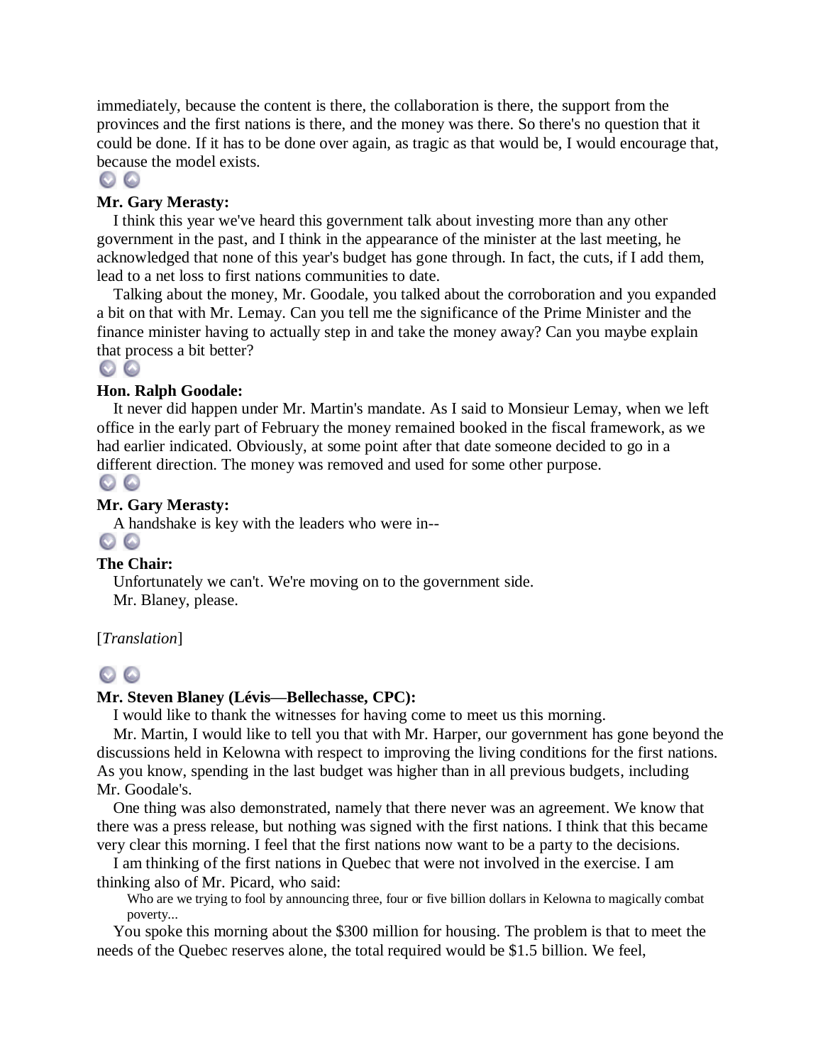immediately, because the content is there, the collaboration is there, the support from the provinces and the first nations is there, and the money was there. So there's no question that it could be done. If it has to be done over again, as tragic as that would be, I would encourage that, because the model exists.

**Mr. Gary Merasty:**

I think this year we've heard this government talk about investing more than any other government in the past, and I think in the appearance of the minister at the last meeting, he acknowledged that none of this year's budget has gone through. In fact, the cuts, if I add them, lead to a net loss to first nations communities to date.

Talking about the money, Mr. Goodale, you talked about the corroboration and you expanded a bit on that with Mr. Lemay. Can you tell me the significance of the Prime Minister and the finance minister having to actually step in and take the money away? Can you maybe explain that process a bit better?

**Hon. Ralph Goodale:**

It never did happen under Mr. Martin's mandate. As I said to Monsieur Lemay, when we left office in the early part of February the money remained booked in the fiscal framework, as we had earlier indicated. Obviously, at some point after that date someone decided to go in a different direction. The money was removed and used for some other purpose.

**Mr. Gary Merasty:**

A handshake is key with the leaders who were in--

**The Chair:**

Unfortunately we can't. We're moving on to the government side.

Mr. Blaney, please.

[*Translation*]

**Mr. Steven Blaney (Lévis—Bellechasse, CPC):**

I would like to thank the witnesses for having come to meet us this morning.

Mr. Martin, I would like to tell you that with Mr. Harper, our government has gone beyond the discussions held in Kelowna with respect to improving the living conditions for the first nations. As you know, spending in the last budget was higher than in all previous budgets, including Mr. Goodale's.

One thing was also demonstrated, namely that there never was an agreement. We know that there was a press release, but nothing was signed with the first nations. I think that this became very clear this morning. I feel that the first nations now want to be a party to the decisions.

I am thinking of the first nations in Quebec that were not involved in the exercise. I am thinking also of Mr. Picard, who said:

> Who are we trying to fool by announcing three, four or five billion dollars in Kelowna to magically combat poverty...

You spoke this morning about the $300 million for housing. The problem is that to meet the needs of the Quebec reserves alone, the total required would be $1.5 billion. We feel,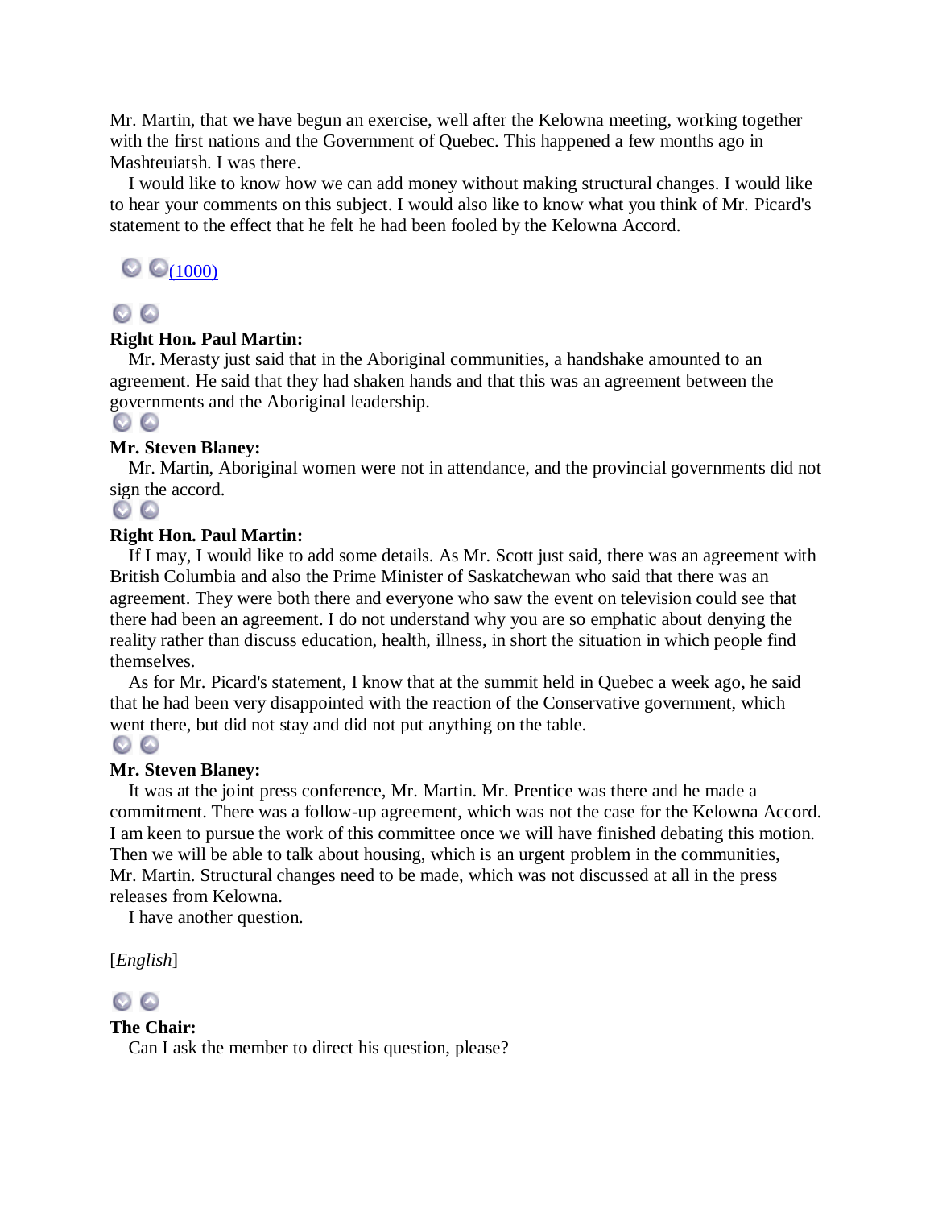Mr. Martin, that we have begun an exercise, well after the Kelowna meeting, working together with the first nations and the Government of Quebec. This happened a few months ago in Mashteuiatsh. I was there.

I would like to know how we can add money without making structural changes. I would like to hear your comments on this subject. I would also like to know what you think of Mr. Picard's statement to the effect that he felt he had been fooled by the Kelowna Accord.

(1000)

**Right Hon. Paul Martin:**

Mr. Merasty just said that in the Aboriginal communities, a handshake amounted to an agreement. He said that they had shaken hands and that this was an agreement between the governments and the Aboriginal leadership.

**Mr. Steven Blaney:**

Mr. Martin, Aboriginal women were not in attendance, and the provincial governments did not sign the accord.

**Right Hon. Paul Martin:**

If I may, I would like to add some details. As Mr. Scott just said, there was an agreement with British Columbia and also the Prime Minister of Saskatchewan who said that there was an agreement. They were both there and everyone who saw the event on television could see that there had been an agreement. I do not understand why you are so emphatic about denying the reality rather than discuss education, health, illness, in short the situation in which people find themselves.

As for Mr. Picard's statement, I know that at the summit held in Quebec a week ago, he said that he had been very disappointed with the reaction of the Conservative government, which went there, but did not stay and did not put anything on the table.

**Mr. Steven Blaney:**

It was at the joint press conference, Mr. Martin. Mr. Prentice was there and he made a commitment. There was a follow-up agreement, which was not the case for the Kelowna Accord. I am keen to pursue the work of this committee once we will have finished debating this motion. Then we will be able to talk about housing, which is an urgent problem in the communities, Mr. Martin. Structural changes need to be made, which was not discussed at all in the press releases from Kelowna.

I have another question.

[*English*]

**The Chair:**

Can I ask the member to direct his question, please?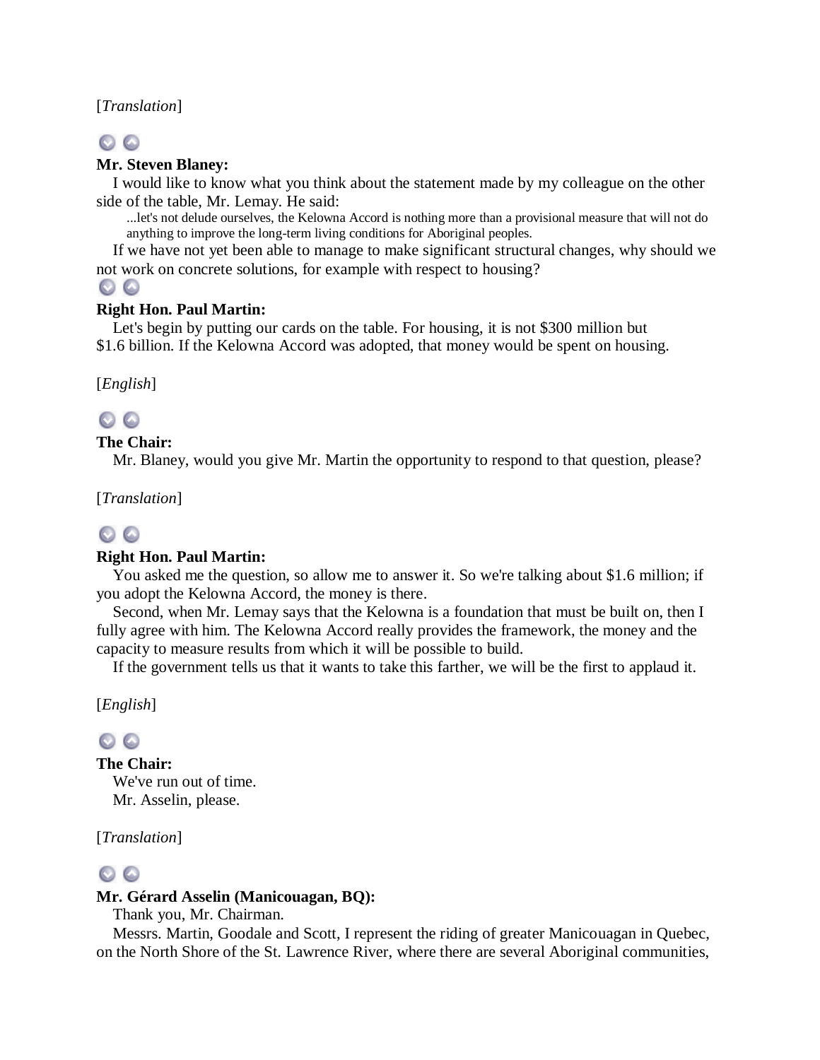[*Translation*]

**Mr. Steven Blaney:**

I would like to know what you think about the statement made by my colleague on the other side of the table, Mr. Lemay. He said:

> ...let's not delude ourselves, the Kelowna Accord is nothing more than a provisional measure that will not do anything to improve the long-term living conditions for Aboriginal peoples.

If we have not yet been able to manage to make significant structural changes, why should we not work on concrete solutions, for example with respect to housing?

**Right Hon. Paul Martin:**

Let's begin by putting our cards on the table. For housing, it is not $300 million but $1.6 billion. If the Kelowna Accord was adopted, that money would be spent on housing.

[*English*]

**The Chair:**

Mr. Blaney, would you give Mr. Martin the opportunity to respond to that question, please?

[*Translation*]

**Right Hon. Paul Martin:**

You asked me the question, so allow me to answer it. So we're talking about $1.6 million; if you adopt the Kelowna Accord, the money is there.

Second, when Mr. Lemay says that the Kelowna is a foundation that must be built on, then I fully agree with him. The Kelowna Accord really provides the framework, the money and the capacity to measure results from which it will be possible to build.

If the government tells us that it wants to take this farther, we will be the first to applaud it.

[*English*]

**The Chair:**

We've run out of time.

Mr. Asselin, please.

[*Translation*]

**Mr. Gérard Asselin (Manicouagan, BQ):**

Thank you, Mr. Chairman.

Messrs. Martin, Goodale and Scott, I represent the riding of greater Manicouagan in Quebec, on the North Shore of the St. Lawrence River, where there are several Aboriginal communities,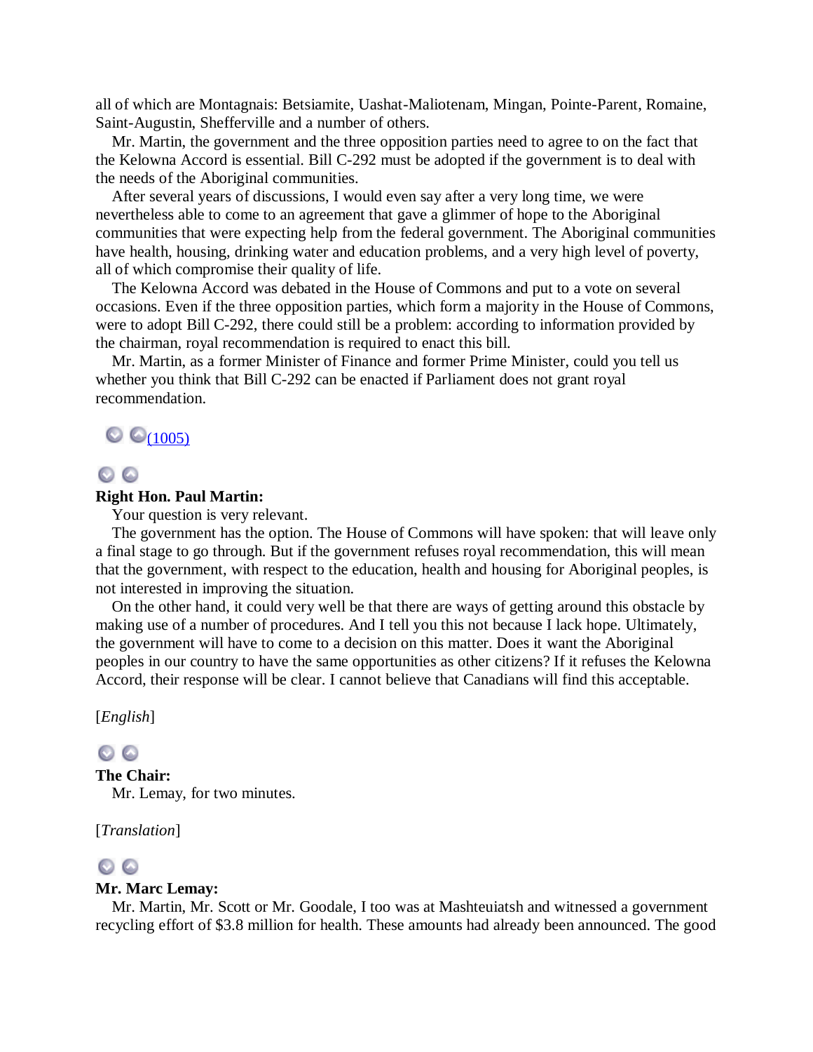all of which are Montagnais: Betsiamite, Uashat-Maliotenam, Mingan, Pointe-Parent, Romaine, Saint-Augustin, Shefferville and a number of others.

Mr. Martin, the government and the three opposition parties need to agree to on the fact that the Kelowna Accord is essential. Bill C-292 must be adopted if the government is to deal with the needs of the Aboriginal communities.

After several years of discussions, I would even say after a very long time, we were nevertheless able to come to an agreement that gave a glimmer of hope to the Aboriginal communities that were expecting help from the federal government. The Aboriginal communities have health, housing, drinking water and education problems, and a very high level of poverty, all of which compromise their quality of life.

The Kelowna Accord was debated in the House of Commons and put to a vote on several occasions. Even if the three opposition parties, which form a majority in the House of Commons, were to adopt Bill C-292, there could still be a problem: according to information provided by the chairman, royal recommendation is required to enact this bill.

Mr. Martin, as a former Minister of Finance and former Prime Minister, could you tell us whether you think that Bill C-292 can be enacted if Parliament does not grant royal recommendation.

(1005)

**Right Hon. Paul Martin:**

Your question is very relevant.

The government has the option. The House of Commons will have spoken: that will leave only a final stage to go through. But if the government refuses royal recommendation, this will mean that the government, with respect to the education, health and housing for Aboriginal peoples, is not interested in improving the situation.

On the other hand, it could very well be that there are ways of getting around this obstacle by making use of a number of procedures. And I tell you this not because I lack hope. Ultimately, the government will have to come to a decision on this matter. Does it want the Aboriginal peoples in our country to have the same opportunities as other citizens? If it refuses the Kelowna Accord, their response will be clear. I cannot believe that Canadians will find this acceptable.

[*English*]

**The Chair:**

Mr. Lemay, for two minutes.

[*Translation*]

**Mr. Marc Lemay:**

Mr. Martin, Mr. Scott or Mr. Goodale, I too was at Mashteuiatsh and witnessed a government recycling effort of $3.8 million for health. These amounts had already been announced. The good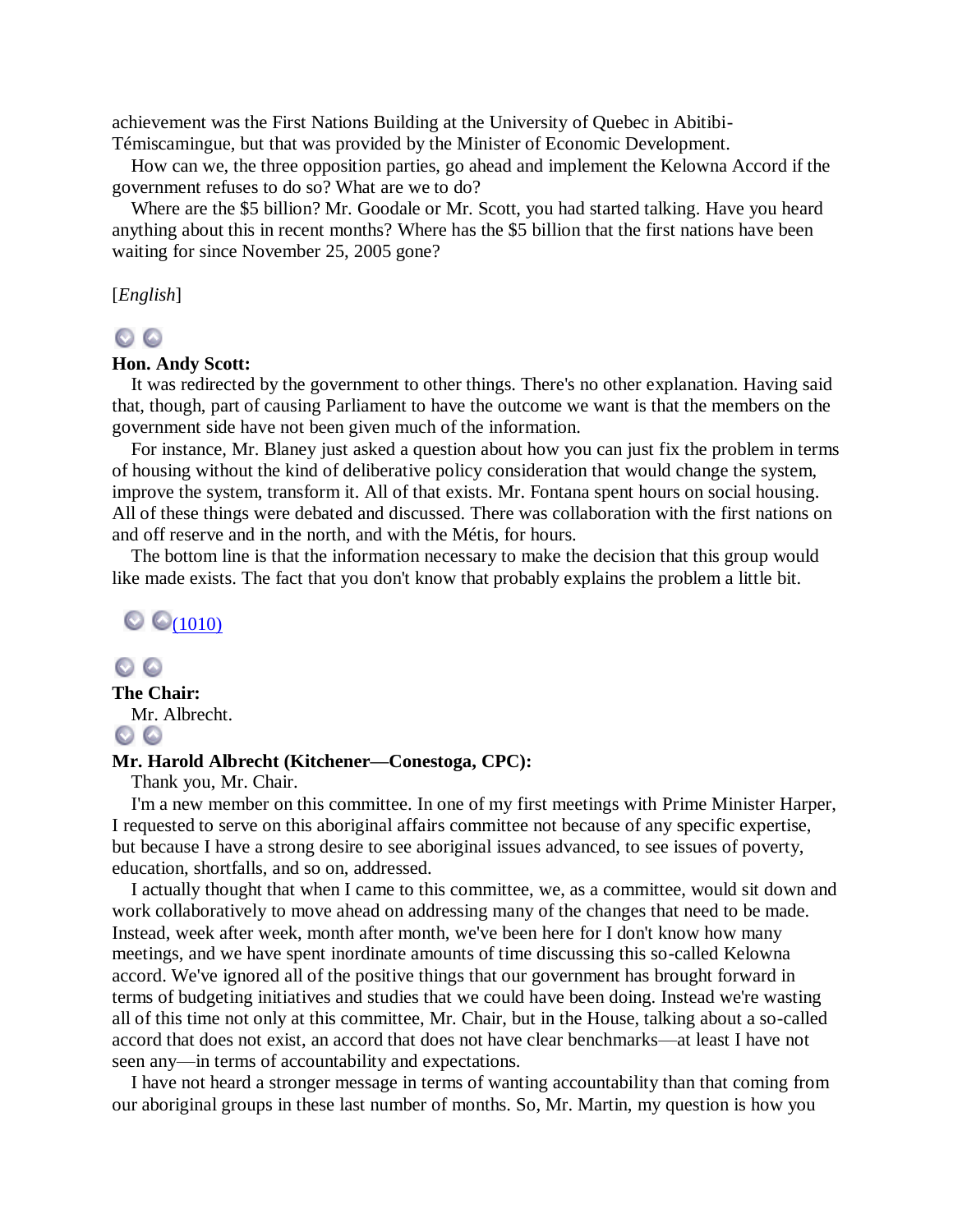achievement was the First Nations Building at the University of Quebec in Abitibi-Témiscamingue, but that was provided by the Minister of Economic Development.

How can we, the three opposition parties, go ahead and implement the Kelowna Accord if the government refuses to do so? What are we to do?

Where are the $5 billion? Mr. Goodale or Mr. Scott, you had started talking. Have you heard anything about this in recent months? Where has the $5 billion that the first nations have been waiting for since November 25, 2005 gone?

[*English*]

**Hon. Andy Scott:**

It was redirected by the government to other things. There's no other explanation. Having said that, though, part of causing Parliament to have the outcome we want is that the members on the government side have not been given much of the information.

For instance, Mr. Blaney just asked a question about how you can just fix the problem in terms of housing without the kind of deliberative policy consideration that would change the system, improve the system, transform it. All of that exists. Mr. Fontana spent hours on social housing. All of these things were debated and discussed. There was collaboration with the first nations on and off reserve and in the north, and with the Métis, for hours.

The bottom line is that the information necessary to make the decision that this group would like made exists. The fact that you don't know that probably explains the problem a little bit.

(1010)

**The Chair:**

Mr. Albrecht.

**Mr. Harold Albrecht (Kitchener—Conestoga, CPC):**

Thank you, Mr. Chair.

I'm a new member on this committee. In one of my first meetings with Prime Minister Harper, I requested to serve on this aboriginal affairs committee not because of any specific expertise, but because I have a strong desire to see aboriginal issues advanced, to see issues of poverty, education, shortfalls, and so on, addressed.

I actually thought that when I came to this committee, we, as a committee, would sit down and work collaboratively to move ahead on addressing many of the changes that need to be made. Instead, week after week, month after month, we've been here for I don't know how many meetings, and we have spent inordinate amounts of time discussing this so-called Kelowna accord. We've ignored all of the positive things that our government has brought forward in terms of budgeting initiatives and studies that we could have been doing. Instead we're wasting all of this time not only at this committee, Mr. Chair, but in the House, talking about a so-called accord that does not exist, an accord that does not have clear benchmarks—at least I have not seen any—in terms of accountability and expectations.

I have not heard a stronger message in terms of wanting accountability than that coming from our aboriginal groups in these last number of months. So, Mr. Martin, my question is how you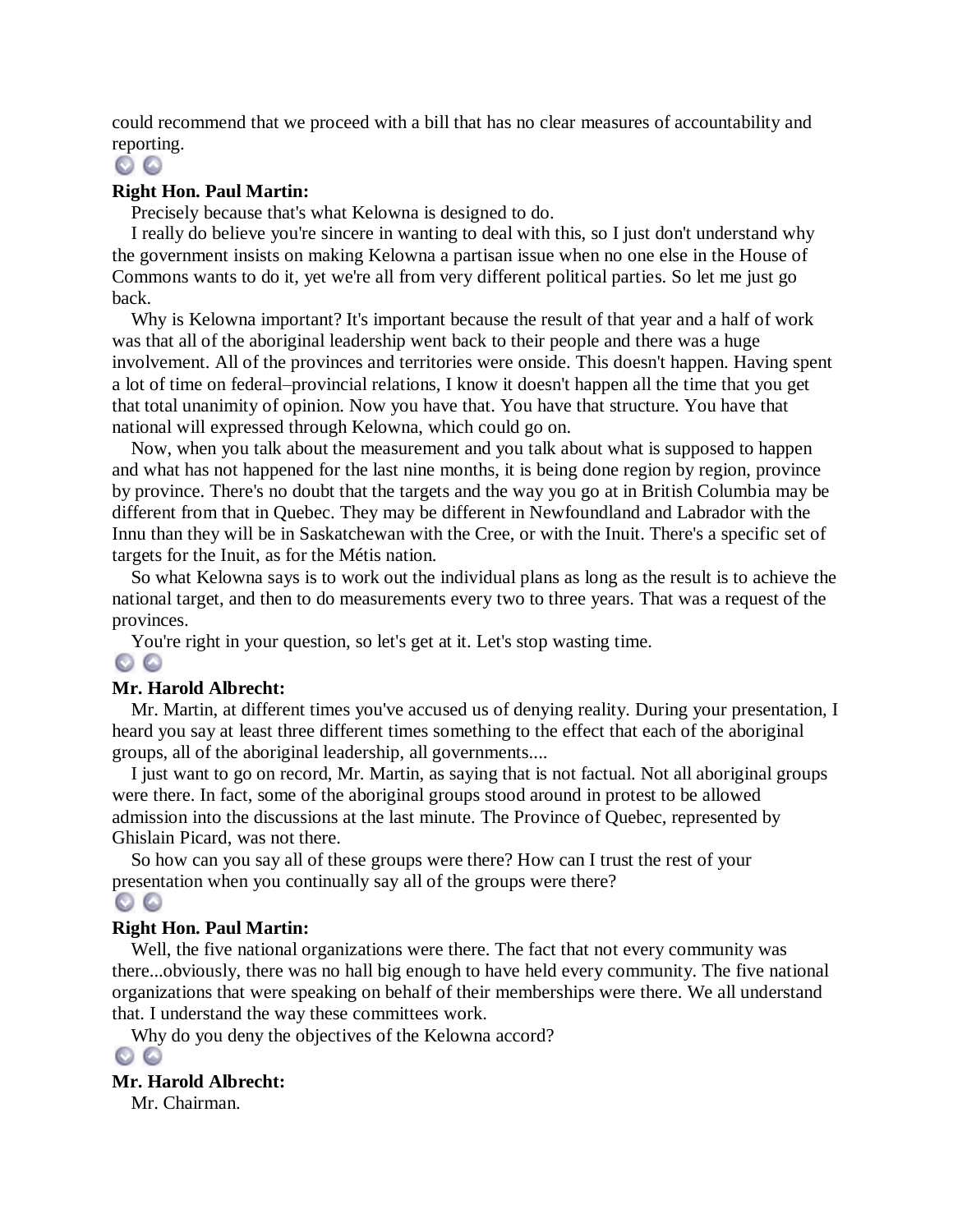could recommend that we proceed with a bill that has no clear measures of accountability and reporting.

**Right Hon. Paul Martin:**

Precisely because that's what Kelowna is designed to do.

I really do believe you're sincere in wanting to deal with this, so I just don't understand why the government insists on making Kelowna a partisan issue when no one else in the House of Commons wants to do it, yet we're all from very different political parties. So let me just go back.

Why is Kelowna important? It's important because the result of that year and a half of work was that all of the aboriginal leadership went back to their people and there was a huge involvement. All of the provinces and territories were onside. This doesn't happen. Having spent a lot of time on federal–provincial relations, I know it doesn't happen all the time that you get that total unanimity of opinion. Now you have that. You have that structure. You have that national will expressed through Kelowna, which could go on.

Now, when you talk about the measurement and you talk about what is supposed to happen and what has not happened for the last nine months, it is being done region by region, province by province. There's no doubt that the targets and the way you go at in British Columbia may be different from that in Quebec. They may be different in Newfoundland and Labrador with the Innu than they will be in Saskatchewan with the Cree, or with the Inuit. There's a specific set of targets for the Inuit, as for the Métis nation.

So what Kelowna says is to work out the individual plans as long as the result is to achieve the national target, and then to do measurements every two to three years. That was a request of the provinces.

You're right in your question, so let's get at it. Let's stop wasting time.

**Mr. Harold Albrecht:**

Mr. Martin, at different times you've accused us of denying reality. During your presentation, I heard you say at least three different times something to the effect that each of the aboriginal groups, all of the aboriginal leadership, all governments....

I just want to go on record, Mr. Martin, as saying that is not factual. Not all aboriginal groups were there. In fact, some of the aboriginal groups stood around in protest to be allowed admission into the discussions at the last minute. The Province of Quebec, represented by Ghislain Picard, was not there.

So how can you say all of these groups were there? How can I trust the rest of your presentation when you continually say all of the groups were there?

**Right Hon. Paul Martin:**

Well, the five national organizations were there. The fact that not every community was there...obviously, there was no hall big enough to have held every community. The five national organizations that were speaking on behalf of their memberships were there. We all understand that. I understand the way these committees work.

Why do you deny the objectives of the Kelowna accord?

**Mr. Harold Albrecht:**

Mr. Chairman.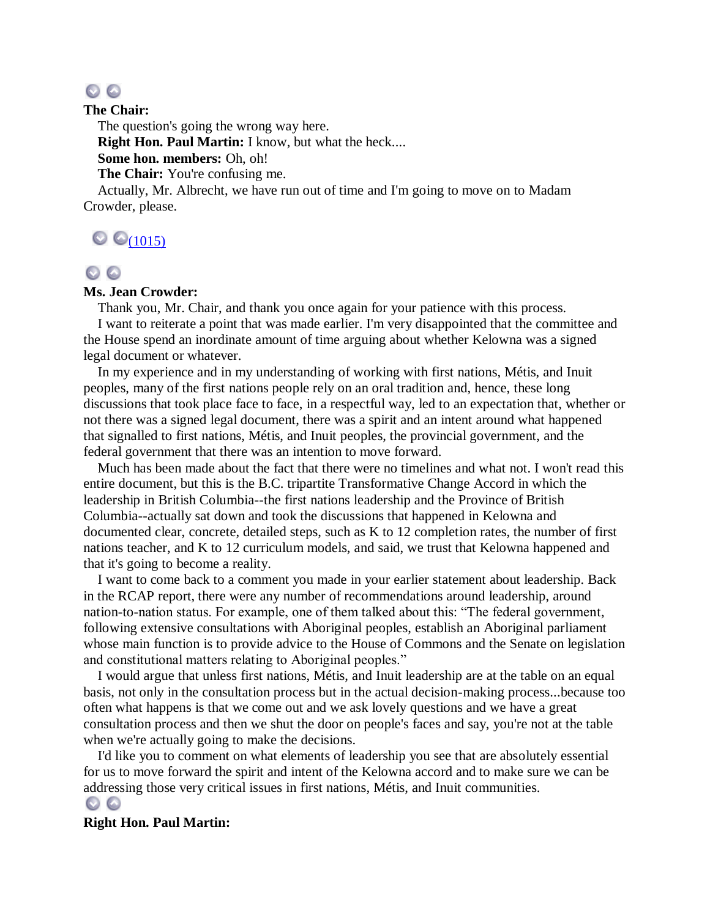**The Chair:**

The question's going the wrong way here.

**Right Hon. Paul Martin:** I know, but what the heck....

**Some hon. members:** Oh, oh!

**The Chair:** You're confusing me.

Actually, Mr. Albrecht, we have run out of time and I'm going to move on to Madam Crowder, please.

(1015)

**Ms. Jean Crowder:**

Thank you, Mr. Chair, and thank you once again for your patience with this process.

I want to reiterate a point that was made earlier. I'm very disappointed that the committee and the House spend an inordinate amount of time arguing about whether Kelowna was a signed legal document or whatever.

In my experience and in my understanding of working with first nations, Métis, and Inuit peoples, many of the first nations people rely on an oral tradition and, hence, these long discussions that took place face to face, in a respectful way, led to an expectation that, whether or not there was a signed legal document, there was a spirit and an intent around what happened that signalled to first nations, Métis, and Inuit peoples, the provincial government, and the federal government that there was an intention to move forward.

Much has been made about the fact that there were no timelines and what not. I won't read this entire document, but this is the B.C. tripartite Transformative Change Accord in which the leadership in British Columbia--the first nations leadership and the Province of British Columbia--actually sat down and took the discussions that happened in Kelowna and documented clear, concrete, detailed steps, such as K to 12 completion rates, the number of first nations teacher, and K to 12 curriculum models, and said, we trust that Kelowna happened and that it's going to become a reality.

I want to come back to a comment you made in your earlier statement about leadership. Back in the RCAP report, there were any number of recommendations around leadership, around nation-to-nation status. For example, one of them talked about this: "The federal government, following extensive consultations with Aboriginal peoples, establish an Aboriginal parliament whose main function is to provide advice to the House of Commons and the Senate on legislation and constitutional matters relating to Aboriginal peoples."

I would argue that unless first nations, Métis, and Inuit leadership are at the table on an equal basis, not only in the consultation process but in the actual decision-making process...because too often what happens is that we come out and we ask lovely questions and we have a great consultation process and then we shut the door on people's faces and say, you're not at the table when we're actually going to make the decisions.

I'd like you to comment on what elements of leadership you see that are absolutely essential for us to move forward the spirit and intent of the Kelowna accord and to make sure we can be addressing those very critical issues in first nations, Métis, and Inuit communities.

**Right Hon. Paul Martin:**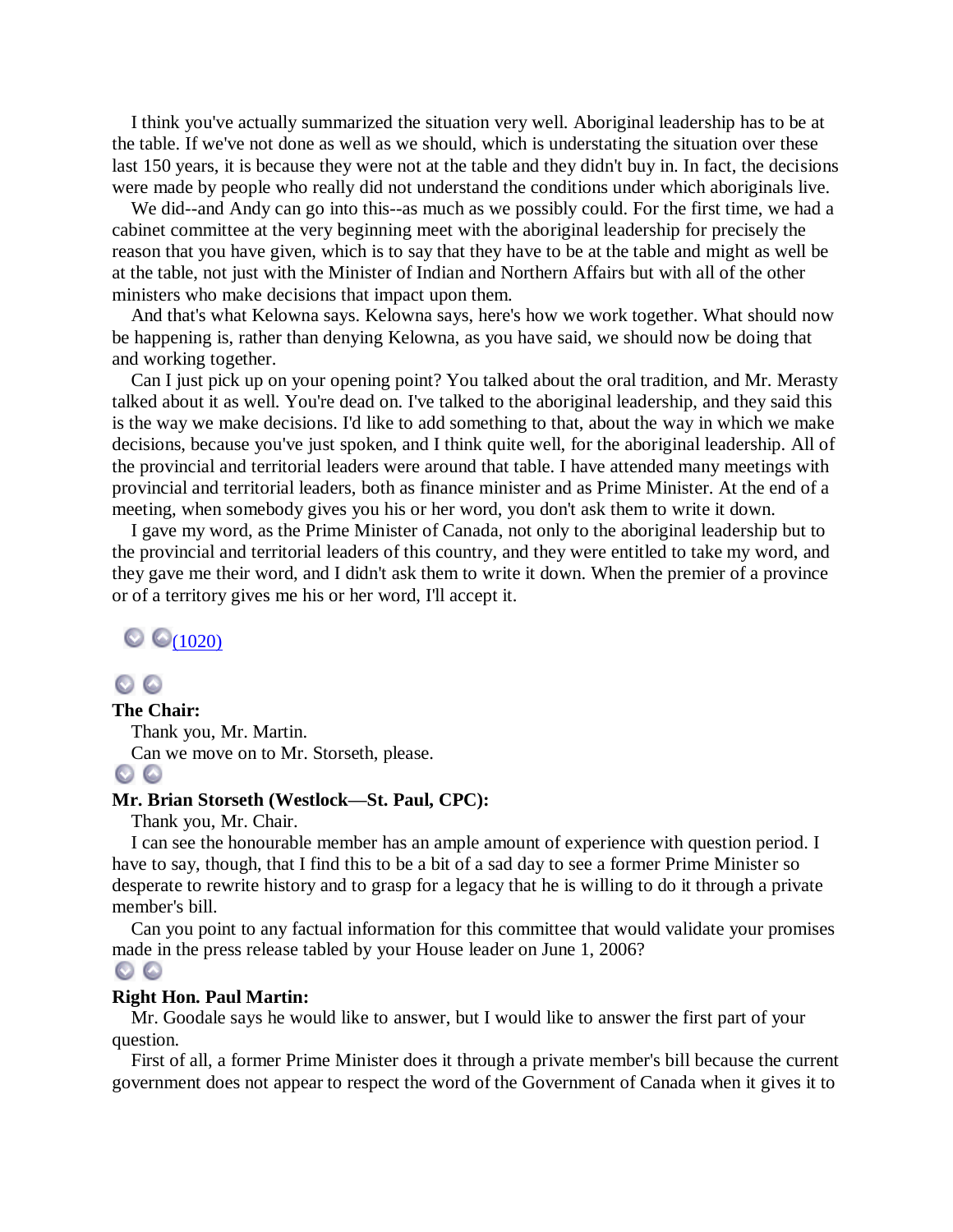I think you've actually summarized the situation very well. Aboriginal leadership has to be at the table. If we've not done as well as we should, which is understating the situation over these last 150 years, it is because they were not at the table and they didn't buy in. In fact, the decisions were made by people who really did not understand the conditions under which aboriginals live.

We did--and Andy can go into this--as much as we possibly could. For the first time, we had a cabinet committee at the very beginning meet with the aboriginal leadership for precisely the reason that you have given, which is to say that they have to be at the table and might as well be at the table, not just with the Minister of Indian and Northern Affairs but with all of the other ministers who make decisions that impact upon them.

And that's what Kelowna says. Kelowna says, here's how we work together. What should now be happening is, rather than denying Kelowna, as you have said, we should now be doing that and working together.

Can I just pick up on your opening point? You talked about the oral tradition, and Mr. Merasty talked about it as well. You're dead on. I've talked to the aboriginal leadership, and they said this is the way we make decisions. I'd like to add something to that, about the way in which we make decisions, because you've just spoken, and I think quite well, for the aboriginal leadership. All of the provincial and territorial leaders were around that table. I have attended many meetings with provincial and territorial leaders, both as finance minister and as Prime Minister. At the end of a meeting, when somebody gives you his or her word, you don't ask them to write it down.

I gave my word, as the Prime Minister of Canada, not only to the aboriginal leadership but to the provincial and territorial leaders of this country, and they were entitled to take my word, and they gave me their word, and I didn't ask them to write it down. When the premier of a province or of a territory gives me his or her word, I'll accept it.

(1020)

**The Chair:**

Thank you, Mr. Martin.

Can we move on to Mr. Storseth, please.

**Mr. Brian Storseth (Westlock—St. Paul, CPC):**

Thank you, Mr. Chair.

I can see the honourable member has an ample amount of experience with question period. I have to say, though, that I find this to be a bit of a sad day to see a former Prime Minister so desperate to rewrite history and to grasp for a legacy that he is willing to do it through a private member's bill.

Can you point to any factual information for this committee that would validate your promises made in the press release tabled by your House leader on June 1, 2006?

**Right Hon. Paul Martin:**

Mr. Goodale says he would like to answer, but I would like to answer the first part of your question.

First of all, a former Prime Minister does it through a private member's bill because the current government does not appear to respect the word of the Government of Canada when it gives it to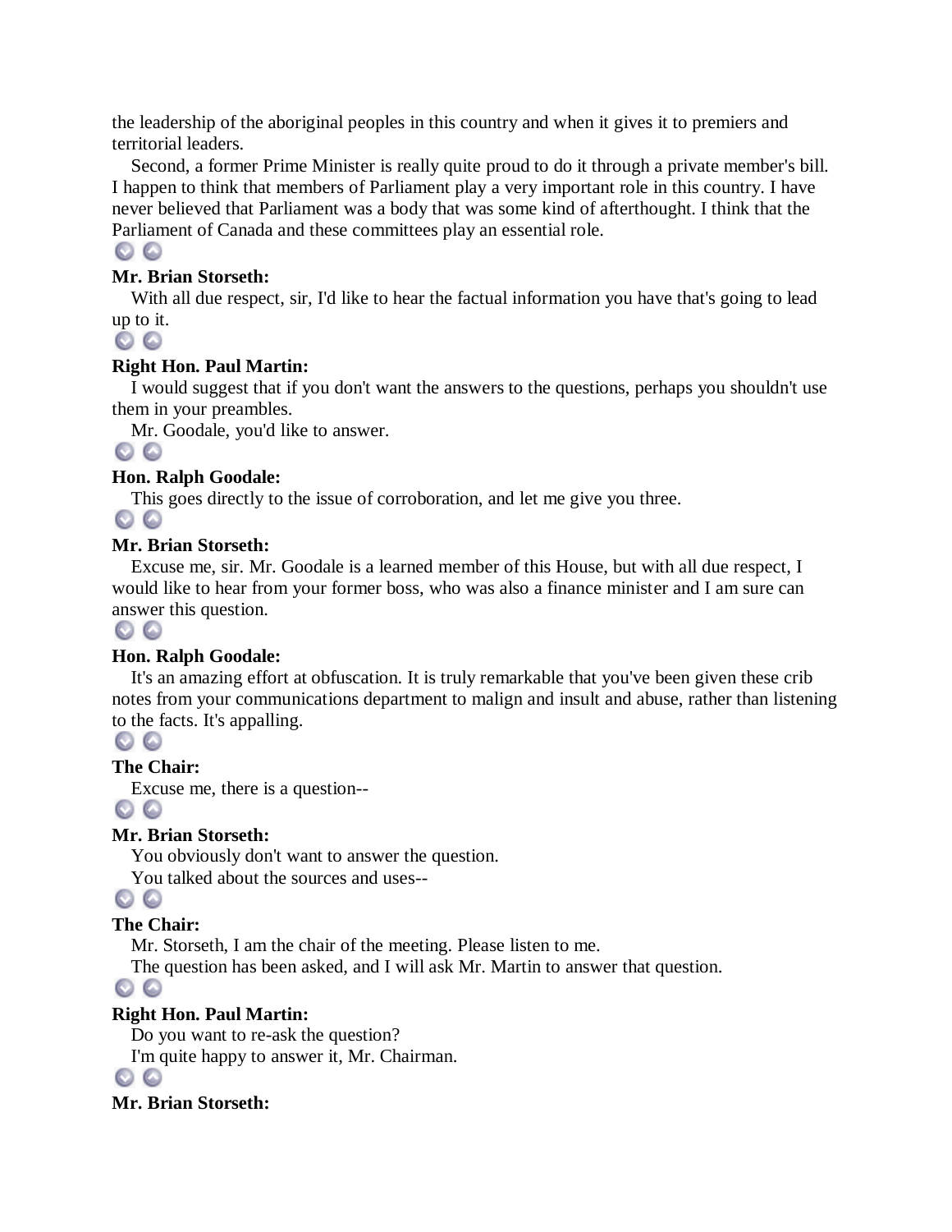the leadership of the aboriginal peoples in this country and when it gives it to premiers and territorial leaders.

Second, a former Prime Minister is really quite proud to do it through a private member's bill. I happen to think that members of Parliament play a very important role in this country. I have never believed that Parliament was a body that was some kind of afterthought. I think that the Parliament of Canada and these committees play an essential role.

**Mr. Brian Storseth:**

With all due respect, sir, I'd like to hear the factual information you have that's going to lead up to it.

**Right Hon. Paul Martin:**

I would suggest that if you don't want the answers to the questions, perhaps you shouldn't use them in your preambles.

Mr. Goodale, you'd like to answer.

**Hon. Ralph Goodale:**

This goes directly to the issue of corroboration, and let me give you three.

**Mr. Brian Storseth:**

Excuse me, sir. Mr. Goodale is a learned member of this House, but with all due respect, I would like to hear from your former boss, who was also a finance minister and I am sure can answer this question.

**Hon. Ralph Goodale:**

It's an amazing effort at obfuscation. It is truly remarkable that you've been given these crib notes from your communications department to malign and insult and abuse, rather than listening to the facts. It's appalling.

**The Chair:**

Excuse me, there is a question--

**Mr. Brian Storseth:**

You obviously don't want to answer the question.

You talked about the sources and uses--

**The Chair:**

Mr. Storseth, I am the chair of the meeting. Please listen to me.

The question has been asked, and I will ask Mr. Martin to answer that question.

**Right Hon. Paul Martin:**

Do you want to re-ask the question?

I'm quite happy to answer it, Mr. Chairman.

**Mr. Brian Storseth:**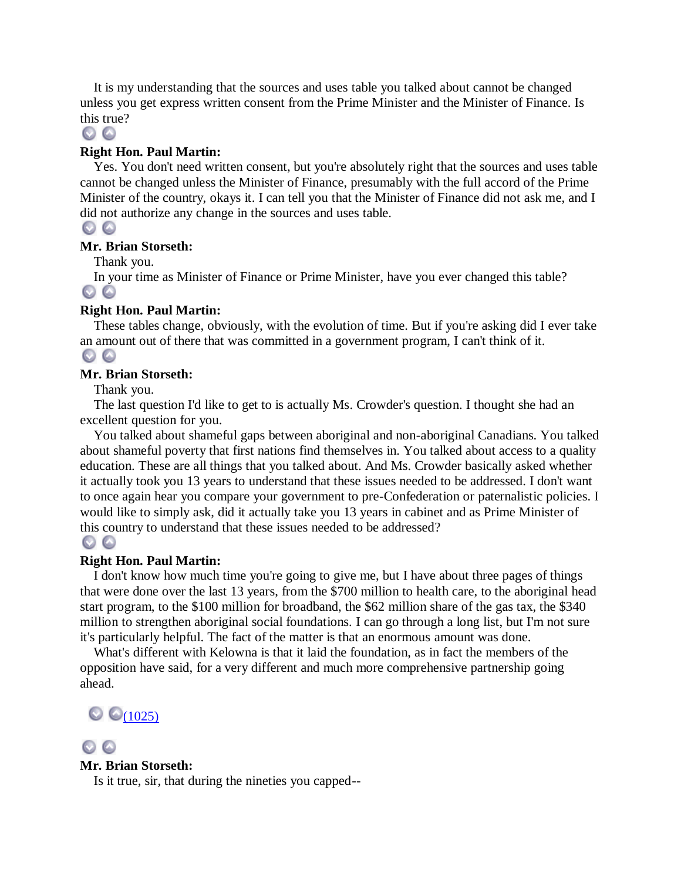It is my understanding that the sources and uses table you talked about cannot be changed unless you get express written consent from the Prime Minister and the Minister of Finance. Is this true?

**Right Hon. Paul Martin:**

Yes. You don't need written consent, but you're absolutely right that the sources and uses table cannot be changed unless the Minister of Finance, presumably with the full accord of the Prime Minister of the country, okays it. I can tell you that the Minister of Finance did not ask me, and I did not authorize any change in the sources and uses table.

**Mr. Brian Storseth:**

Thank you.

In your time as Minister of Finance or Prime Minister, have you ever changed this table?

**Right Hon. Paul Martin:**

These tables change, obviously, with the evolution of time. But if you're asking did I ever take an amount out of there that was committed in a government program, I can't think of it.

**Mr. Brian Storseth:**

Thank you.

The last question I'd like to get to is actually Ms. Crowder's question. I thought she had an excellent question for you.

You talked about shameful gaps between aboriginal and non-aboriginal Canadians. You talked about shameful poverty that first nations find themselves in. You talked about access to a quality education. These are all things that you talked about. And Ms. Crowder basically asked whether it actually took you 13 years to understand that these issues needed to be addressed. I don't want to once again hear you compare your government to pre-Confederation or paternalistic policies. I would like to simply ask, did it actually take you 13 years in cabinet and as Prime Minister of this country to understand that these issues needed to be addressed?

**Right Hon. Paul Martin:**

I don't know how much time you're going to give me, but I have about three pages of things that were done over the last 13 years, from the $700 million to health care, to the aboriginal head start program, to the $100 million for broadband, the $62 million share of the gas tax, the $340 million to strengthen aboriginal social foundations. I can go through a long list, but I'm not sure it's particularly helpful. The fact of the matter is that an enormous amount was done.

What's different with Kelowna is that it laid the foundation, as in fact the members of the opposition have said, for a very different and much more comprehensive partnership going ahead.

(1025)

**Mr. Brian Storseth:**

Is it true, sir, that during the nineties you capped--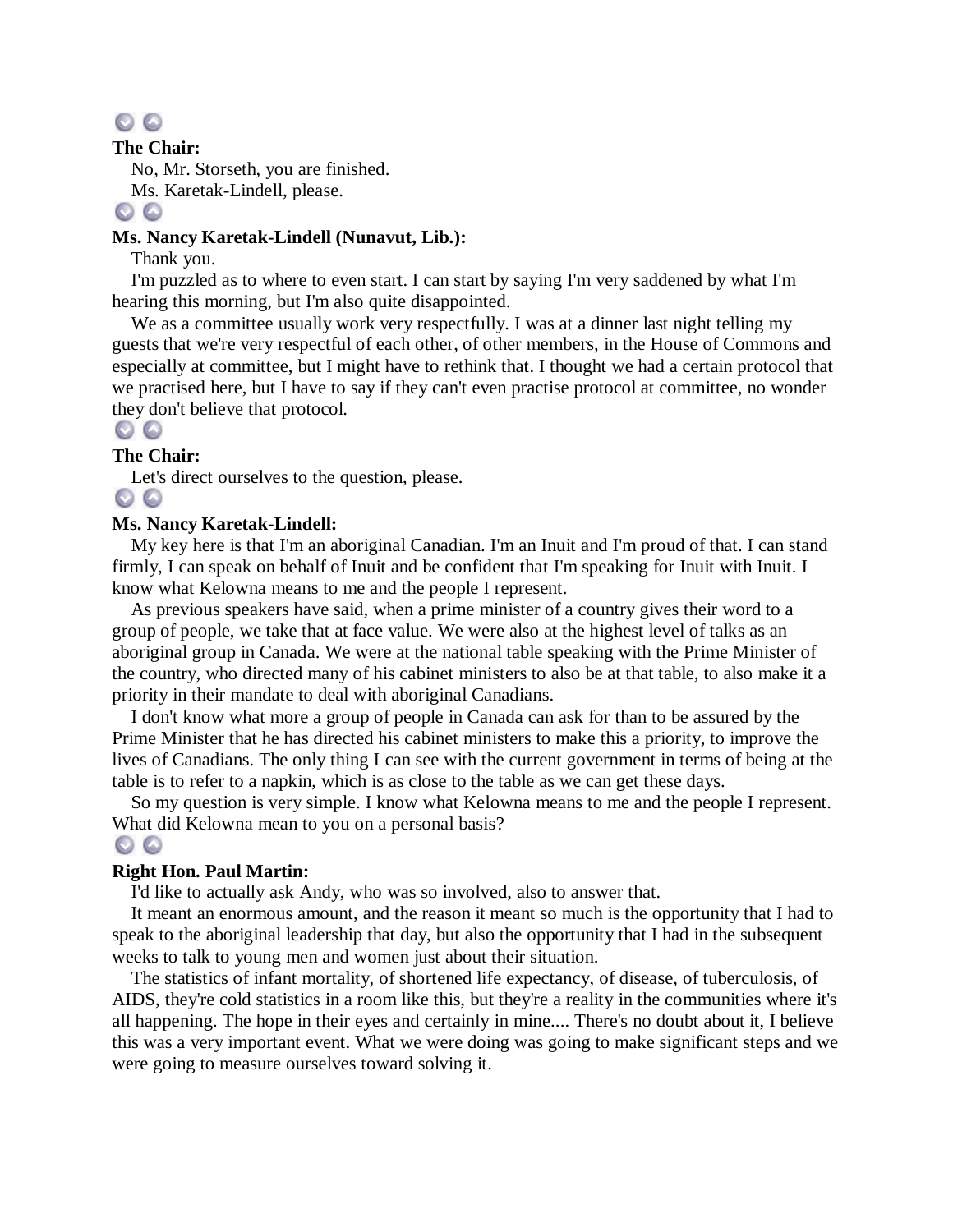**The Chair:**

No, Mr. Storseth, you are finished.

Ms. Karetak-Lindell, please.

**Ms. Nancy Karetak-Lindell (Nunavut, Lib.):**

Thank you.

I'm puzzled as to where to even start. I can start by saying I'm very saddened by what I'm hearing this morning, but I'm also quite disappointed.

We as a committee usually work very respectfully. I was at a dinner last night telling my guests that we're very respectful of each other, of other members, in the House of Commons and especially at committee, but I might have to rethink that. I thought we had a certain protocol that we practised here, but I have to say if they can't even practise protocol at committee, no wonder they don't believe that protocol.

**The Chair:**

Let's direct ourselves to the question, please.

**Ms. Nancy Karetak-Lindell:**

My key here is that I'm an aboriginal Canadian. I'm an Inuit and I'm proud of that. I can stand firmly, I can speak on behalf of Inuit and be confident that I'm speaking for Inuit with Inuit. I know what Kelowna means to me and the people I represent.

As previous speakers have said, when a prime minister of a country gives their word to a group of people, we take that at face value. We were also at the highest level of talks as an aboriginal group in Canada. We were at the national table speaking with the Prime Minister of the country, who directed many of his cabinet ministers to also be at that table, to also make it a priority in their mandate to deal with aboriginal Canadians.

I don't know what more a group of people in Canada can ask for than to be assured by the Prime Minister that he has directed his cabinet ministers to make this a priority, to improve the lives of Canadians. The only thing I can see with the current government in terms of being at the table is to refer to a napkin, which is as close to the table as we can get these days.

So my question is very simple. I know what Kelowna means to me and the people I represent. What did Kelowna mean to you on a personal basis?

**Right Hon. Paul Martin:**

I'd like to actually ask Andy, who was so involved, also to answer that.

It meant an enormous amount, and the reason it meant so much is the opportunity that I had to speak to the aboriginal leadership that day, but also the opportunity that I had in the subsequent weeks to talk to young men and women just about their situation.

The statistics of infant mortality, of shortened life expectancy, of disease, of tuberculosis, of AIDS, they're cold statistics in a room like this, but they're a reality in the communities where it's all happening. The hope in their eyes and certainly in mine.... There's no doubt about it, I believe this was a very important event. What we were doing was going to make significant steps and we were going to measure ourselves toward solving it.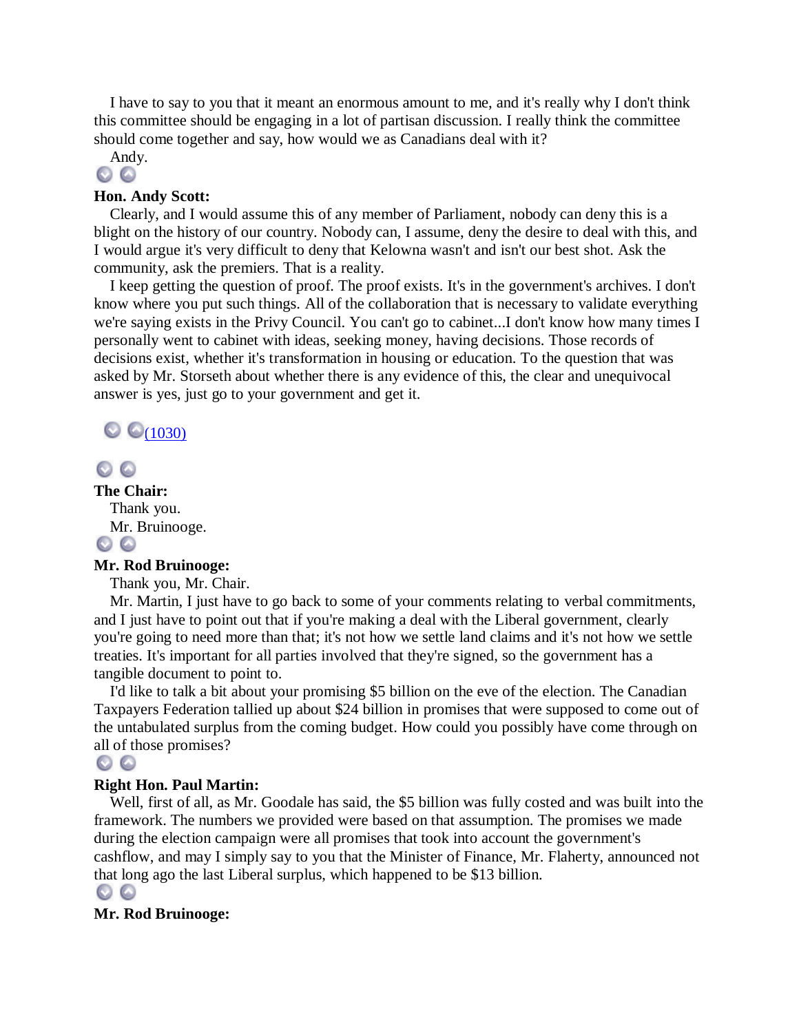I have to say to you that it meant an enormous amount to me, and it's really why I don't think this committee should be engaging in a lot of partisan discussion. I really think the committee should come together and say, how would we as Canadians deal with it?

Andy.

**Hon. Andy Scott:**

Clearly, and I would assume this of any member of Parliament, nobody can deny this is a blight on the history of our country. Nobody can, I assume, deny the desire to deal with this, and I would argue it's very difficult to deny that Kelowna wasn't and isn't our best shot. Ask the community, ask the premiers. That is a reality.

I keep getting the question of proof. The proof exists. It's in the government's archives. I don't know where you put such things. All of the collaboration that is necessary to validate everything we're saying exists in the Privy Council. You can't go to cabinet...I don't know how many times I personally went to cabinet with ideas, seeking money, having decisions. Those records of decisions exist, whether it's transformation in housing or education. To the question that was asked by Mr. Storseth about whether there is any evidence of this, the clear and unequivocal answer is yes, just go to your government and get it.

(1030)

**The Chair:**

Thank you.

Mr. Bruinooge.

**Mr. Rod Bruinooge:**

Thank you, Mr. Chair.

Mr. Martin, I just have to go back to some of your comments relating to verbal commitments, and I just have to point out that if you're making a deal with the Liberal government, clearly you're going to need more than that; it's not how we settle land claims and it's not how we settle treaties. It's important for all parties involved that they're signed, so the government has a tangible document to point to.

I'd like to talk a bit about your promising $5 billion on the eve of the election. The Canadian Taxpayers Federation tallied up about $24 billion in promises that were supposed to come out of the untabulated surplus from the coming budget. How could you possibly have come through on all of those promises?

**Right Hon. Paul Martin:**

Well, first of all, as Mr. Goodale has said, the $5 billion was fully costed and was built into the framework. The numbers we provided were based on that assumption. The promises we made during the election campaign were all promises that took into account the government's cashflow, and may I simply say to you that the Minister of Finance, Mr. Flaherty, announced not that long ago the last Liberal surplus, which happened to be $13 billion.

**Mr. Rod Bruinooge:**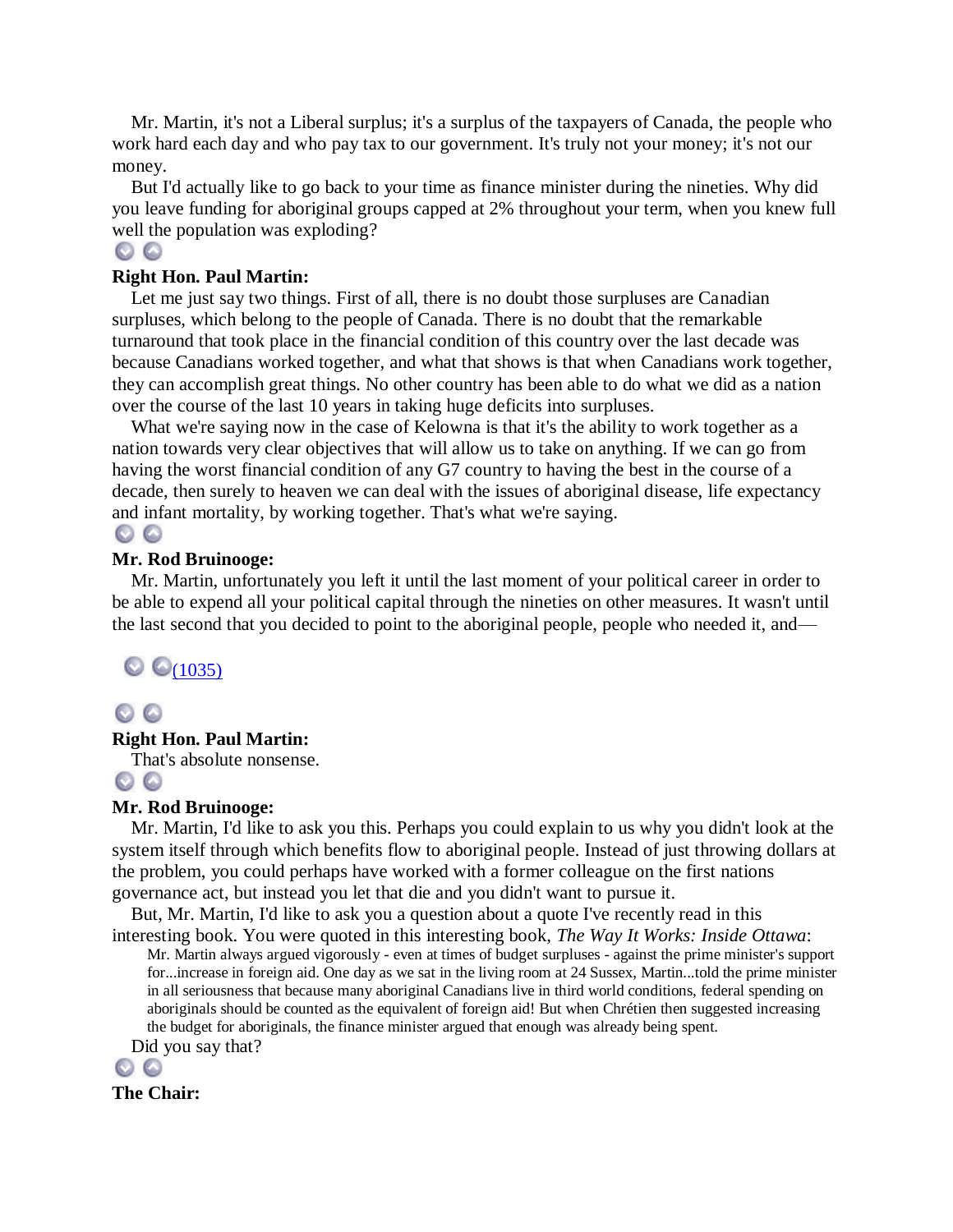Mr. Martin, it's not a Liberal surplus; it's a surplus of the taxpayers of Canada, the people who work hard each day and who pay tax to our government. It's truly not your money; it's not our money.

But I'd actually like to go back to your time as finance minister during the nineties. Why did you leave funding for aboriginal groups capped at 2% throughout your term, when you knew full well the population was exploding?

**Right Hon. Paul Martin:**

Let me just say two things. First of all, there is no doubt those surpluses are Canadian surpluses, which belong to the people of Canada. There is no doubt that the remarkable turnaround that took place in the financial condition of this country over the last decade was because Canadians worked together, and what that shows is that when Canadians work together, they can accomplish great things. No other country has been able to do what we did as a nation over the course of the last 10 years in taking huge deficits into surpluses.

What we're saying now in the case of Kelowna is that it's the ability to work together as a nation towards very clear objectives that will allow us to take on anything. If we can go from having the worst financial condition of any G7 country to having the best in the course of a decade, then surely to heaven we can deal with the issues of aboriginal disease, life expectancy and infant mortality, by working together. That's what we're saying.

**Mr. Rod Bruinooge:**

Mr. Martin, unfortunately you left it until the last moment of your political career in order to be able to expend all your political capital through the nineties on other measures. It wasn't until the last second that you decided to point to the aboriginal people, people who needed it, and—

(1035)

**Right Hon. Paul Martin:**

That's absolute nonsense.

**Mr. Rod Bruinooge:**

Mr. Martin, I'd like to ask you this. Perhaps you could explain to us why you didn't look at the system itself through which benefits flow to aboriginal people. Instead of just throwing dollars at the problem, you could perhaps have worked with a former colleague on the first nations governance act, but instead you let that die and you didn't want to pursue it.

But, Mr. Martin, I'd like to ask you a question about a quote I've recently read in this interesting book. You were quoted in this interesting book, *The Way It Works: Inside Ottawa*:

> Mr. Martin always argued vigorously - even at times of budget surpluses - against the prime minister's support for...increase in foreign aid. One day as we sat in the living room at 24 Sussex, Martin...told the prime minister in all seriousness that because many aboriginal Canadians live in third world conditions, federal spending on aboriginals should be counted as the equivalent of foreign aid! But when Chrétien then suggested increasing the budget for aboriginals, the finance minister argued that enough was already being spent.

Did you say that?

**The Chair:**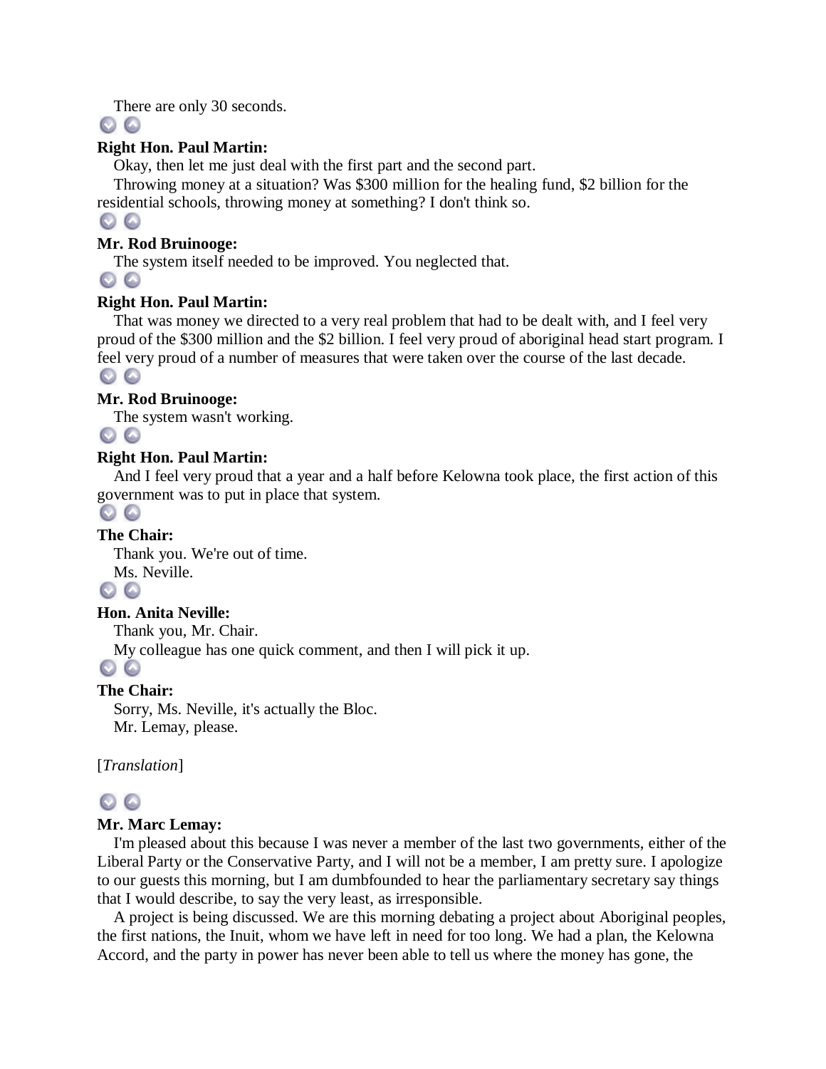There are only 30 seconds.

**Right Hon. Paul Martin:**

Okay, then let me just deal with the first part and the second part.

Throwing money at a situation? Was $300 million for the healing fund, $2 billion for the residential schools, throwing money at something? I don't think so.

**Mr. Rod Bruinooge:**

The system itself needed to be improved. You neglected that.

**Right Hon. Paul Martin:**

That was money we directed to a very real problem that had to be dealt with, and I feel very proud of the $300 million and the $2 billion. I feel very proud of aboriginal head start program. I feel very proud of a number of measures that were taken over the course of the last decade.

**Mr. Rod Bruinooge:**

The system wasn't working.

**Right Hon. Paul Martin:**

And I feel very proud that a year and a half before Kelowna took place, the first action of this government was to put in place that system.

**The Chair:**

Thank you. We're out of time.

Ms. Neville.

**Hon. Anita Neville:**

Thank you, Mr. Chair.

My colleague has one quick comment, and then I will pick it up.

**The Chair:**

Sorry, Ms. Neville, it's actually the Bloc.

Mr. Lemay, please.

[*Translation*]

**Mr. Marc Lemay:**

I'm pleased about this because I was never a member of the last two governments, either of the Liberal Party or the Conservative Party, and I will not be a member, I am pretty sure. I apologize to our guests this morning, but I am dumbfounded to hear the parliamentary secretary say things that I would describe, to say the very least, as irresponsible.

A project is being discussed. We are this morning debating a project about Aboriginal peoples, the first nations, the Inuit, whom we have left in need for too long. We had a plan, the Kelowna Accord, and the party in power has never been able to tell us where the money has gone, the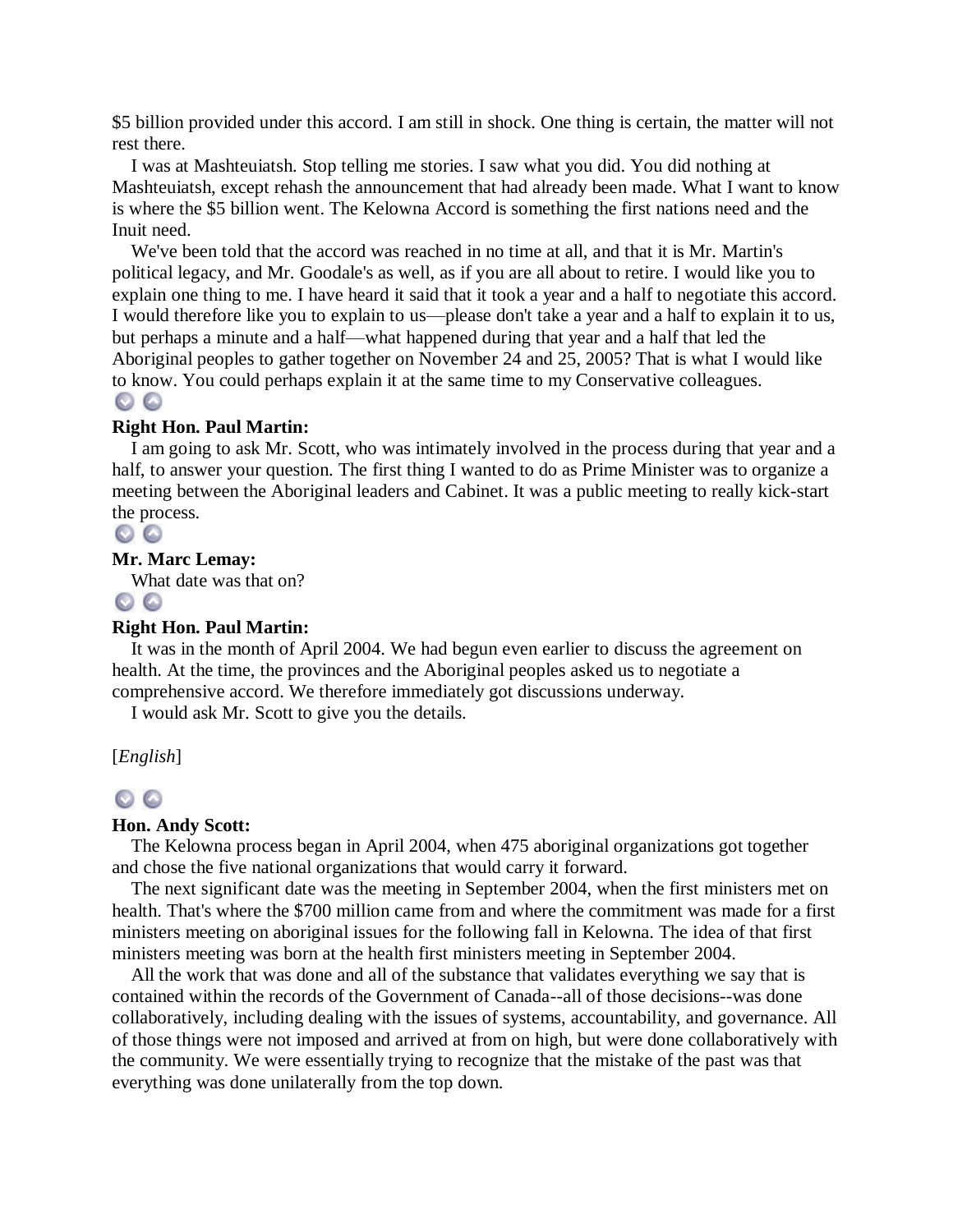$5 billion provided under this accord. I am still in shock. One thing is certain, the matter will not rest there.

I was at Mashteuiatsh. Stop telling me stories. I saw what you did. You did nothing at Mashteuiatsh, except rehash the announcement that had already been made. What I want to know is where the $5 billion went. The Kelowna Accord is something the first nations need and the Inuit need.

We've been told that the accord was reached in no time at all, and that it is Mr. Martin's political legacy, and Mr. Goodale's as well, as if you are all about to retire. I would like you to explain one thing to me. I have heard it said that it took a year and a half to negotiate this accord. I would therefore like you to explain to us—please don't take a year and a half to explain it to us, but perhaps a minute and a half—what happened during that year and a half that led the Aboriginal peoples to gather together on November 24 and 25, 2005? That is what I would like to know. You could perhaps explain it at the same time to my Conservative colleagues.

**Right Hon. Paul Martin:**

I am going to ask Mr. Scott, who was intimately involved in the process during that year and a half, to answer your question. The first thing I wanted to do as Prime Minister was to organize a meeting between the Aboriginal leaders and Cabinet. It was a public meeting to really kick-start the process.

**Mr. Marc Lemay:**

What date was that on?

**Right Hon. Paul Martin:**

It was in the month of April 2004. We had begun even earlier to discuss the agreement on health. At the time, the provinces and the Aboriginal peoples asked us to negotiate a comprehensive accord. We therefore immediately got discussions underway.

I would ask Mr. Scott to give you the details.

[*English*]

**Hon. Andy Scott:**

The Kelowna process began in April 2004, when 475 aboriginal organizations got together and chose the five national organizations that would carry it forward.

The next significant date was the meeting in September 2004, when the first ministers met on health. That's where the $700 million came from and where the commitment was made for a first ministers meeting on aboriginal issues for the following fall in Kelowna. The idea of that first ministers meeting was born at the health first ministers meeting in September 2004.

All the work that was done and all of the substance that validates everything we say that is contained within the records of the Government of Canada--all of those decisions--was done collaboratively, including dealing with the issues of systems, accountability, and governance. All of those things were not imposed and arrived at from on high, but were done collaboratively with the community. We were essentially trying to recognize that the mistake of the past was that everything was done unilaterally from the top down.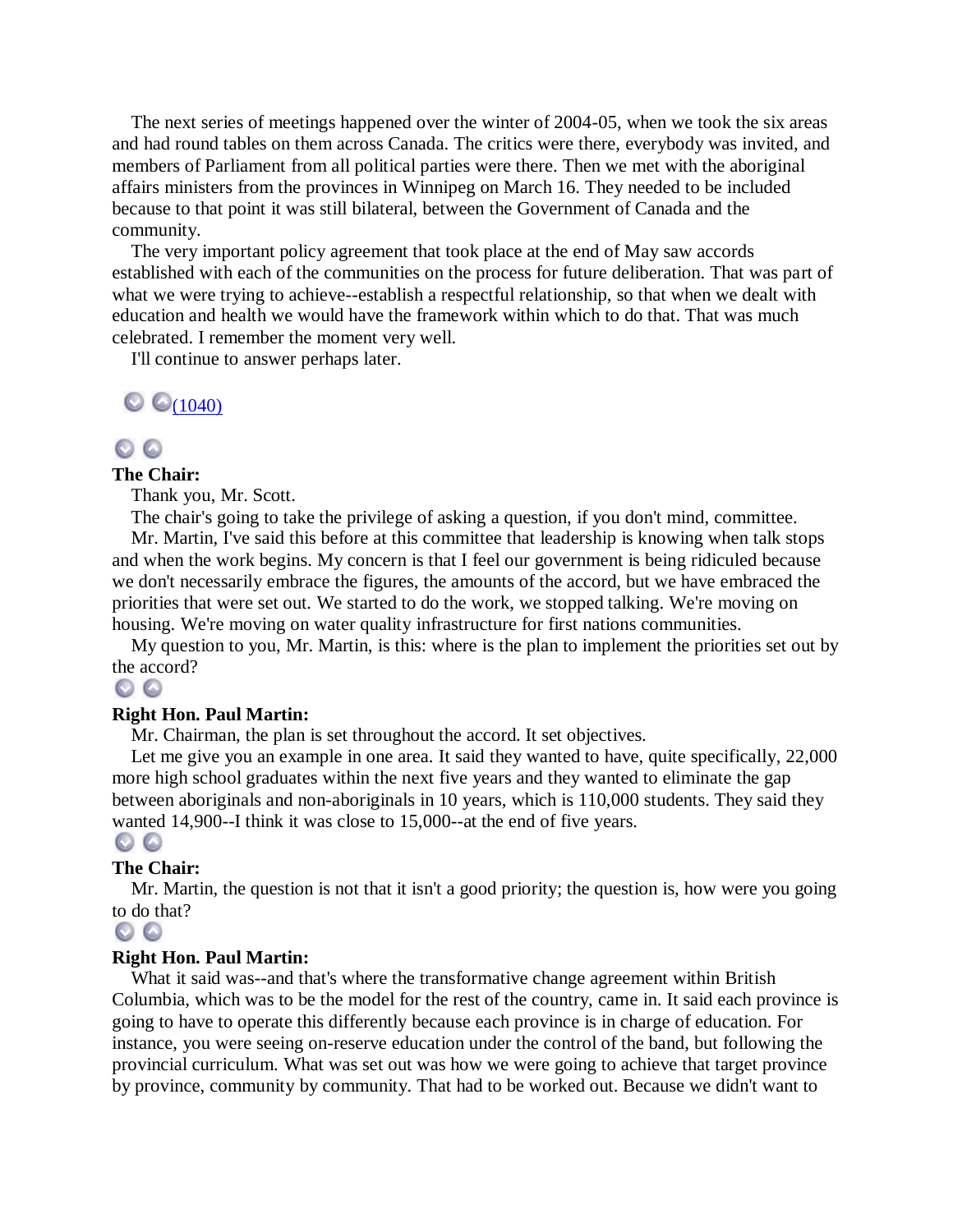The next series of meetings happened over the winter of 2004-05, when we took the six areas and had round tables on them across Canada. The critics were there, everybody was invited, and members of Parliament from all political parties were there. Then we met with the aboriginal affairs ministers from the provinces in Winnipeg on March 16. They needed to be included because to that point it was still bilateral, between the Government of Canada and the community.

The very important policy agreement that took place at the end of May saw accords established with each of the communities on the process for future deliberation. That was part of what we were trying to achieve--establish a respectful relationship, so that when we dealt with education and health we would have the framework within which to do that. That was much celebrated. I remember the moment very well.

I'll continue to answer perhaps later.

(1040)

**The Chair:**

Thank you, Mr. Scott.

The chair's going to take the privilege of asking a question, if you don't mind, committee.

Mr. Martin, I've said this before at this committee that leadership is knowing when talk stops and when the work begins. My concern is that I feel our government is being ridiculed because we don't necessarily embrace the figures, the amounts of the accord, but we have embraced the priorities that were set out. We started to do the work, we stopped talking. We're moving on housing. We're moving on water quality infrastructure for first nations communities.

My question to you, Mr. Martin, is this: where is the plan to implement the priorities set out by the accord?

**Right Hon. Paul Martin:**

Mr. Chairman, the plan is set throughout the accord. It set objectives.

Let me give you an example in one area. It said they wanted to have, quite specifically, 22,000 more high school graduates within the next five years and they wanted to eliminate the gap between aboriginals and non-aboriginals in 10 years, which is 110,000 students. They said they wanted 14,900--I think it was close to 15,000--at the end of five years.

**The Chair:**

Mr. Martin, the question is not that it isn't a good priority; the question is, how were you going to do that?

**Right Hon. Paul Martin:**

What it said was--and that's where the transformative change agreement within British Columbia, which was to be the model for the rest of the country, came in. It said each province is going to have to operate this differently because each province is in charge of education. For instance, you were seeing on-reserve education under the control of the band, but following the provincial curriculum. What was set out was how we were going to achieve that target province by province, community by community. That had to be worked out. Because we didn't want to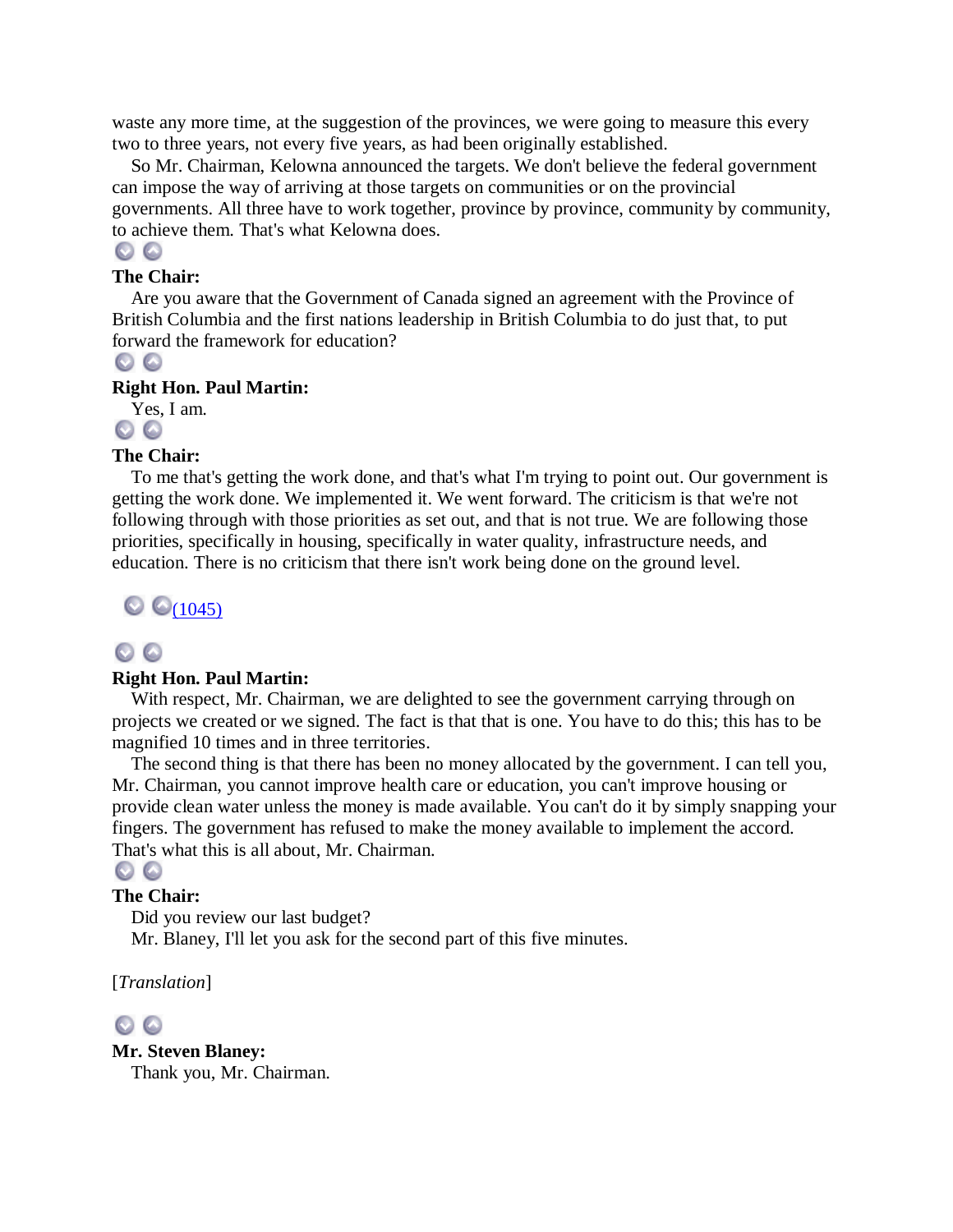waste any more time, at the suggestion of the provinces, we were going to measure this every two to three years, not every five years, as had been originally established.

So Mr. Chairman, Kelowna announced the targets. We don't believe the federal government can impose the way of arriving at those targets on communities or on the provincial governments. All three have to work together, province by province, community by community, to achieve them. That's what Kelowna does.

**The Chair:**

Are you aware that the Government of Canada signed an agreement with the Province of British Columbia and the first nations leadership in British Columbia to do just that, to put forward the framework for education?

**Right Hon. Paul Martin:**

Yes, I am.

**The Chair:**

To me that's getting the work done, and that's what I'm trying to point out. Our government is getting the work done. We implemented it. We went forward. The criticism is that we're not following through with those priorities as set out, and that is not true. We are following those priorities, specifically in housing, specifically in water quality, infrastructure needs, and education. There is no criticism that there isn't work being done on the ground level.

(1045)

**Right Hon. Paul Martin:**

With respect, Mr. Chairman, we are delighted to see the government carrying through on projects we created or we signed. The fact is that that is one. You have to do this; this has to be magnified 10 times and in three territories.

The second thing is that there has been no money allocated by the government. I can tell you, Mr. Chairman, you cannot improve health care or education, you can't improve housing or provide clean water unless the money is made available. You can't do it by simply snapping your fingers. The government has refused to make the money available to implement the accord. That's what this is all about, Mr. Chairman.

**The Chair:**

Did you review our last budget?

Mr. Blaney, I'll let you ask for the second part of this five minutes.

[*Translation*]

**Mr. Steven Blaney:**

Thank you, Mr. Chairman.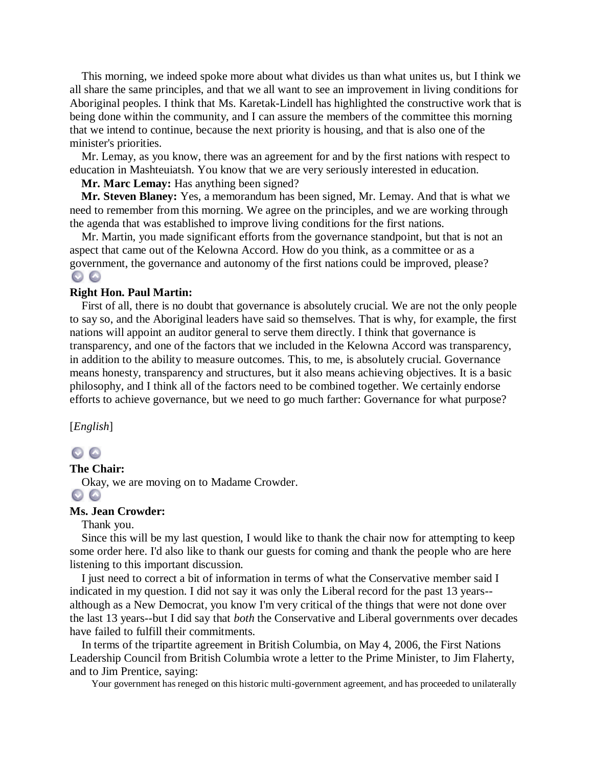This morning, we indeed spoke more about what divides us than what unites us, but I think we all share the same principles, and that we all want to see an improvement in living conditions for Aboriginal peoples. I think that Ms. Karetak-Lindell has highlighted the constructive work that is being done within the community, and I can assure the members of the committee this morning that we intend to continue, because the next priority is housing, and that is also one of the minister's priorities.

Mr. Lemay, as you know, there was an agreement for and by the first nations with respect to education in Mashteuiatsh. You know that we are very seriously interested in education.

**Mr. Marc Lemay:** Has anything been signed?

**Mr. Steven Blaney:** Yes, a memorandum has been signed, Mr. Lemay. And that is what we need to remember from this morning. We agree on the principles, and we are working through the agenda that was established to improve living conditions for the first nations.

Mr. Martin, you made significant efforts from the governance standpoint, but that is not an aspect that came out of the Kelowna Accord. How do you think, as a committee or as a government, the governance and autonomy of the first nations could be improved, please?

**Right Hon. Paul Martin:**

First of all, there is no doubt that governance is absolutely crucial. We are not the only people to say so, and the Aboriginal leaders have said so themselves. That is why, for example, the first nations will appoint an auditor general to serve them directly. I think that governance is transparency, and one of the factors that we included in the Kelowna Accord was transparency, in addition to the ability to measure outcomes. This, to me, is absolutely crucial. Governance means honesty, transparency and structures, but it also means achieving objectives. It is a basic philosophy, and I think all of the factors need to be combined together. We certainly endorse efforts to achieve governance, but we need to go much farther: Governance for what purpose?

[*English*]

**The Chair:**

Okay, we are moving on to Madame Crowder.

**Ms. Jean Crowder:**

Thank you.

Since this will be my last question, I would like to thank the chair now for attempting to keep some order here. I'd also like to thank our guests for coming and thank the people who are here listening to this important discussion.

I just need to correct a bit of information in terms of what the Conservative member said I indicated in my question. I did not say it was only the Liberal record for the past 13 years--although as a New Democrat, you know I'm very critical of the things that were not done over the last 13 years--but I did say that *both* the Conservative and Liberal governments over decades have failed to fulfill their commitments.

In terms of the tripartite agreement in British Columbia, on May 4, 2006, the First Nations Leadership Council from British Columbia wrote a letter to the Prime Minister, to Jim Flaherty, and to Jim Prentice, saying:

> Your government has reneged on this historic multi-government agreement, and has proceeded to unilaterally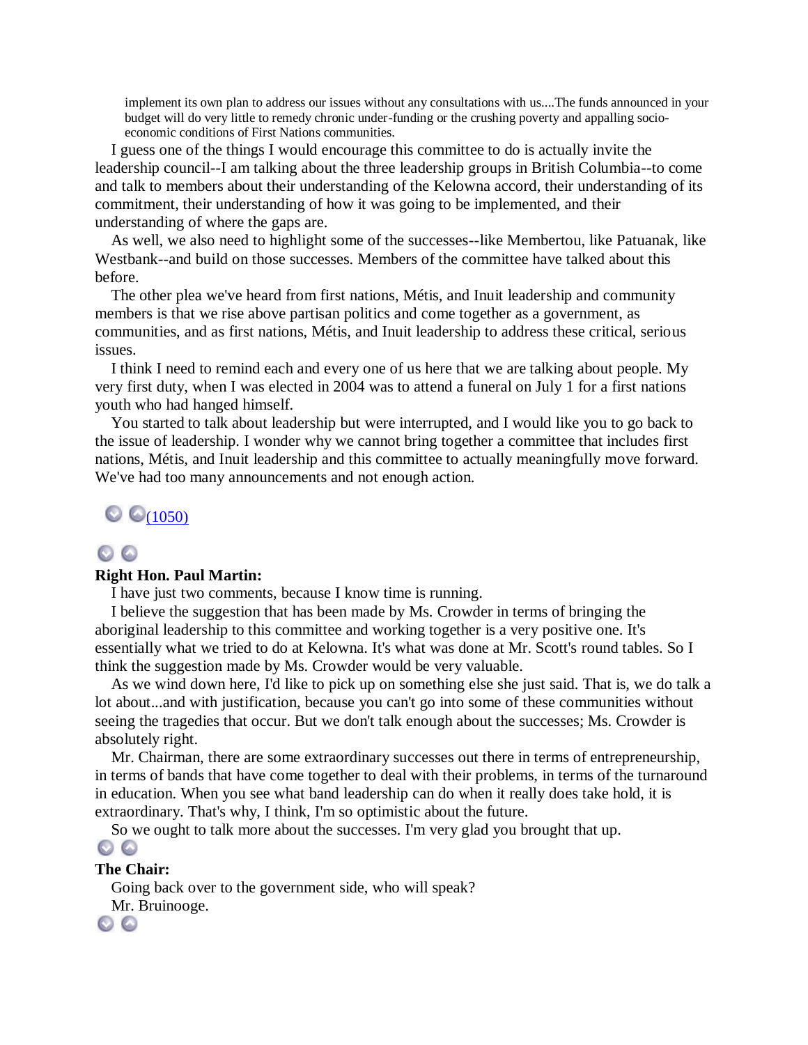> implement its own plan to address our issues without any consultations with us....The funds announced in your budget will do very little to remedy chronic under-funding or the crushing poverty and appalling socio-economic conditions of First Nations communities.

I guess one of the things I would encourage this committee to do is actually invite the leadership council--I am talking about the three leadership groups in British Columbia--to come and talk to members about their understanding of the Kelowna accord, their understanding of its commitment, their understanding of how it was going to be implemented, and their understanding of where the gaps are.

As well, we also need to highlight some of the successes--like Membertou, like Patuanak, like Westbank--and build on those successes. Members of the committee have talked about this before.

The other plea we've heard from first nations, Métis, and Inuit leadership and community members is that we rise above partisan politics and come together as a government, as communities, and as first nations, Métis, and Inuit leadership to address these critical, serious issues.

I think I need to remind each and every one of us here that we are talking about people. My very first duty, when I was elected in 2004 was to attend a funeral on July 1 for a first nations youth who had hanged himself.

You started to talk about leadership but were interrupted, and I would like you to go back to the issue of leadership. I wonder why we cannot bring together a committee that includes first nations, Métis, and Inuit leadership and this committee to actually meaningfully move forward. We've had too many announcements and not enough action.

(1050)

**Right Hon. Paul Martin:**

I have just two comments, because I know time is running.

I believe the suggestion that has been made by Ms. Crowder in terms of bringing the aboriginal leadership to this committee and working together is a very positive one. It's essentially what we tried to do at Kelowna. It's what was done at Mr. Scott's round tables. So I think the suggestion made by Ms. Crowder would be very valuable.

As we wind down here, I'd like to pick up on something else she just said. That is, we do talk a lot about...and with justification, because you can't go into some of these communities without seeing the tragedies that occur. But we don't talk enough about the successes; Ms. Crowder is absolutely right.

Mr. Chairman, there are some extraordinary successes out there in terms of entrepreneurship, in terms of bands that have come together to deal with their problems, in terms of the turnaround in education. When you see what band leadership can do when it really does take hold, it is extraordinary. That's why, I think, I'm so optimistic about the future.

So we ought to talk more about the successes. I'm very glad you brought that up.

**The Chair:**

Going back over to the government side, who will speak?

Mr. Bruinooge.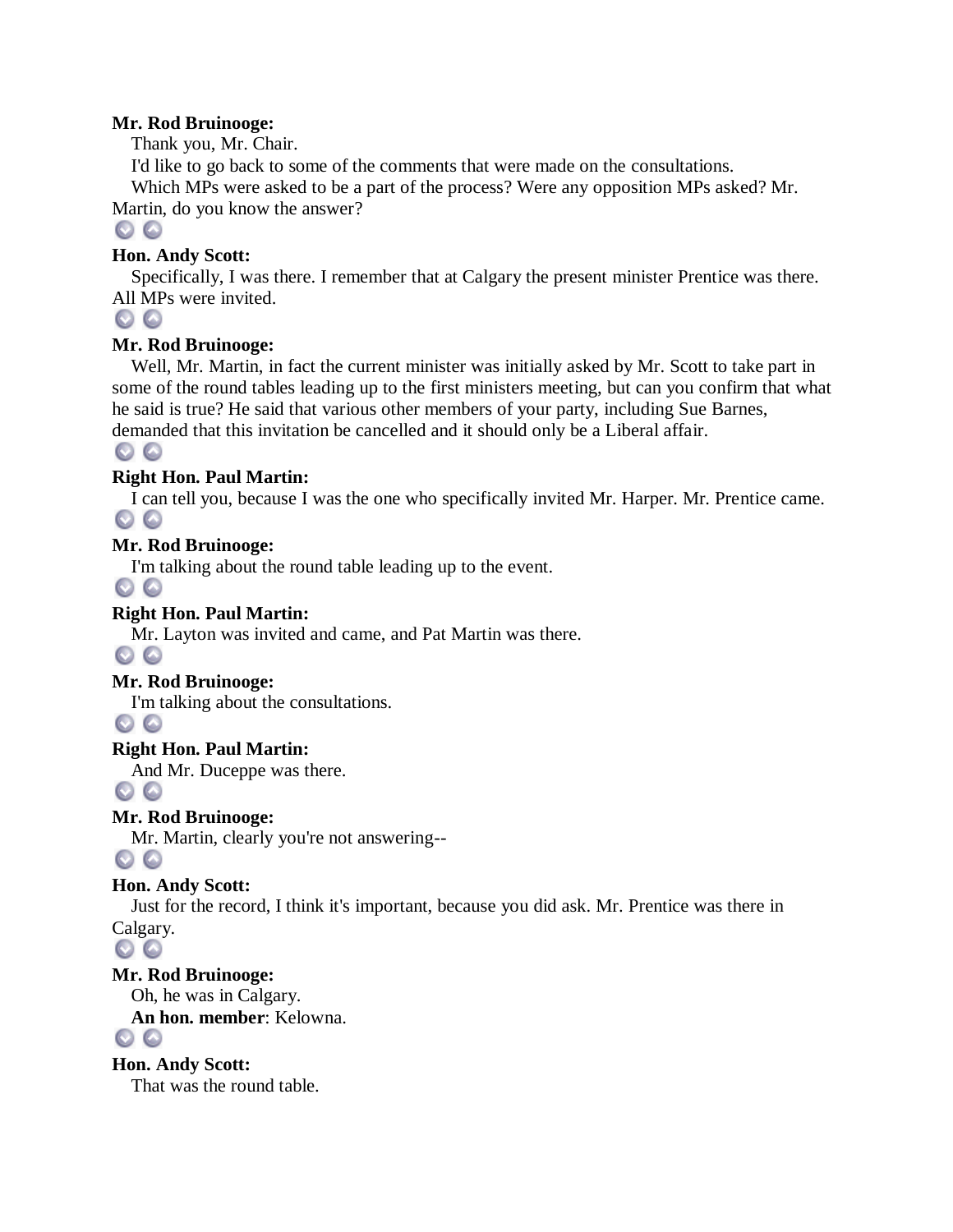**Mr. Rod Bruinooge:**

Thank you, Mr. Chair.

I'd like to go back to some of the comments that were made on the consultations.

Which MPs were asked to be a part of the process? Were any opposition MPs asked? Mr. Martin, do you know the answer?

**Hon. Andy Scott:**

Specifically, I was there. I remember that at Calgary the present minister Prentice was there. All MPs were invited.

**Mr. Rod Bruinooge:**

Well, Mr. Martin, in fact the current minister was initially asked by Mr. Scott to take part in some of the round tables leading up to the first ministers meeting, but can you confirm that what he said is true? He said that various other members of your party, including Sue Barnes, demanded that this invitation be cancelled and it should only be a Liberal affair.

**Right Hon. Paul Martin:**

I can tell you, because I was the one who specifically invited Mr. Harper. Mr. Prentice came.

**Mr. Rod Bruinooge:**

I'm talking about the round table leading up to the event.

**Right Hon. Paul Martin:**

Mr. Layton was invited and came, and Pat Martin was there.

**Mr. Rod Bruinooge:**

I'm talking about the consultations.

**Right Hon. Paul Martin:**

And Mr. Duceppe was there.

**Mr. Rod Bruinooge:**

Mr. Martin, clearly you're not answering--

**Hon. Andy Scott:**

Just for the record, I think it's important, because you did ask. Mr. Prentice was there in Calgary.

**Mr. Rod Bruinooge:**

Oh, he was in Calgary.

**An hon. member**: Kelowna.

**Hon. Andy Scott:**

That was the round table.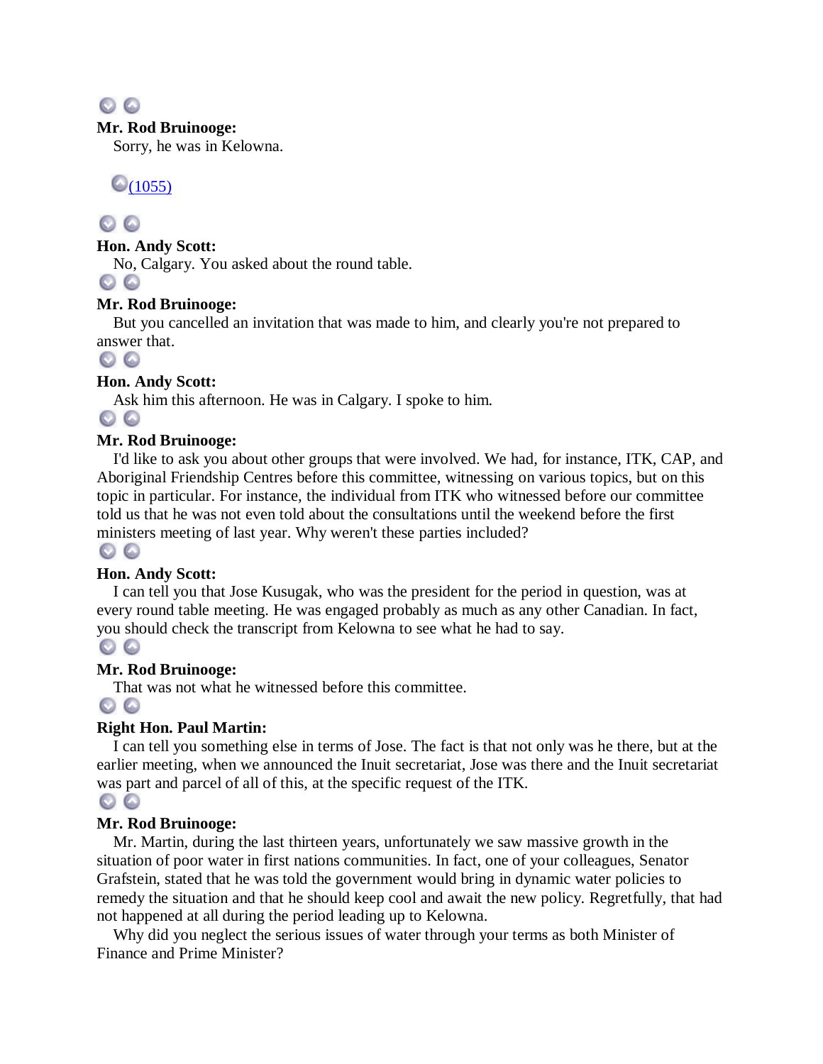**Mr. Rod Bruinooge:**

Sorry, he was in Kelowna.

(1055)

**Hon. Andy Scott:**

No, Calgary. You asked about the round table.

**Mr. Rod Bruinooge:**

But you cancelled an invitation that was made to him, and clearly you're not prepared to answer that.

**Hon. Andy Scott:**

Ask him this afternoon. He was in Calgary. I spoke to him.

**Mr. Rod Bruinooge:**

I'd like to ask you about other groups that were involved. We had, for instance, ITK, CAP, and Aboriginal Friendship Centres before this committee, witnessing on various topics, but on this topic in particular. For instance, the individual from ITK who witnessed before our committee told us that he was not even told about the consultations until the weekend before the first ministers meeting of last year. Why weren't these parties included?

**Hon. Andy Scott:**

I can tell you that Jose Kusugak, who was the president for the period in question, was at every round table meeting. He was engaged probably as much as any other Canadian. In fact, you should check the transcript from Kelowna to see what he had to say.

**Mr. Rod Bruinooge:**

That was not what he witnessed before this committee.

**Right Hon. Paul Martin:**

I can tell you something else in terms of Jose. The fact is that not only was he there, but at the earlier meeting, when we announced the Inuit secretariat, Jose was there and the Inuit secretariat was part and parcel of all of this, at the specific request of the ITK.

**Mr. Rod Bruinooge:**

Mr. Martin, during the last thirteen years, unfortunately we saw massive growth in the situation of poor water in first nations communities. In fact, one of your colleagues, Senator Grafstein, stated that he was told the government would bring in dynamic water policies to remedy the situation and that he should keep cool and await the new policy. Regretfully, that had not happened at all during the period leading up to Kelowna.

Why did you neglect the serious issues of water through your terms as both Minister of Finance and Prime Minister?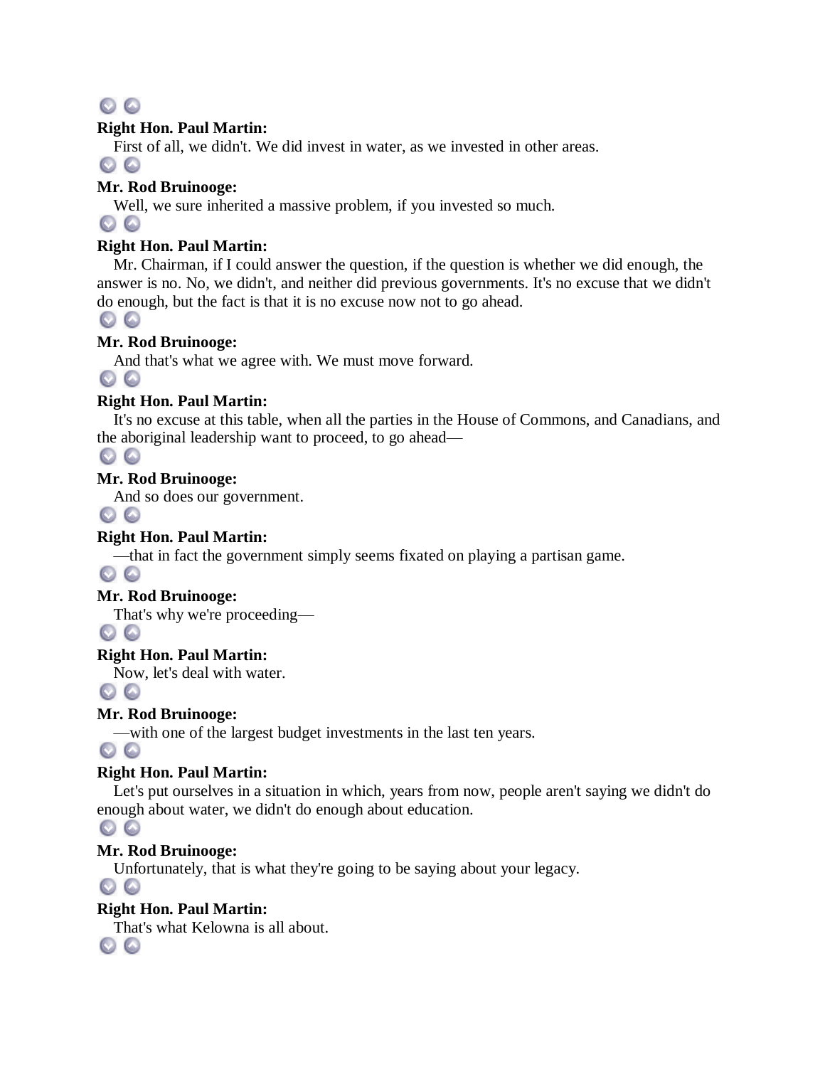**Right Hon. Paul Martin:**

First of all, we didn't. We did invest in water, as we invested in other areas.

**Mr. Rod Bruinooge:**

Well, we sure inherited a massive problem, if you invested so much.

**Right Hon. Paul Martin:**

Mr. Chairman, if I could answer the question, if the question is whether we did enough, the answer is no. No, we didn't, and neither did previous governments. It's no excuse that we didn't do enough, but the fact is that it is no excuse now not to go ahead.

**Mr. Rod Bruinooge:**

And that's what we agree with. We must move forward.

**Right Hon. Paul Martin:**

It's no excuse at this table, when all the parties in the House of Commons, and Canadians, and the aboriginal leadership want to proceed, to go ahead—

**Mr. Rod Bruinooge:**

And so does our government.

**Right Hon. Paul Martin:**

—that in fact the government simply seems fixated on playing a partisan game.

**Mr. Rod Bruinooge:**

That's why we're proceeding—

**Right Hon. Paul Martin:**

Now, let's deal with water.

**Mr. Rod Bruinooge:**

—with one of the largest budget investments in the last ten years.

**Right Hon. Paul Martin:**

Let's put ourselves in a situation in which, years from now, people aren't saying we didn't do enough about water, we didn't do enough about education.

**Mr. Rod Bruinooge:**

Unfortunately, that is what they're going to be saying about your legacy.

**Right Hon. Paul Martin:**

That's what Kelowna is all about.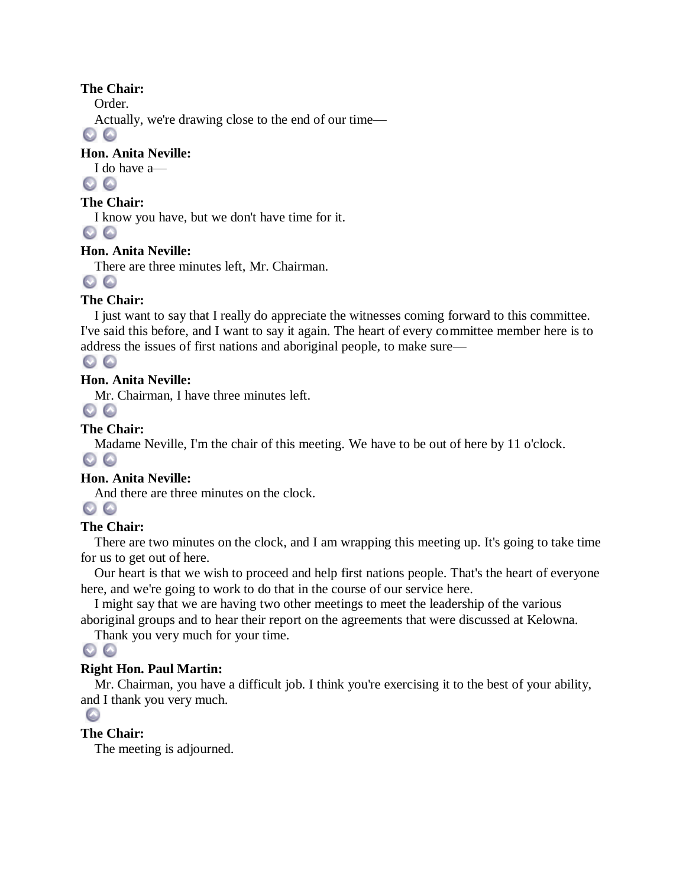**The Chair:**

Order.

Actually, we're drawing close to the end of our time—

**Hon. Anita Neville:**

I do have a—

**The Chair:**

I know you have, but we don't have time for it.

**Hon. Anita Neville:**

There are three minutes left, Mr. Chairman.

**The Chair:**

I just want to say that I really do appreciate the witnesses coming forward to this committee. I've said this before, and I want to say it again. The heart of every committee member here is to address the issues of first nations and aboriginal people, to make sure—

**Hon. Anita Neville:**

Mr. Chairman, I have three minutes left.

**The Chair:**

Madame Neville, I'm the chair of this meeting. We have to be out of here by 11 o'clock.

**Hon. Anita Neville:**

And there are three minutes on the clock.

**The Chair:**

There are two minutes on the clock, and I am wrapping this meeting up. It's going to take time for us to get out of here.

Our heart is that we wish to proceed and help first nations people. That's the heart of everyone here, and we're going to work to do that in the course of our service here.

I might say that we are having two other meetings to meet the leadership of the various aboriginal groups and to hear their report on the agreements that were discussed at Kelowna.

Thank you very much for your time.

**Right Hon. Paul Martin:**

Mr. Chairman, you have a difficult job. I think you're exercising it to the best of your ability, and I thank you very much.

**The Chair:**

The meeting is adjourned.